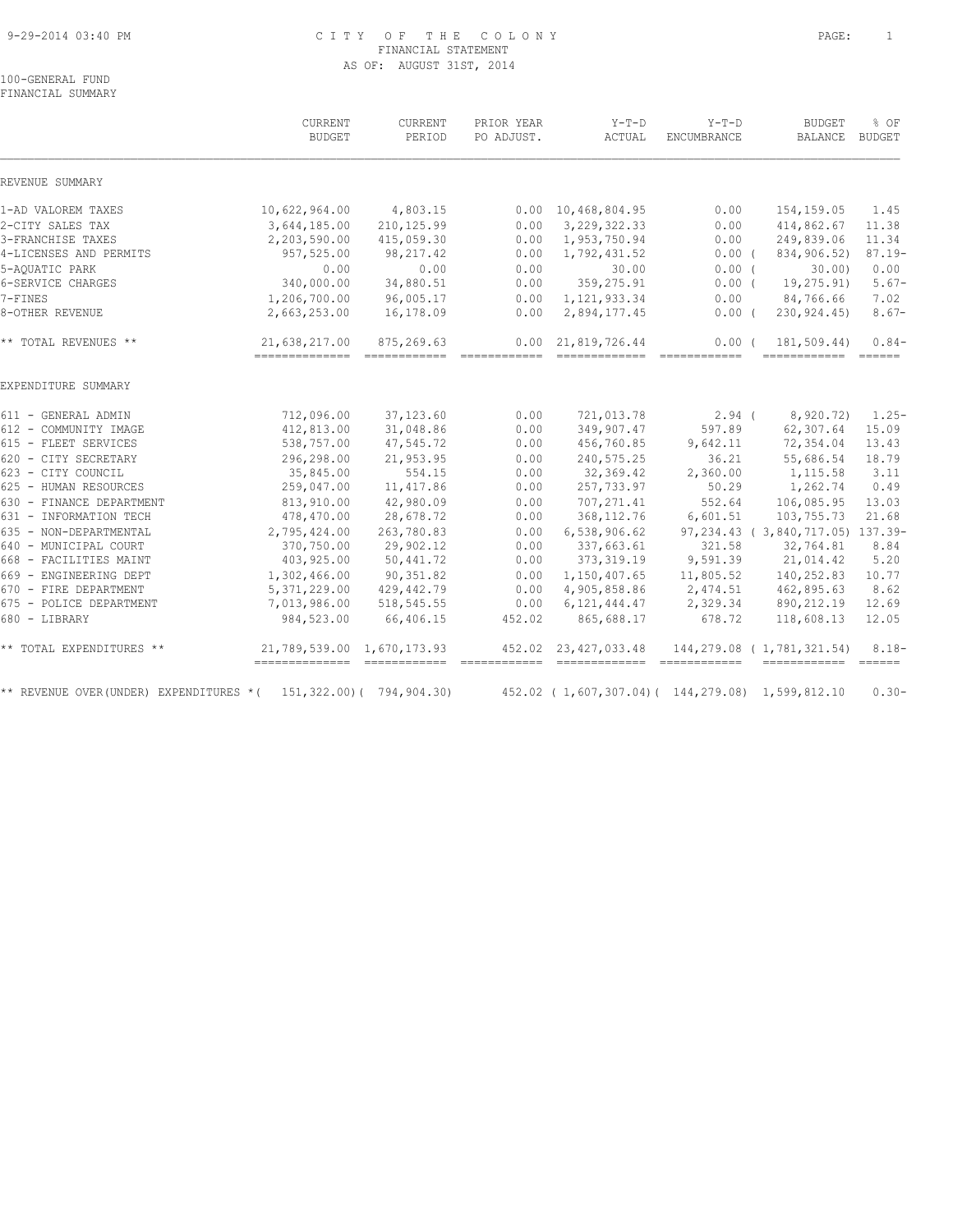# CITY OF THE COLONY
## FINANCIAL STATEMENT
### AS OF: AUGUST 31ST, 2014

100-GENERAL FUND
FINANCIAL SUMMARY

| | CURRENT BUDGET | CURRENT PERIOD | PRIOR YEAR PO ADJUST. | Y-T-D ACTUAL | Y-T-D ENCUMBRANCE | BUDGET BALANCE | % OF BUDGET |
|---|---|---|---|---|---|---|---|
| REVENUE SUMMARY | | | | | | | |
| 1-AD VALOREM TAXES | 10,622,964.00 | 4,803.15 | 0.00 | 10,468,804.95 | 0.00 | 154,159.05 | 1.45 |
| 2-CITY SALES TAX | 3,644,185.00 | 210,125.99 | 0.00 | 3,229,322.33 | 0.00 | 414,862.67 | 11.38 |
| 3-FRANCHISE TAXES | 2,203,590.00 | 415,059.30 | 0.00 | 1,953,750.94 | 0.00 | 249,839.06 | 11.34 |
| 4-LICENSES AND PERMITS | 957,525.00 | 98,217.42 | 0.00 | 1,792,431.52 | 0.00 | ( 834,906.52) | 87.19- |
| 5-AQUATIC PARK | 0.00 | 0.00 | 0.00 | 30.00 | 0.00 | ( 30.00) | 0.00 |
| 6-SERVICE CHARGES | 340,000.00 | 34,880.51 | 0.00 | 359,275.91 | 0.00 | ( 19,275.91) | 5.67- |
| 7-FINES | 1,206,700.00 | 96,005.17 | 0.00 | 1,121,933.34 | 0.00 | 84,766.66 | 7.02 |
| 8-OTHER REVENUE | 2,663,253.00 | 16,178.09 | 0.00 | 2,894,177.45 | 0.00 | ( 230,924.45) | 8.67- |
| ** TOTAL REVENUES ** | 21,638,217.00 | 875,269.63 | 0.00 | 21,819,726.44 | 0.00 | ( 181,509.44) | 0.84- |
| EXPENDITURE SUMMARY | | | | | | | |
| 611 - GENERAL ADMIN | 712,096.00 | 37,123.60 | 0.00 | 721,013.78 | 2.94 | ( 8,920.72) | 1.25- |
| 612 - COMMUNITY IMAGE | 412,813.00 | 31,048.86 | 0.00 | 349,907.47 | 597.89 | 62,307.64 | 15.09 |
| 615 - FLEET SERVICES | 538,757.00 | 47,545.72 | 0.00 | 456,760.85 | 9,642.11 | 72,354.04 | 13.43 |
| 620 - CITY SECRETARY | 296,298.00 | 21,953.95 | 0.00 | 240,575.25 | 36.21 | 55,686.54 | 18.79 |
| 623 - CITY COUNCIL | 35,845.00 | 554.15 | 0.00 | 32,369.42 | 2,360.00 | 1,115.58 | 3.11 |
| 625 - HUMAN RESOURCES | 259,047.00 | 11,417.86 | 0.00 | 257,733.97 | 50.29 | 1,262.74 | 0.49 |
| 630 - FINANCE DEPARTMENT | 813,910.00 | 42,980.09 | 0.00 | 707,271.41 | 552.64 | 106,085.95 | 13.03 |
| 631 - INFORMATION TECH | 478,470.00 | 28,678.72 | 0.00 | 368,112.76 | 6,601.51 | 103,755.73 | 21.68 |
| 635 - NON-DEPARTMENTAL | 2,795,424.00 | 263,780.83 | 0.00 | 6,538,906.62 | 97,234.43 | ( 3,840,717.05) | 137.39- |
| 640 - MUNICIPAL COURT | 370,750.00 | 29,902.12 | 0.00 | 337,663.61 | 321.58 | 32,764.81 | 8.84 |
| 668 - FACILITIES MAINT | 403,925.00 | 50,441.72 | 0.00 | 373,319.19 | 9,591.39 | 21,014.42 | 5.20 |
| 669 - ENGINEERING DEPT | 1,302,466.00 | 90,351.82 | 0.00 | 1,150,407.65 | 11,805.52 | 140,252.83 | 10.77 |
| 670 - FIRE DEPARTMENT | 5,371,229.00 | 429,442.79 | 0.00 | 4,905,858.86 | 2,474.51 | 462,895.63 | 8.62 |
| 675 - POLICE DEPARTMENT | 7,013,986.00 | 518,545.55 | 0.00 | 6,121,444.47 | 2,329.34 | 890,212.19 | 12.69 |
| 680 - LIBRARY | 984,523.00 | 66,406.15 | 452.02 | 865,688.17 | 678.72 | 118,608.13 | 12.05 |
| ** TOTAL EXPENDITURES ** | 21,789,539.00 | 1,670,173.93 | 452.02 | 23,427,033.48 | 144,279.08 | ( 1,781,321.54) | 8.18- |
| ** REVENUE OVER(UNDER) EXPENDITURES * | ( 151,322.00) | ( 794,904.30) | 452.02 | ( 1,607,307.04) | ( 144,279.08) | 1,599,812.10 | 0.30- |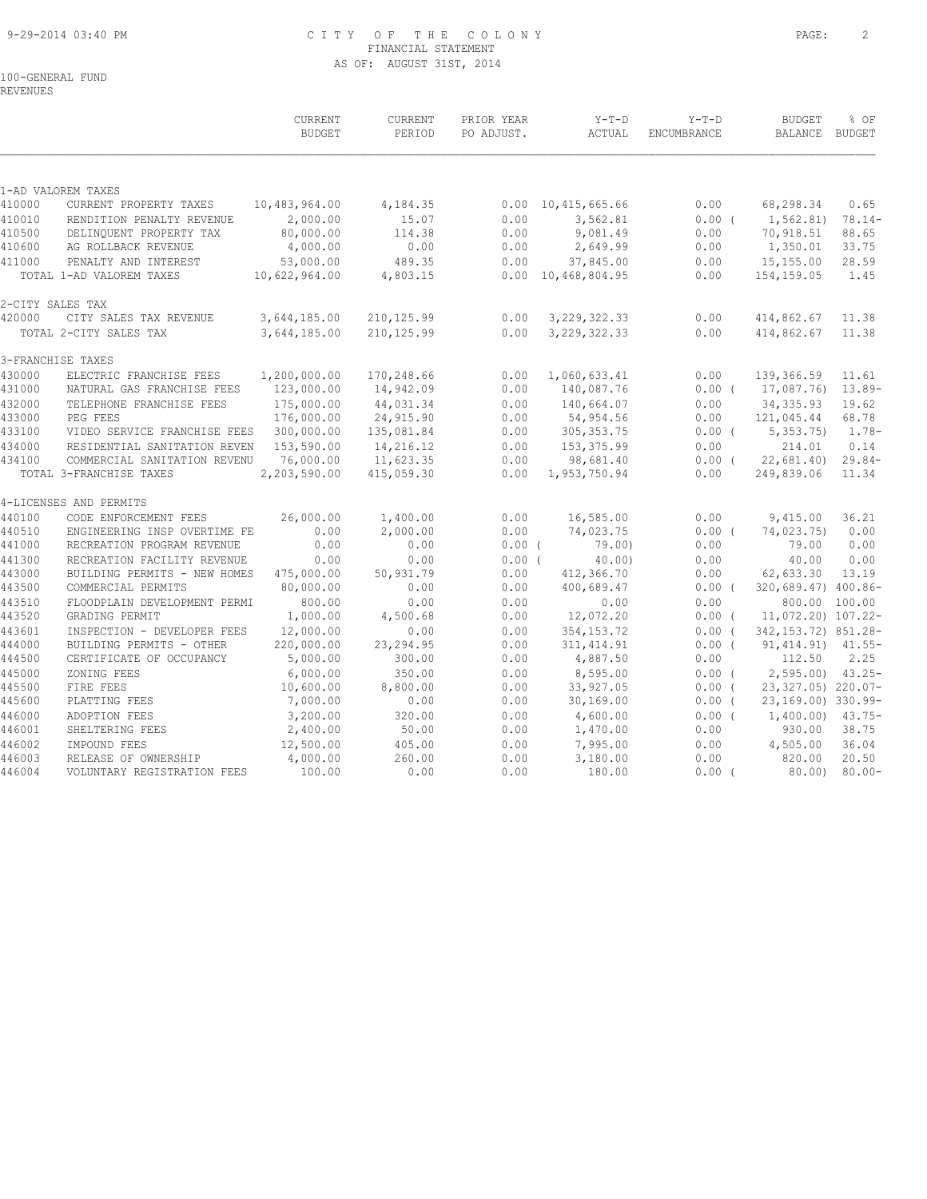# CITY OF THE COLONY
## FINANCIAL STATEMENT
### AS OF: AUGUST 31ST, 2014

100-GENERAL FUND
REVENUES

| | | CURRENT BUDGET | CURRENT PERIOD | PRIOR YEAR PO ADJUST. | Y-T-D ACTUAL | Y-T-D ENCUMBRANCE | BUDGET BALANCE | % OF BUDGET |
|---|---|---|---|---|---|---|---|---|
| 1-AD VALOREM TAXES | | | | | | | | |
| 410000 | CURRENT PROPERTY TAXES | 10,483,964.00 | 4,184.35 | 0.00 | 10,415,665.66 | 0.00 | 68,298.34 | 0.65 |
| 410010 | RENDITION PENALTY REVENUE | 2,000.00 | 15.07 | 0.00 | 3,562.81 | 0.00 ( | 1,562.81) | 78.14- |
| 410500 | DELINQUENT PROPERTY TAX | 80,000.00 | 114.38 | 0.00 | 9,081.49 | 0.00 | 70,918.51 | 88.65 |
| 410600 | AG ROLLBACK REVENUE | 4,000.00 | 0.00 | 0.00 | 2,649.99 | 0.00 | 1,350.01 | 33.75 |
| 411000 | PENALTY AND INTEREST | 53,000.00 | 489.35 | 0.00 | 37,845.00 | 0.00 | 15,155.00 | 28.59 |
| | TOTAL 1-AD VALOREM TAXES | 10,622,964.00 | 4,803.15 | 0.00 | 10,468,804.95 | 0.00 | 154,159.05 | 1.45 |
| 2-CITY SALES TAX | | | | | | | | |
| 420000 | CITY SALES TAX REVENUE | 3,644,185.00 | 210,125.99 | 0.00 | 3,229,322.33 | 0.00 | 414,862.67 | 11.38 |
| | TOTAL 2-CITY SALES TAX | 3,644,185.00 | 210,125.99 | 0.00 | 3,229,322.33 | 0.00 | 414,862.67 | 11.38 |
| 3-FRANCHISE TAXES | | | | | | | | |
| 430000 | ELECTRIC FRANCHISE FEES | 1,200,000.00 | 170,248.66 | 0.00 | 1,060,633.41 | 0.00 | 139,366.59 | 11.61 |
| 431000 | NATURAL GAS FRANCHISE FEES | 123,000.00 | 14,942.09 | 0.00 | 140,087.76 | 0.00 ( | 17,087.76) | 13.89- |
| 432000 | TELEPHONE FRANCHISE FEES | 175,000.00 | 44,031.34 | 0.00 | 140,664.07 | 0.00 | 34,335.93 | 19.62 |
| 433000 | PEG FEES | 176,000.00 | 24,915.90 | 0.00 | 54,954.56 | 0.00 | 121,045.44 | 68.78 |
| 433100 | VIDEO SERVICE FRANCHISE FEES | 300,000.00 | 135,081.84 | 0.00 | 305,353.75 | 0.00 ( | 5,353.75) | 1.78- |
| 434000 | RESIDENTIAL SANITATION REVEN | 153,590.00 | 14,216.12 | 0.00 | 153,375.99 | 0.00 | 214.01 | 0.14 |
| 434100 | COMMERCIAL SANITATION REVENU | 76,000.00 | 11,623.35 | 0.00 | 98,681.40 | 0.00 ( | 22,681.40) | 29.84- |
| | TOTAL 3-FRANCHISE TAXES | 2,203,590.00 | 415,059.30 | 0.00 | 1,953,750.94 | 0.00 | 249,839.06 | 11.34 |
| 4-LICENSES AND PERMITS | | | | | | | | |
| 440100 | CODE ENFORCEMENT FEES | 26,000.00 | 1,400.00 | 0.00 | 16,585.00 | 0.00 | 9,415.00 | 36.21 |
| 440510 | ENGINEERING INSP OVERTIME FE | 0.00 | 2,000.00 | 0.00 | 74,023.75 | 0.00 ( | 74,023.75) | 0.00 |
| 441000 | RECREATION PROGRAM REVENUE | 0.00 | 0.00 | 0.00 ( | 79.00) | 0.00 | 79.00 | 0.00 |
| 441300 | RECREATION FACILITY REVENUE | 0.00 | 0.00 | 0.00 ( | 40.00) | 0.00 | 40.00 | 0.00 |
| 443000 | BUILDING PERMITS - NEW HOMES | 475,000.00 | 50,931.79 | 0.00 | 412,366.70 | 0.00 | 62,633.30 | 13.19 |
| 443500 | COMMERCIAL PERMITS | 80,000.00 | 0.00 | 0.00 | 400,689.47 | 0.00 ( | 320,689.47) | 400.86- |
| 443510 | FLOODPLAIN DEVELOPMENT PERMI | 800.00 | 0.00 | 0.00 | 0.00 | 0.00 | 800.00 | 100.00 |
| 443520 | GRADING PERMIT | 1,000.00 | 4,500.68 | 0.00 | 12,072.20 | 0.00 ( | 11,072.20) | 107.22- |
| 443601 | INSPECTION - DEVELOPER FEES | 12,000.00 | 0.00 | 0.00 | 354,153.72 | 0.00 ( | 342,153.72) | 851.28- |
| 444000 | BUILDING PERMITS - OTHER | 220,000.00 | 23,294.95 | 0.00 | 311,414.91 | 0.00 ( | 91,414.91) | 41.55- |
| 444500 | CERTIFICATE OF OCCUPANCY | 5,000.00 | 300.00 | 0.00 | 4,887.50 | 0.00 | 112.50 | 2.25 |
| 445000 | ZONING FEES | 6,000.00 | 350.00 | 0.00 | 8,595.00 | 0.00 ( | 2,595.00) | 43.25- |
| 445500 | FIRE FEES | 10,600.00 | 8,800.00 | 0.00 | 33,927.05 | 0.00 ( | 23,327.05) | 220.07- |
| 445600 | PLATTING FEES | 7,000.00 | 0.00 | 0.00 | 30,169.00 | 0.00 ( | 23,169.00) | 330.99- |
| 446000 | ADOPTION FEES | 3,200.00 | 320.00 | 0.00 | 4,600.00 | 0.00 ( | 1,400.00) | 43.75- |
| 446001 | SHELTERING FEES | 2,400.00 | 50.00 | 0.00 | 1,470.00 | 0.00 | 930.00 | 38.75 |
| 446002 | IMPOUND FEES | 12,500.00 | 405.00 | 0.00 | 7,995.00 | 0.00 | 4,505.00 | 36.04 |
| 446003 | RELEASE OF OWNERSHIP | 4,000.00 | 260.00 | 0.00 | 3,180.00 | 0.00 | 820.00 | 20.50 |
| 446004 | VOLUNTARY REGISTRATION FEES | 100.00 | 0.00 | 0.00 | 180.00 | 0.00 ( | 80.00) | 80.00- |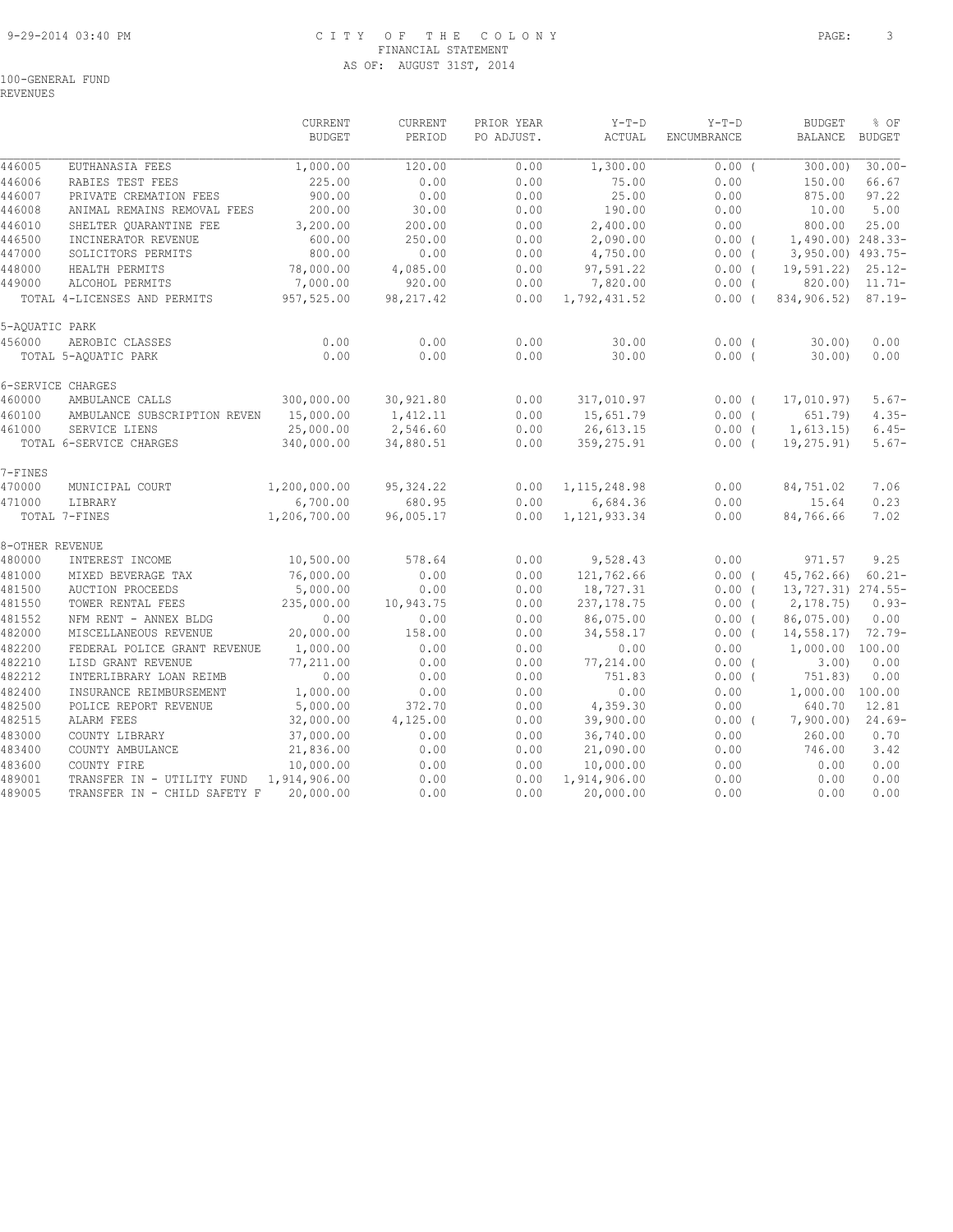CITY OF THE COLONY
FINANCIAL STATEMENT
AS OF: AUGUST 31ST, 2014

100-GENERAL FUND
REVENUES

| | | CURRENT BUDGET | CURRENT PERIOD | PRIOR YEAR PO ADJUST. | Y-T-D ACTUAL | Y-T-D ENCUMBRANCE | BUDGET BALANCE | % OF BUDGET |
|---|---|---|---|---|---|---|---|---|
| 446005 | EUTHANASIA FEES | 1,000.00 | 120.00 | 0.00 | 1,300.00 | 0.00 ( | 300.00) | 30.00- |
| 446006 | RABIES TEST FEES | 225.00 | 0.00 | 0.00 | 75.00 | 0.00 | 150.00 | 66.67 |
| 446007 | PRIVATE CREMATION FEES | 900.00 | 0.00 | 0.00 | 25.00 | 0.00 | 875.00 | 97.22 |
| 446008 | ANIMAL REMAINS REMOVAL FEES | 200.00 | 30.00 | 0.00 | 190.00 | 0.00 | 10.00 | 5.00 |
| 446010 | SHELTER QUARANTINE FEE | 3,200.00 | 200.00 | 0.00 | 2,400.00 | 0.00 | 800.00 | 25.00 |
| 446500 | INCINERATOR REVENUE | 600.00 | 250.00 | 0.00 | 2,090.00 | 0.00 ( | 1,490.00) | 248.33- |
| 447000 | SOLICITORS PERMITS | 800.00 | 0.00 | 0.00 | 4,750.00 | 0.00 ( | 3,950.00) | 493.75- |
| 448000 | HEALTH PERMITS | 78,000.00 | 4,085.00 | 0.00 | 97,591.22 | 0.00 ( | 19,591.22) | 25.12- |
| 449000 | ALCOHOL PERMITS | 7,000.00 | 920.00 | 0.00 | 7,820.00 | 0.00 ( | 820.00) | 11.71- |
| | TOTAL 4-LICENSES AND PERMITS | 957,525.00 | 98,217.42 | 0.00 | 1,792,431.52 | 0.00 ( | 834,906.52) | 87.19- |
| 5-AQUATIC PARK | | | | | | | | |
| 456000 | AEROBIC CLASSES | 0.00 | 0.00 | 0.00 | 30.00 | 0.00 ( | 30.00) | 0.00 |
| | TOTAL 5-AQUATIC PARK | 0.00 | 0.00 | 0.00 | 30.00 | 0.00 ( | 30.00) | 0.00 |
| 6-SERVICE CHARGES | | | | | | | | |
| 460000 | AMBULANCE CALLS | 300,000.00 | 30,921.80 | 0.00 | 317,010.97 | 0.00 ( | 17,010.97) | 5.67- |
| 460100 | AMBULANCE SUBSCRIPTION REVEN | 15,000.00 | 1,412.11 | 0.00 | 15,651.79 | 0.00 ( | 651.79) | 4.35- |
| 461000 | SERVICE LIENS | 25,000.00 | 2,546.60 | 0.00 | 26,613.15 | 0.00 ( | 1,613.15) | 6.45- |
| | TOTAL 6-SERVICE CHARGES | 340,000.00 | 34,880.51 | 0.00 | 359,275.91 | 0.00 ( | 19,275.91) | 5.67- |
| 7-FINES | | | | | | | | |
| 470000 | MUNICIPAL COURT | 1,200,000.00 | 95,324.22 | 0.00 | 1,115,248.98 | 0.00 | 84,751.02 | 7.06 |
| 471000 | LIBRARY | 6,700.00 | 680.95 | 0.00 | 6,684.36 | 0.00 | 15.64 | 0.23 |
| | TOTAL 7-FINES | 1,206,700.00 | 96,005.17 | 0.00 | 1,121,933.34 | 0.00 | 84,766.66 | 7.02 |
| 8-OTHER REVENUE | | | | | | | | |
| 480000 | INTEREST INCOME | 10,500.00 | 578.64 | 0.00 | 9,528.43 | 0.00 | 971.57 | 9.25 |
| 481000 | MIXED BEVERAGE TAX | 76,000.00 | 0.00 | 0.00 | 121,762.66 | 0.00 ( | 45,762.66) | 60.21- |
| 481500 | AUCTION PROCEEDS | 5,000.00 | 0.00 | 0.00 | 18,727.31 | 0.00 ( | 13,727.31) | 274.55- |
| 481550 | TOWER RENTAL FEES | 235,000.00 | 10,943.75 | 0.00 | 237,178.75 | 0.00 ( | 2,178.75) | 0.93- |
| 481552 | NFM RENT - ANNEX BLDG | 0.00 | 0.00 | 0.00 | 86,075.00 | 0.00 ( | 86,075.00) | 0.00 |
| 482000 | MISCELLANEOUS REVENUE | 20,000.00 | 158.00 | 0.00 | 34,558.17 | 0.00 ( | 14,558.17) | 72.79- |
| 482200 | FEDERAL POLICE GRANT REVENUE | 1,000.00 | 0.00 | 0.00 | 0.00 | 0.00 | 1,000.00 | 100.00 |
| 482210 | LISD GRANT REVENUE | 77,211.00 | 0.00 | 0.00 | 77,214.00 | 0.00 ( | 3.00) | 0.00 |
| 482212 | INTERLIBRARY LOAN REIMB | 0.00 | 0.00 | 0.00 | 751.83 | 0.00 ( | 751.83) | 0.00 |
| 482400 | INSURANCE REIMBURSEMENT | 1,000.00 | 0.00 | 0.00 | 0.00 | 0.00 | 1,000.00 | 100.00 |
| 482500 | POLICE REPORT REVENUE | 5,000.00 | 372.70 | 0.00 | 4,359.30 | 0.00 | 640.70 | 12.81 |
| 482515 | ALARM FEES | 32,000.00 | 4,125.00 | 0.00 | 39,900.00 | 0.00 ( | 7,900.00) | 24.69- |
| 483000 | COUNTY LIBRARY | 37,000.00 | 0.00 | 0.00 | 36,740.00 | 0.00 | 260.00 | 0.70 |
| 483400 | COUNTY AMBULANCE | 21,836.00 | 0.00 | 0.00 | 21,090.00 | 0.00 | 746.00 | 3.42 |
| 483600 | COUNTY FIRE | 10,000.00 | 0.00 | 0.00 | 10,000.00 | 0.00 | 0.00 | 0.00 |
| 489001 | TRANSFER IN - UTILITY FUND | 1,914,906.00 | 0.00 | 0.00 | 1,914,906.00 | 0.00 | 0.00 | 0.00 |
| 489005 | TRANSFER IN - CHILD SAFETY F | 20,000.00 | 0.00 | 0.00 | 20,000.00 | 0.00 | 0.00 | 0.00 |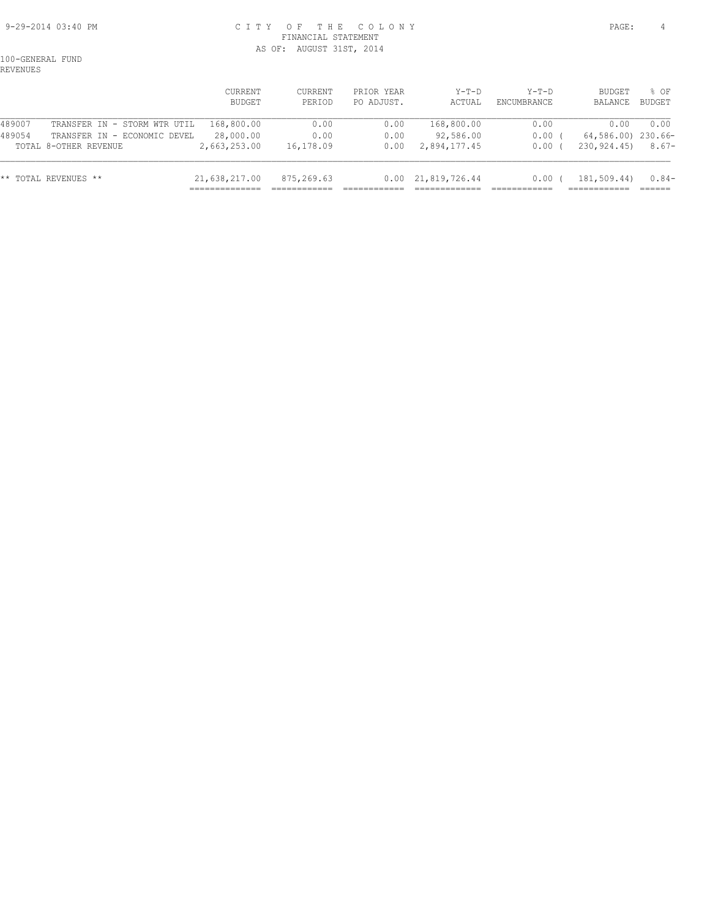CITY OF THE COLONY
FINANCIAL STATEMENT
AS OF: AUGUST 31ST, 2014

100-GENERAL FUND
REVENUES

| | | CURRENT BUDGET | CURRENT PERIOD | PRIOR YEAR PO ADJUST. | Y-T-D ACTUAL | Y-T-D ENCUMBRANCE | BUDGET BALANCE | % OF BUDGET |
|---|---|---|---|---|---|---|---|---|
| 489007 | TRANSFER IN - STORM WTR UTIL | 168,800.00 | 0.00 | 0.00 | 168,800.00 | 0.00 | 0.00 | 0.00 |
| 489054 | TRANSFER IN - ECONOMIC DEVEL | 28,000.00 | 0.00 | 0.00 | 92,586.00 | 0.00 | ( 64,586.00) | 230.66- |
| | TOTAL 8-OTHER REVENUE | 2,663,253.00 | 16,178.09 | 0.00 | 2,894,177.45 | 0.00 | ( 230,924.45) | 8.67- |
| | ** TOTAL REVENUES ** | 21,638,217.00 | 875,269.63 | 0.00 | 21,819,726.44 | 0.00 | ( 181,509.44) | 0.84- |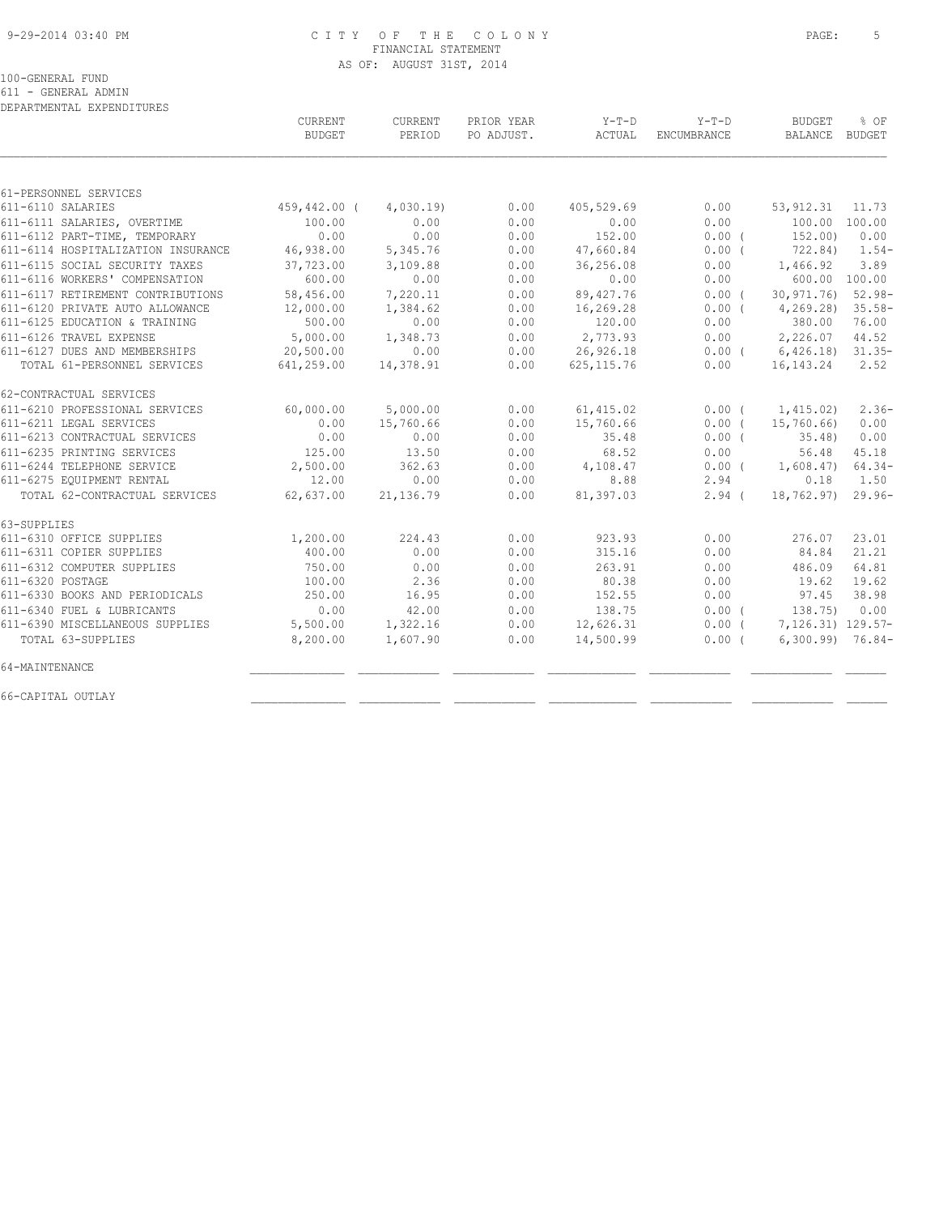# CITY OF THE COLONY

FINANCIAL STATEMENT

AS OF: AUGUST 31ST, 2014

100-GENERAL FUND

611 - GENERAL ADMIN

DEPARTMENTAL EXPENDITURES

| | CURRENT BUDGET | CURRENT PERIOD | PRIOR YEAR PO ADJUST. | Y-T-D ACTUAL | Y-T-D ENCUMBRANCE | BUDGET BALANCE | % OF BUDGET |
|---|---|---|---|---|---|---|---|
| 61-PERSONNEL SERVICES | | | | | | | |
| 611-6110 SALARIES | 459,442.00 | ( 4,030.19) | 0.00 | 405,529.69 | 0.00 | 53,912.31 | 11.73 |
| 611-6111 SALARIES, OVERTIME | 100.00 | 0.00 | 0.00 | 0.00 | 0.00 | 100.00 | 100.00 |
| 611-6112 PART-TIME, TEMPORARY | 0.00 | 0.00 | 0.00 | 152.00 | 0.00 | ( 152.00) | 0.00 |
| 611-6114 HOSPITALIZATION INSURANCE | 46,938.00 | 5,345.76 | 0.00 | 47,660.84 | 0.00 | ( 722.84) | 1.54- |
| 611-6115 SOCIAL SECURITY TAXES | 37,723.00 | 3,109.88 | 0.00 | 36,256.08 | 0.00 | 1,466.92 | 3.89 |
| 611-6116 WORKERS' COMPENSATION | 600.00 | 0.00 | 0.00 | 0.00 | 0.00 | 600.00 | 100.00 |
| 611-6117 RETIREMENT CONTRIBUTIONS | 58,456.00 | 7,220.11 | 0.00 | 89,427.76 | 0.00 | ( 30,971.76) | 52.98- |
| 611-6120 PRIVATE AUTO ALLOWANCE | 12,000.00 | 1,384.62 | 0.00 | 16,269.28 | 0.00 | ( 4,269.28) | 35.58- |
| 611-6125 EDUCATION & TRAINING | 500.00 | 0.00 | 0.00 | 120.00 | 0.00 | 380.00 | 76.00 |
| 611-6126 TRAVEL EXPENSE | 5,000.00 | 1,348.73 | 0.00 | 2,773.93 | 0.00 | 2,226.07 | 44.52 |
| 611-6127 DUES AND MEMBERSHIPS | 20,500.00 | 0.00 | 0.00 | 26,926.18 | 0.00 | ( 6,426.18) | 31.35- |
| TOTAL 61-PERSONNEL SERVICES | 641,259.00 | 14,378.91 | 0.00 | 625,115.76 | 0.00 | 16,143.24 | 2.52 |
| 62-CONTRACTUAL SERVICES | | | | | | | |
| 611-6210 PROFESSIONAL SERVICES | 60,000.00 | 5,000.00 | 0.00 | 61,415.02 | 0.00 | ( 1,415.02) | 2.36- |
| 611-6211 LEGAL SERVICES | 0.00 | 15,760.66 | 0.00 | 15,760.66 | 0.00 | ( 15,760.66) | 0.00 |
| 611-6213 CONTRACTUAL SERVICES | 0.00 | 0.00 | 0.00 | 35.48 | 0.00 | ( 35.48) | 0.00 |
| 611-6235 PRINTING SERVICES | 125.00 | 13.50 | 0.00 | 68.52 | 0.00 | 56.48 | 45.18 |
| 611-6244 TELEPHONE SERVICE | 2,500.00 | 362.63 | 0.00 | 4,108.47 | 0.00 | ( 1,608.47) | 64.34- |
| 611-6275 EQUIPMENT RENTAL | 12.00 | 0.00 | 0.00 | 8.88 | 2.94 | 0.18 | 1.50 |
| TOTAL 62-CONTRACTUAL SERVICES | 62,637.00 | 21,136.79 | 0.00 | 81,397.03 | 2.94 | ( 18,762.97) | 29.96- |
| 63-SUPPLIES | | | | | | | |
| 611-6310 OFFICE SUPPLIES | 1,200.00 | 224.43 | 0.00 | 923.93 | 0.00 | 276.07 | 23.01 |
| 611-6311 COPIER SUPPLIES | 400.00 | 0.00 | 0.00 | 315.16 | 0.00 | 84.84 | 21.21 |
| 611-6312 COMPUTER SUPPLIES | 750.00 | 0.00 | 0.00 | 263.91 | 0.00 | 486.09 | 64.81 |
| 611-6320 POSTAGE | 100.00 | 2.36 | 0.00 | 80.38 | 0.00 | 19.62 | 19.62 |
| 611-6330 BOOKS AND PERIODICALS | 250.00 | 16.95 | 0.00 | 152.55 | 0.00 | 97.45 | 38.98 |
| 611-6340 FUEL & LUBRICANTS | 0.00 | 42.00 | 0.00 | 138.75 | 0.00 | ( 138.75) | 0.00 |
| 611-6390 MISCELLANEOUS SUPPLIES | 5,500.00 | 1,322.16 | 0.00 | 12,626.31 | 0.00 | ( 7,126.31) | 129.57- |
| TOTAL 63-SUPPLIES | 8,200.00 | 1,607.90 | 0.00 | 14,500.99 | 0.00 | ( 6,300.99) | 76.84- |
| 64-MAINTENANCE | | | | | | | |
| 66-CAPITAL OUTLAY | | | | | | | |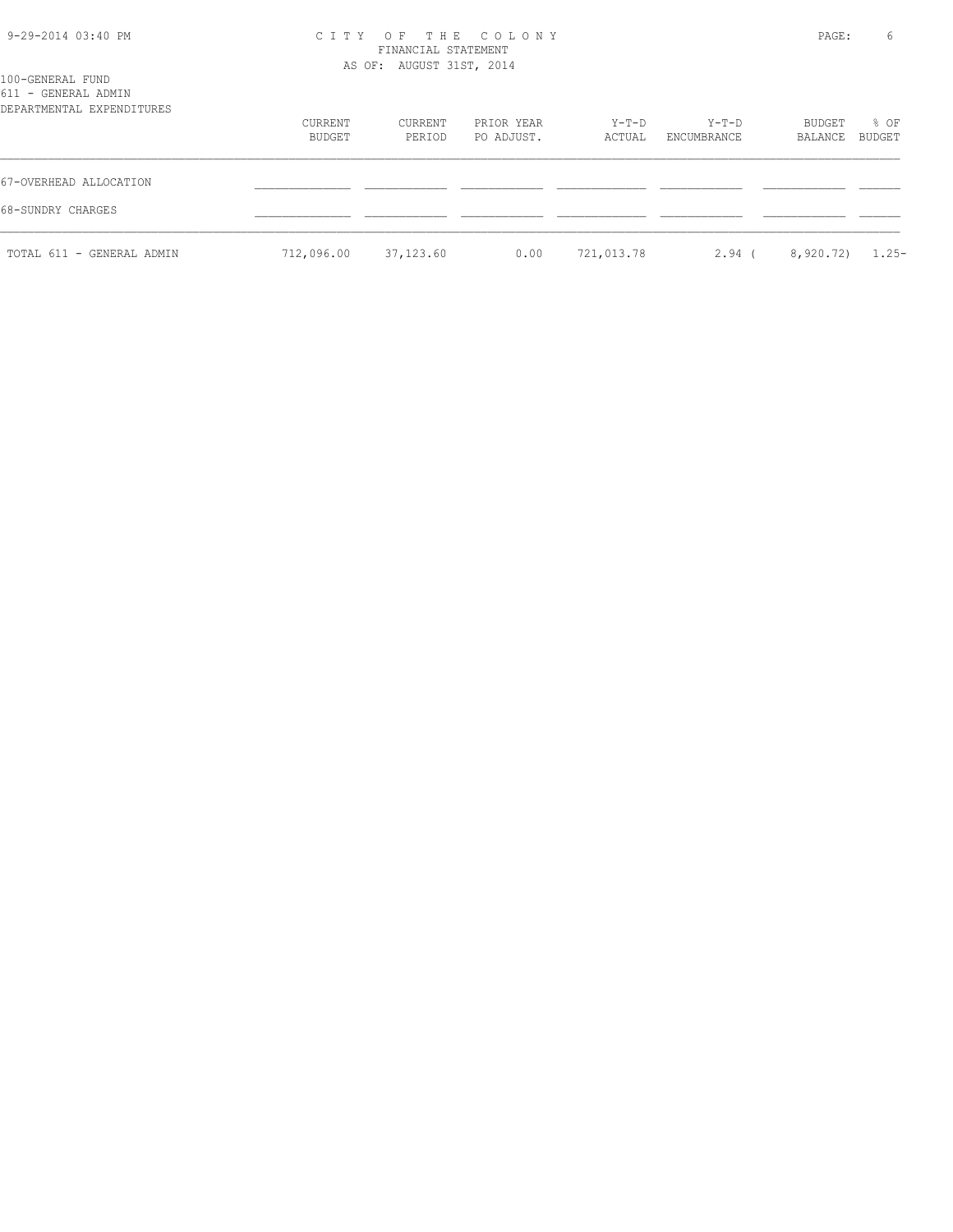100-GENERAL FUND
611 - GENERAL ADMIN
DEPARTMENTAL EXPENDITURES

| | CURRENT BUDGET | CURRENT PERIOD | PRIOR YEAR PO ADJUST. | Y-T-D ACTUAL | Y-T-D ENCUMBRANCE | BUDGET BALANCE | % OF BUDGET |
|---|---|---|---|---|---|---|---|
| 67-OVERHEAD ALLOCATION | | | | | | | |
| 68-SUNDRY CHARGES | | | | | | | |
| TOTAL 611 - GENERAL ADMIN | 712,096.00 | 37,123.60 | 0.00 | 721,013.78 | 2.94 | ( 8,920.72) | 1.25- |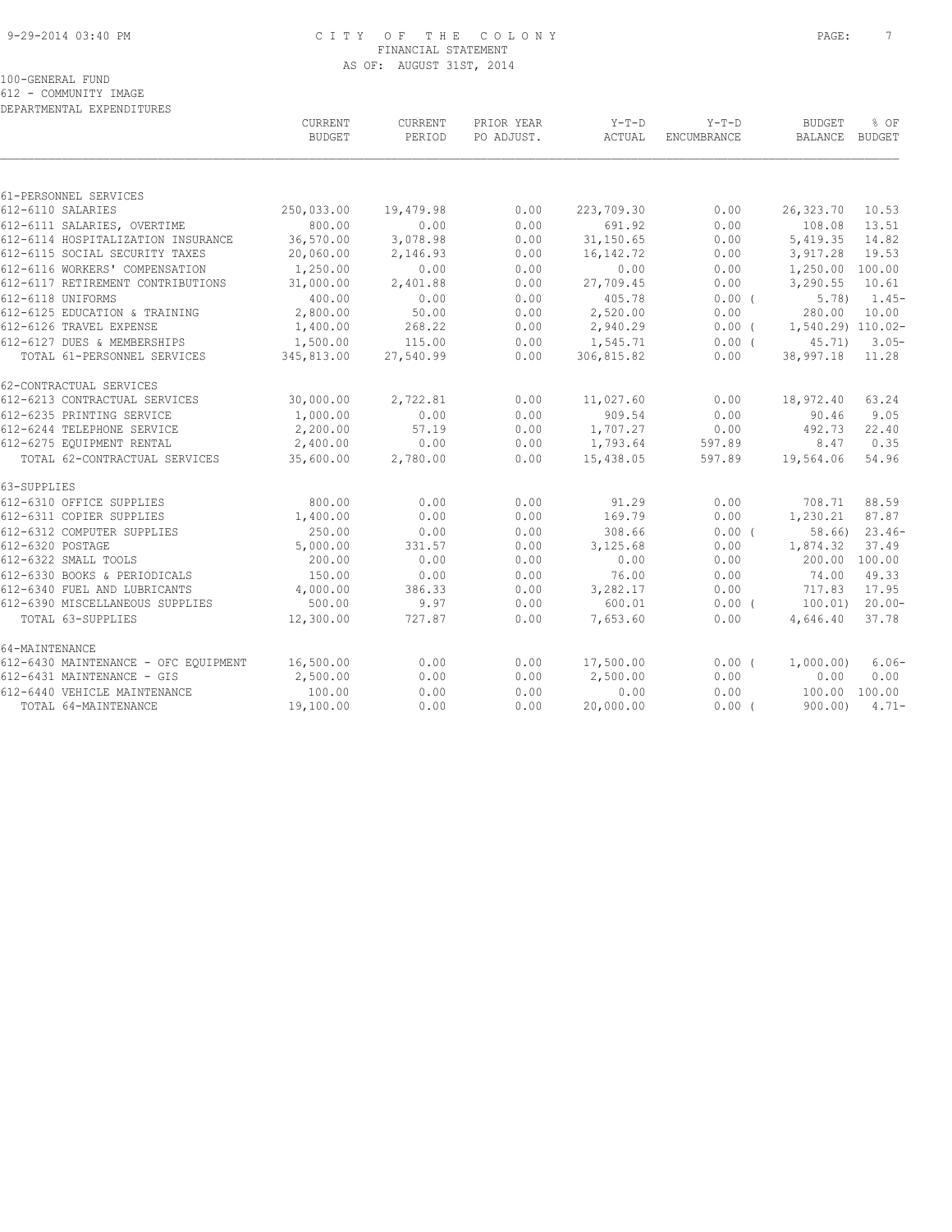CITY OF THE COLONY
FINANCIAL STATEMENT
AS OF: AUGUST 31ST, 2014

100-GENERAL FUND
612 - COMMUNITY IMAGE
DEPARTMENTAL EXPENDITURES

| | CURRENT BUDGET | CURRENT PERIOD | PRIOR YEAR PO ADJUST. | Y-T-D ACTUAL | Y-T-D ENCUMBRANCE | BUDGET BALANCE | % OF BUDGET |
|---|---|---|---|---|---|---|---|
| 61-PERSONNEL SERVICES | | | | | | | |
| 612-6110 SALARIES | 250,033.00 | 19,479.98 | 0.00 | 223,709.30 | 0.00 | 26,323.70 | 10.53 |
| 612-6111 SALARIES, OVERTIME | 800.00 | 0.00 | 0.00 | 691.92 | 0.00 | 108.08 | 13.51 |
| 612-6114 HOSPITALIZATION INSURANCE | 36,570.00 | 3,078.98 | 0.00 | 31,150.65 | 0.00 | 5,419.35 | 14.82 |
| 612-6115 SOCIAL SECURITY TAXES | 20,060.00 | 2,146.93 | 0.00 | 16,142.72 | 0.00 | 3,917.28 | 19.53 |
| 612-6116 WORKERS' COMPENSATION | 1,250.00 | 0.00 | 0.00 | 0.00 | 0.00 | 1,250.00 | 100.00 |
| 612-6117 RETIREMENT CONTRIBUTIONS | 31,000.00 | 2,401.88 | 0.00 | 27,709.45 | 0.00 | 3,290.55 | 10.61 |
| 612-6118 UNIFORMS | 400.00 | 0.00 | 0.00 | 405.78 | 0.00 | ( 5.78) | 1.45- |
| 612-6125 EDUCATION & TRAINING | 2,800.00 | 50.00 | 0.00 | 2,520.00 | 0.00 | 280.00 | 10.00 |
| 612-6126 TRAVEL EXPENSE | 1,400.00 | 268.22 | 0.00 | 2,940.29 | 0.00 | ( 1,540.29) | 110.02- |
| 612-6127 DUES & MEMBERSHIPS | 1,500.00 | 115.00 | 0.00 | 1,545.71 | 0.00 | ( 45.71) | 3.05- |
| TOTAL 61-PERSONNEL SERVICES | 345,813.00 | 27,540.99 | 0.00 | 306,815.82 | 0.00 | 38,997.18 | 11.28 |
| 62-CONTRACTUAL SERVICES | | | | | | | |
| 612-6213 CONTRACTUAL SERVICES | 30,000.00 | 2,722.81 | 0.00 | 11,027.60 | 0.00 | 18,972.40 | 63.24 |
| 612-6235 PRINTING SERVICE | 1,000.00 | 0.00 | 0.00 | 909.54 | 0.00 | 90.46 | 9.05 |
| 612-6244 TELEPHONE SERVICE | 2,200.00 | 57.19 | 0.00 | 1,707.27 | 0.00 | 492.73 | 22.40 |
| 612-6275 EQUIPMENT RENTAL | 2,400.00 | 0.00 | 0.00 | 1,793.64 | 597.89 | 8.47 | 0.35 |
| TOTAL 62-CONTRACTUAL SERVICES | 35,600.00 | 2,780.00 | 0.00 | 15,438.05 | 597.89 | 19,564.06 | 54.96 |
| 63-SUPPLIES | | | | | | | |
| 612-6310 OFFICE SUPPLIES | 800.00 | 0.00 | 0.00 | 91.29 | 0.00 | 708.71 | 88.59 |
| 612-6311 COPIER SUPPLIES | 1,400.00 | 0.00 | 0.00 | 169.79 | 0.00 | 1,230.21 | 87.87 |
| 612-6312 COMPUTER SUPPLIES | 250.00 | 0.00 | 0.00 | 308.66 | 0.00 | ( 58.66) | 23.46- |
| 612-6320 POSTAGE | 5,000.00 | 331.57 | 0.00 | 3,125.68 | 0.00 | 1,874.32 | 37.49 |
| 612-6322 SMALL TOOLS | 200.00 | 0.00 | 0.00 | 0.00 | 0.00 | 200.00 | 100.00 |
| 612-6330 BOOKS & PERIODICALS | 150.00 | 0.00 | 0.00 | 76.00 | 0.00 | 74.00 | 49.33 |
| 612-6340 FUEL AND LUBRICANTS | 4,000.00 | 386.33 | 0.00 | 3,282.17 | 0.00 | 717.83 | 17.95 |
| 612-6390 MISCELLANEOUS SUPPLIES | 500.00 | 9.97 | 0.00 | 600.01 | 0.00 | ( 100.01) | 20.00- |
| TOTAL 63-SUPPLIES | 12,300.00 | 727.87 | 0.00 | 7,653.60 | 0.00 | 4,646.40 | 37.78 |
| 64-MAINTENANCE | | | | | | | |
| 612-6430 MAINTENANCE - OFC EQUIPMENT | 16,500.00 | 0.00 | 0.00 | 17,500.00 | 0.00 | ( 1,000.00) | 6.06- |
| 612-6431 MAINTENANCE - GIS | 2,500.00 | 0.00 | 0.00 | 2,500.00 | 0.00 | 0.00 | 0.00 |
| 612-6440 VEHICLE MAINTENANCE | 100.00 | 0.00 | 0.00 | 0.00 | 0.00 | 100.00 | 100.00 |
| TOTAL 64-MAINTENANCE | 19,100.00 | 0.00 | 0.00 | 20,000.00 | 0.00 | ( 900.00) | 4.71- |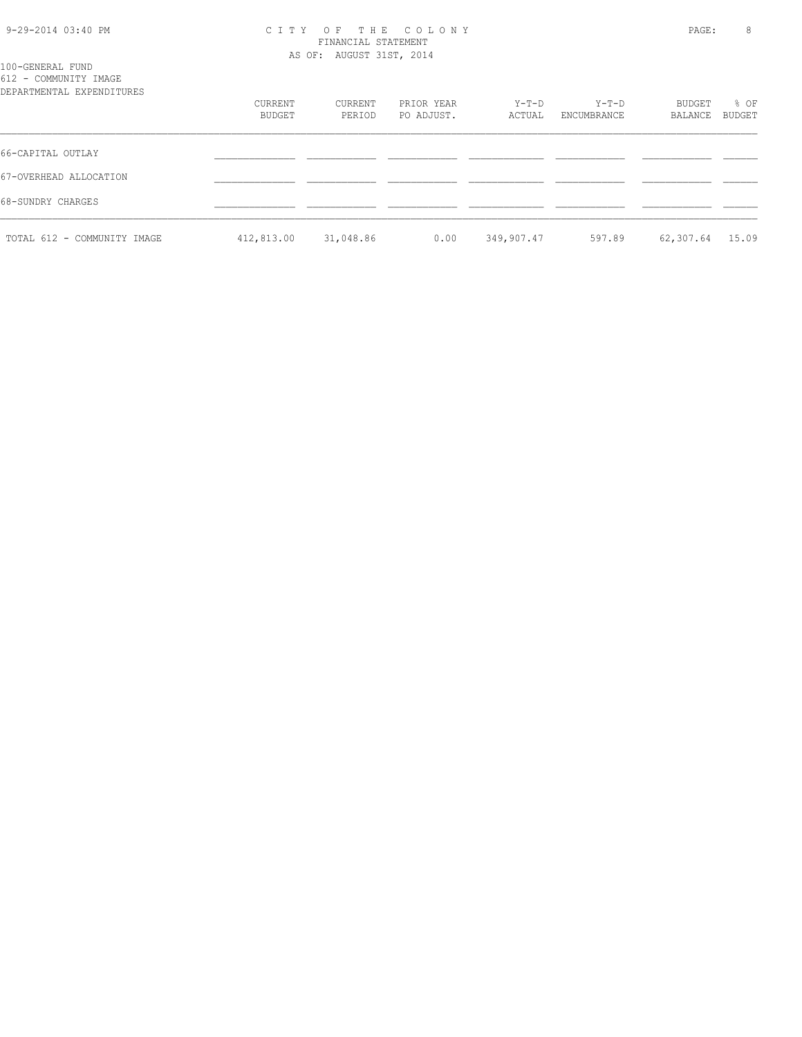100-GENERAL FUND
612 - COMMUNITY IMAGE
DEPARTMENTAL EXPENDITURES

| | CURRENT BUDGET | CURRENT PERIOD | PRIOR YEAR PO ADJUST. | Y-T-D ACTUAL | Y-T-D ENCUMBRANCE | BUDGET BALANCE | % OF BUDGET |
|---|---|---|---|---|---|---|---|
| 66-CAPITAL OUTLAY | | | | | | | |
| 67-OVERHEAD ALLOCATION | | | | | | | |
| 68-SUNDRY CHARGES | | | | | | | |
| TOTAL 612 - COMMUNITY IMAGE | 412,813.00 | 31,048.86 | 0.00 | 349,907.47 | 597.89 | 62,307.64 | 15.09 |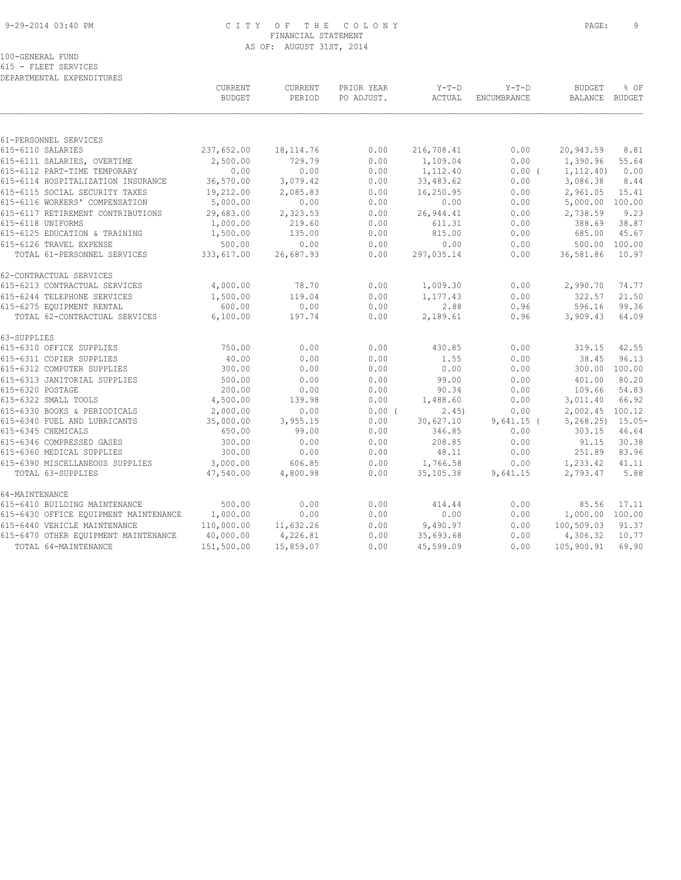CITY OF THE COLONY
FINANCIAL STATEMENT
AS OF: AUGUST 31ST, 2014

100-GENERAL FUND
615 - FLEET SERVICES
DEPARTMENTAL EXPENDITURES

| | CURRENT BUDGET | CURRENT PERIOD | PRIOR YEAR PO ADJUST. | Y-T-D ACTUAL | Y-T-D ENCUMBRANCE | BUDGET BALANCE | % OF BUDGET |
|---|---|---|---|---|---|---|---|
| 61-PERSONNEL SERVICES | | | | | | | |
| 615-6110 SALARIES | 237,652.00 | 18,114.76 | 0.00 | 216,708.41 | 0.00 | 20,943.59 | 8.81 |
| 615-6111 SALARIES, OVERTIME | 2,500.00 | 729.79 | 0.00 | 1,109.04 | 0.00 | 1,390.96 | 55.64 |
| 615-6112 PART-TIME TEMPORARY | 0.00 | 0.00 | 0.00 | 1,112.40 | 0.00 ( | 1,112.40) | 0.00 |
| 615-6114 HOSPITALIZATION INSURANCE | 36,570.00 | 3,079.42 | 0.00 | 33,483.62 | 0.00 | 3,086.38 | 8.44 |
| 615-6115 SOCIAL SECURITY TAXES | 19,212.00 | 2,085.83 | 0.00 | 16,250.95 | 0.00 | 2,961.05 | 15.41 |
| 615-6116 WORKERS' COMPENSATION | 5,000.00 | 0.00 | 0.00 | 0.00 | 0.00 | 5,000.00 | 100.00 |
| 615-6117 RETIREMENT CONTRIBUTIONS | 29,683.00 | 2,323.53 | 0.00 | 26,944.41 | 0.00 | 2,738.59 | 9.23 |
| 615-6118 UNIFORMS | 1,000.00 | 219.60 | 0.00 | 611.31 | 0.00 | 388.69 | 38.87 |
| 615-6125 EDUCATION & TRAINING | 1,500.00 | 135.00 | 0.00 | 815.00 | 0.00 | 685.00 | 45.67 |
| 615-6126 TRAVEL EXPENSE | 500.00 | 0.00 | 0.00 | 0.00 | 0.00 | 500.00 | 100.00 |
| TOTAL 61-PERSONNEL SERVICES | 333,617.00 | 26,687.93 | 0.00 | 297,035.14 | 0.00 | 36,581.86 | 10.97 |
| 62-CONTRACTUAL SERVICES | | | | | | | |
| 615-6213 CONTRACTUAL SERVICES | 4,000.00 | 78.70 | 0.00 | 1,009.30 | 0.00 | 2,990.70 | 74.77 |
| 615-6244 TELEPHONE SERVICES | 1,500.00 | 119.04 | 0.00 | 1,177.43 | 0.00 | 322.57 | 21.50 |
| 615-6275 EQUIPMENT RENTAL | 600.00 | 0.00 | 0.00 | 2.88 | 0.96 | 596.16 | 99.36 |
| TOTAL 62-CONTRACTUAL SERVICES | 6,100.00 | 197.74 | 0.00 | 2,189.61 | 0.96 | 3,909.43 | 64.09 |
| 63-SUPPLIES | | | | | | | |
| 615-6310 OFFICE SUPPLIES | 750.00 | 0.00 | 0.00 | 430.85 | 0.00 | 319.15 | 42.55 |
| 615-6311 COPIER SUPPLIES | 40.00 | 0.00 | 0.00 | 1.55 | 0.00 | 38.45 | 96.13 |
| 615-6312 COMPUTER SUPPLIES | 300.00 | 0.00 | 0.00 | 0.00 | 0.00 | 300.00 | 100.00 |
| 615-6313 JANITORIAL SUPPLIES | 500.00 | 0.00 | 0.00 | 99.00 | 0.00 | 401.00 | 80.20 |
| 615-6320 POSTAGE | 200.00 | 0.00 | 0.00 | 90.34 | 0.00 | 109.66 | 54.83 |
| 615-6322 SMALL TOOLS | 4,500.00 | 139.98 | 0.00 | 1,488.60 | 0.00 | 3,011.40 | 66.92 |
| 615-6330 BOOKS & PERIODICALS | 2,000.00 | 0.00 | 0.00 ( | 2.45) | 0.00 | 2,002.45 | 100.12 |
| 615-6340 FUEL AND LUBRICANTS | 35,000.00 | 3,955.15 | 0.00 | 30,627.10 | 9,641.15 ( | 5,268.25) | 15.05- |
| 615-6345 CHEMICALS | 650.00 | 99.00 | 0.00 | 346.85 | 0.00 | 303.15 | 46.64 |
| 615-6346 COMPRESSED GASES | 300.00 | 0.00 | 0.00 | 208.85 | 0.00 | 91.15 | 30.38 |
| 615-6360 MEDICAL SUPPLIES | 300.00 | 0.00 | 0.00 | 48.11 | 0.00 | 251.89 | 83.96 |
| 615-6390 MISCELLANEOUS SUPPLIES | 3,000.00 | 606.85 | 0.00 | 1,766.58 | 0.00 | 1,233.42 | 41.11 |
| TOTAL 63-SUPPLIES | 47,540.00 | 4,800.98 | 0.00 | 35,105.38 | 9,641.15 | 2,793.47 | 5.88 |
| 64-MAINTENANCE | | | | | | | |
| 615-6410 BUILDING MAINTENANCE | 500.00 | 0.00 | 0.00 | 414.44 | 0.00 | 85.56 | 17.11 |
| 615-6430 OFFICE EQUIPMENT MAINTENANCE | 1,000.00 | 0.00 | 0.00 | 0.00 | 0.00 | 1,000.00 | 100.00 |
| 615-6440 VEHICLE MAINTENANCE | 110,000.00 | 11,632.26 | 0.00 | 9,490.97 | 0.00 | 100,509.03 | 91.37 |
| 615-6470 OTHER EQUIPMENT MAINTENANCE | 40,000.00 | 4,226.81 | 0.00 | 35,693.68 | 0.00 | 4,306.32 | 10.77 |
| TOTAL 64-MAINTENANCE | 151,500.00 | 15,859.07 | 0.00 | 45,599.09 | 0.00 | 105,900.91 | 69.90 |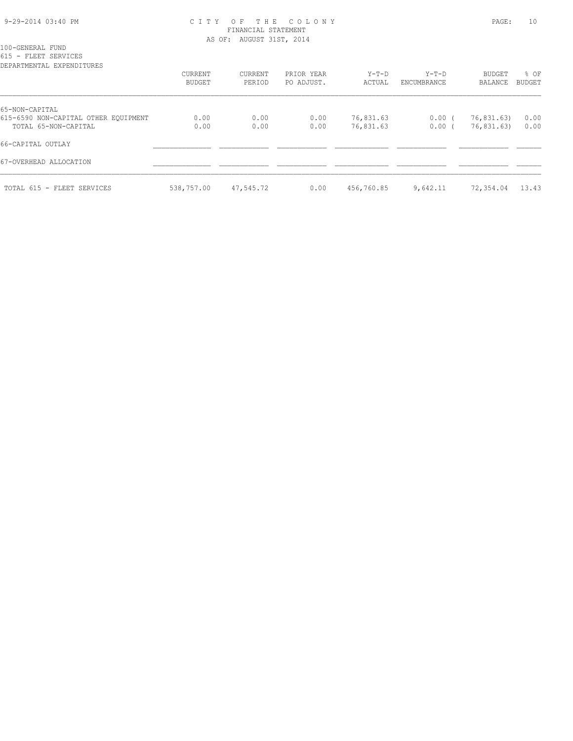# CITY OF THE COLONY
## FINANCIAL STATEMENT
### AS OF: AUGUST 31ST, 2014

100-GENERAL FUND
615 - FLEET SERVICES
DEPARTMENTAL EXPENDITURES

| | CURRENT BUDGET | CURRENT PERIOD | PRIOR YEAR PO ADJUST. | Y-T-D ACTUAL | Y-T-D ENCUMBRANCE | BUDGET BALANCE | % OF BUDGET |
|---|---|---|---|---|---|---|---|
| 65-NON-CAPITAL | | | | | | | |
| 615-6590 NON-CAPITAL OTHER EQUIPMENT | 0.00 | 0.00 | 0.00 | 76,831.63 | 0.00 | ( 76,831.63) | 0.00 |
| TOTAL 65-NON-CAPITAL | 0.00 | 0.00 | 0.00 | 76,831.63 | 0.00 | ( 76,831.63) | 0.00 |
| 66-CAPITAL OUTLAY | | | | | | | |
| 67-OVERHEAD ALLOCATION | | | | | | | |
| TOTAL 615 - FLEET SERVICES | 538,757.00 | 47,545.72 | 0.00 | 456,760.85 | 9,642.11 | 72,354.04 | 13.43 |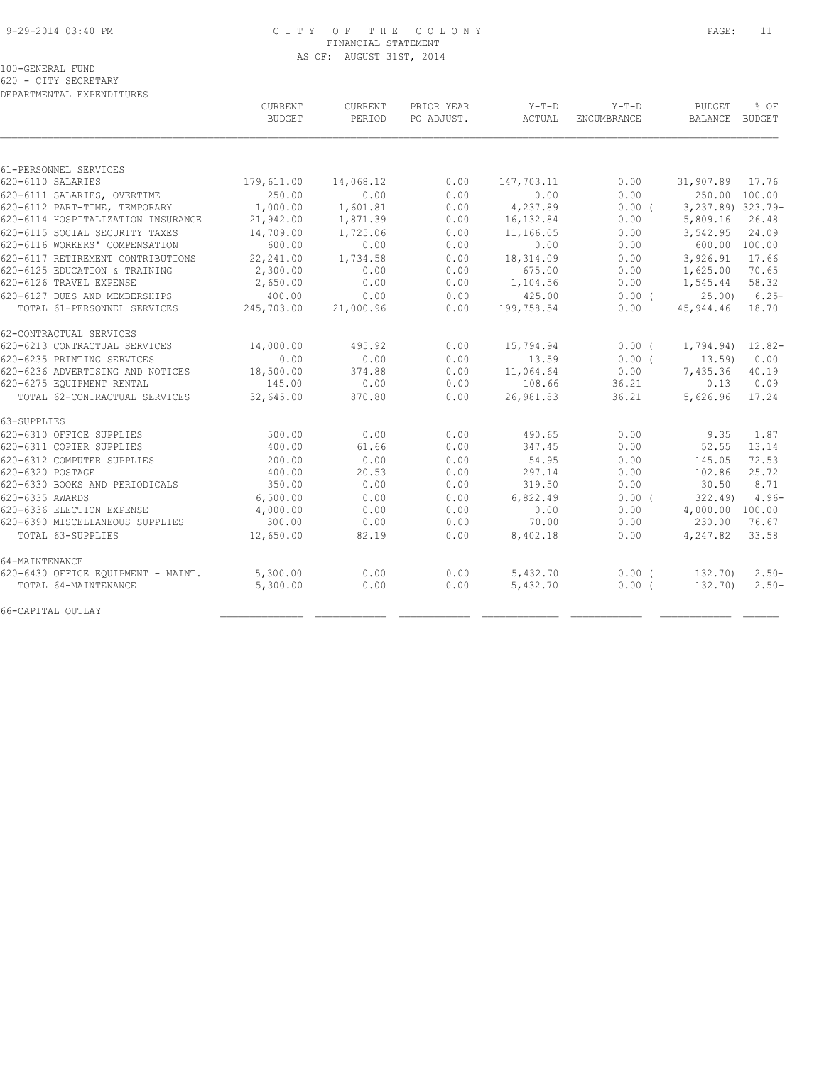CITY OF THE COLONY
FINANCIAL STATEMENT
AS OF: AUGUST 31ST, 2014

100-GENERAL FUND
620 - CITY SECRETARY
DEPARTMENTAL EXPENDITURES

| | CURRENT BUDGET | CURRENT PERIOD | PRIOR YEAR PO ADJUST. | Y-T-D ACTUAL | Y-T-D ENCUMBRANCE | BUDGET BALANCE | % OF BUDGET |
|---|---|---|---|---|---|---|---|
| 61-PERSONNEL SERVICES | | | | | | | |
| 620-6110 SALARIES | 179,611.00 | 14,068.12 | 0.00 | 147,703.11 | 0.00 | 31,907.89 | 17.76 |
| 620-6111 SALARIES, OVERTIME | 250.00 | 0.00 | 0.00 | 0.00 | 0.00 | 250.00 | 100.00 |
| 620-6112 PART-TIME, TEMPORARY | 1,000.00 | 1,601.81 | 0.00 | 4,237.89 | 0.00 ( | 3,237.89) | 323.79- |
| 620-6114 HOSPITALIZATION INSURANCE | 21,942.00 | 1,871.39 | 0.00 | 16,132.84 | 0.00 | 5,809.16 | 26.48 |
| 620-6115 SOCIAL SECURITY TAXES | 14,709.00 | 1,725.06 | 0.00 | 11,166.05 | 0.00 | 3,542.95 | 24.09 |
| 620-6116 WORKERS' COMPENSATION | 600.00 | 0.00 | 0.00 | 0.00 | 0.00 | 600.00 | 100.00 |
| 620-6117 RETIREMENT CONTRIBUTIONS | 22,241.00 | 1,734.58 | 0.00 | 18,314.09 | 0.00 | 3,926.91 | 17.66 |
| 620-6125 EDUCATION & TRAINING | 2,300.00 | 0.00 | 0.00 | 675.00 | 0.00 | 1,625.00 | 70.65 |
| 620-6126 TRAVEL EXPENSE | 2,650.00 | 0.00 | 0.00 | 1,104.56 | 0.00 | 1,545.44 | 58.32 |
| 620-6127 DUES AND MEMBERSHIPS | 400.00 | 0.00 | 0.00 | 425.00 | 0.00 ( | 25.00) | 6.25- |
| TOTAL 61-PERSONNEL SERVICES | 245,703.00 | 21,000.96 | 0.00 | 199,758.54 | 0.00 | 45,944.46 | 18.70 |
| 62-CONTRACTUAL SERVICES | | | | | | | |
| 620-6213 CONTRACTUAL SERVICES | 14,000.00 | 495.92 | 0.00 | 15,794.94 | 0.00 ( | 1,794.94) | 12.82- |
| 620-6235 PRINTING SERVICES | 0.00 | 0.00 | 0.00 | 13.59 | 0.00 ( | 13.59) | 0.00 |
| 620-6236 ADVERTISING AND NOTICES | 18,500.00 | 374.88 | 0.00 | 11,064.64 | 0.00 | 7,435.36 | 40.19 |
| 620-6275 EQUIPMENT RENTAL | 145.00 | 0.00 | 0.00 | 108.66 | 36.21 | 0.13 | 0.09 |
| TOTAL 62-CONTRACTUAL SERVICES | 32,645.00 | 870.80 | 0.00 | 26,981.83 | 36.21 | 5,626.96 | 17.24 |
| 63-SUPPLIES | | | | | | | |
| 620-6310 OFFICE SUPPLIES | 500.00 | 0.00 | 0.00 | 490.65 | 0.00 | 9.35 | 1.87 |
| 620-6311 COPIER SUPPLIES | 400.00 | 61.66 | 0.00 | 347.45 | 0.00 | 52.55 | 13.14 |
| 620-6312 COMPUTER SUPPLIES | 200.00 | 0.00 | 0.00 | 54.95 | 0.00 | 145.05 | 72.53 |
| 620-6320 POSTAGE | 400.00 | 20.53 | 0.00 | 297.14 | 0.00 | 102.86 | 25.72 |
| 620-6330 BOOKS AND PERIODICALS | 350.00 | 0.00 | 0.00 | 319.50 | 0.00 | 30.50 | 8.71 |
| 620-6335 AWARDS | 6,500.00 | 0.00 | 0.00 | 6,822.49 | 0.00 ( | 322.49) | 4.96- |
| 620-6336 ELECTION EXPENSE | 4,000.00 | 0.00 | 0.00 | 0.00 | 0.00 | 4,000.00 | 100.00 |
| 620-6390 MISCELLANEOUS SUPPLIES | 300.00 | 0.00 | 0.00 | 70.00 | 0.00 | 230.00 | 76.67 |
| TOTAL 63-SUPPLIES | 12,650.00 | 82.19 | 0.00 | 8,402.18 | 0.00 | 4,247.82 | 33.58 |
| 64-MAINTENANCE | | | | | | | |
| 620-6430 OFFICE EQUIPMENT - MAINT. | 5,300.00 | 0.00 | 0.00 | 5,432.70 | 0.00 ( | 132.70) | 2.50- |
| TOTAL 64-MAINTENANCE | 5,300.00 | 0.00 | 0.00 | 5,432.70 | 0.00 ( | 132.70) | 2.50- |
| 66-CAPITAL OUTLAY | | | | | | | |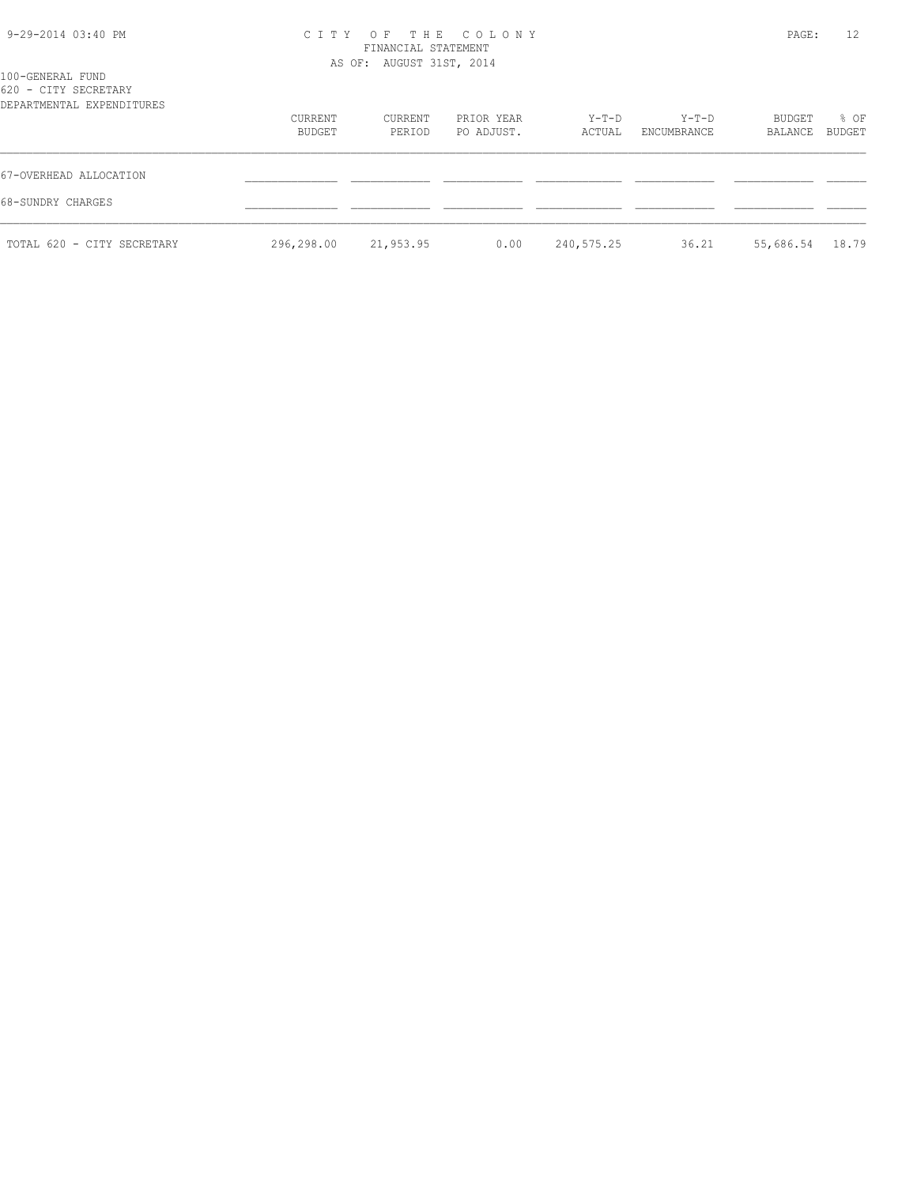100-GENERAL FUND
620 - CITY SECRETARY
DEPARTMENTAL EXPENDITURES

| | CURRENT BUDGET | CURRENT PERIOD | PRIOR YEAR PO ADJUST. | Y-T-D ACTUAL | Y-T-D ENCUMBRANCE | BUDGET BALANCE | % OF BUDGET |
|---|---|---|---|---|---|---|---|
| 67-OVERHEAD ALLOCATION | | | | | | | |
| 68-SUNDRY CHARGES | | | | | | | |
| TOTAL 620 - CITY SECRETARY | 296,298.00 | 21,953.95 | 0.00 | 240,575.25 | 36.21 | 55,686.54 | 18.79 |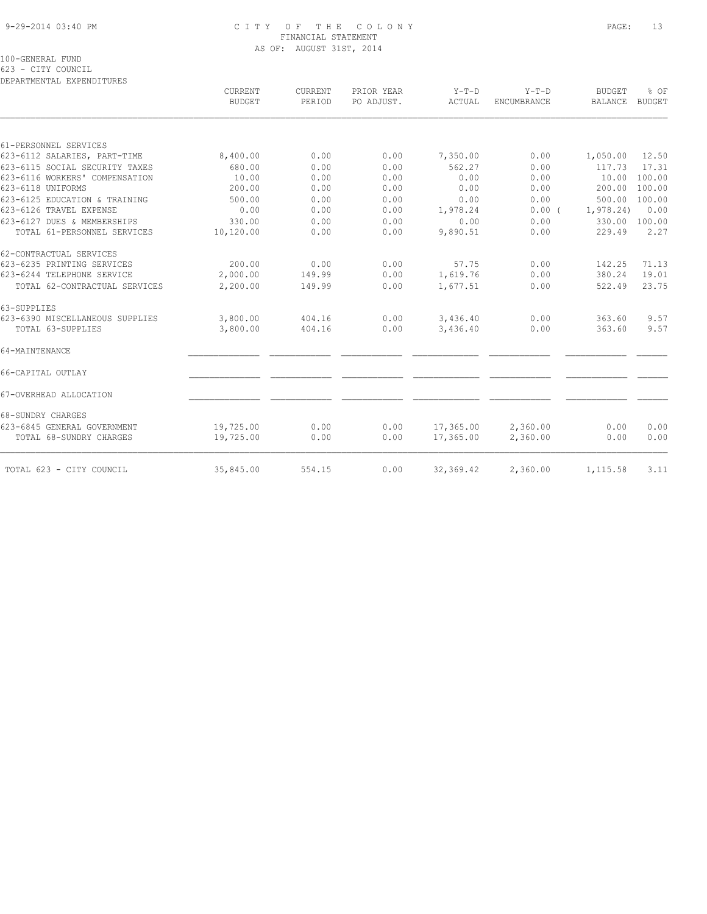# CITY OF THE COLONY

FINANCIAL STATEMENT

AS OF: AUGUST 31ST, 2014

100-GENERAL FUND

623 - CITY COUNCIL

DEPARTMENTAL EXPENDITURES

| | CURRENT BUDGET | CURRENT PERIOD | PRIOR YEAR PO ADJUST. | Y-T-D ACTUAL | Y-T-D ENCUMBRANCE | BUDGET BALANCE | % OF BUDGET |
|---|---|---|---|---|---|---|---|
| 61-PERSONNEL SERVICES | | | | | | | |
| 623-6112 SALARIES, PART-TIME | 8,400.00 | 0.00 | 0.00 | 7,350.00 | 0.00 | 1,050.00 | 12.50 |
| 623-6115 SOCIAL SECURITY TAXES | 680.00 | 0.00 | 0.00 | 562.27 | 0.00 | 117.73 | 17.31 |
| 623-6116 WORKERS' COMPENSATION | 10.00 | 0.00 | 0.00 | 0.00 | 0.00 | 10.00 | 100.00 |
| 623-6118 UNIFORMS | 200.00 | 0.00 | 0.00 | 0.00 | 0.00 | 200.00 | 100.00 |
| 623-6125 EDUCATION & TRAINING | 500.00 | 0.00 | 0.00 | 0.00 | 0.00 | 500.00 | 100.00 |
| 623-6126 TRAVEL EXPENSE | 0.00 | 0.00 | 0.00 | 1,978.24 | 0.00 | ( 1,978.24) | 0.00 |
| 623-6127 DUES & MEMBERSHIPS | 330.00 | 0.00 | 0.00 | 0.00 | 0.00 | 330.00 | 100.00 |
| TOTAL 61-PERSONNEL SERVICES | 10,120.00 | 0.00 | 0.00 | 9,890.51 | 0.00 | 229.49 | 2.27 |
| 62-CONTRACTUAL SERVICES | | | | | | | |
| 623-6235 PRINTING SERVICES | 200.00 | 0.00 | 0.00 | 57.75 | 0.00 | 142.25 | 71.13 |
| 623-6244 TELEPHONE SERVICE | 2,000.00 | 149.99 | 0.00 | 1,619.76 | 0.00 | 380.24 | 19.01 |
| TOTAL 62-CONTRACTUAL SERVICES | 2,200.00 | 149.99 | 0.00 | 1,677.51 | 0.00 | 522.49 | 23.75 |
| 63-SUPPLIES | | | | | | | |
| 623-6390 MISCELLANEOUS SUPPLIES | 3,800.00 | 404.16 | 0.00 | 3,436.40 | 0.00 | 363.60 | 9.57 |
| TOTAL 63-SUPPLIES | 3,800.00 | 404.16 | 0.00 | 3,436.40 | 0.00 | 363.60 | 9.57 |
| 64-MAINTENANCE | | | | | | | |
| 66-CAPITAL OUTLAY | | | | | | | |
| 67-OVERHEAD ALLOCATION | | | | | | | |
| 68-SUNDRY CHARGES | | | | | | | |
| 623-6845 GENERAL GOVERNMENT | 19,725.00 | 0.00 | 0.00 | 17,365.00 | 2,360.00 | 0.00 | 0.00 |
| TOTAL 68-SUNDRY CHARGES | 19,725.00 | 0.00 | 0.00 | 17,365.00 | 2,360.00 | 0.00 | 0.00 |
| TOTAL 623 - CITY COUNCIL | 35,845.00 | 554.15 | 0.00 | 32,369.42 | 2,360.00 | 1,115.58 | 3.11 |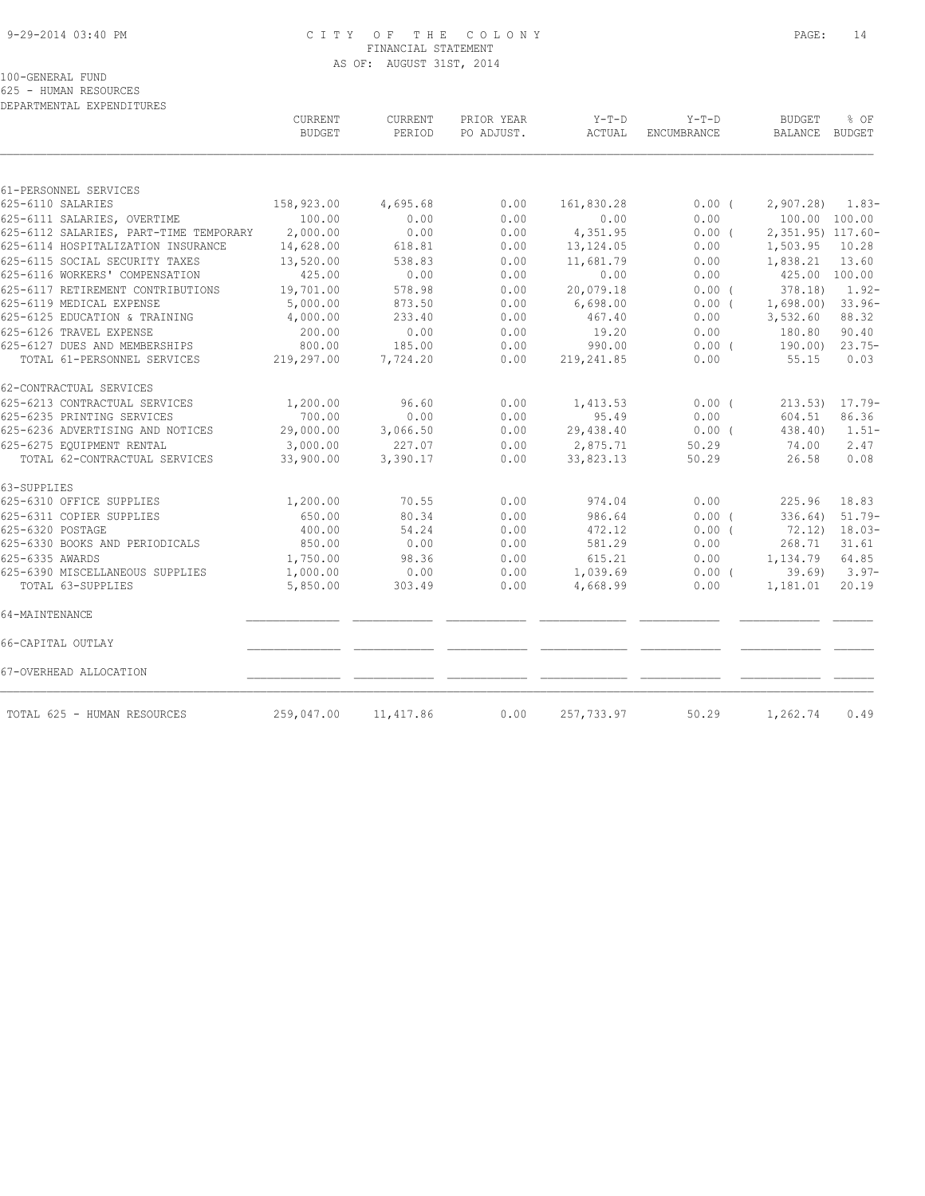CITY OF THE COLONY
FINANCIAL STATEMENT
AS OF: AUGUST 31ST, 2014

100-GENERAL FUND
625 - HUMAN RESOURCES
DEPARTMENTAL EXPENDITURES

| | CURRENT BUDGET | CURRENT PERIOD | PRIOR YEAR PO ADJUST. | Y-T-D ACTUAL | Y-T-D ENCUMBRANCE | BUDGET BALANCE | % OF BUDGET |
|---|---|---|---|---|---|---|---|
| 61-PERSONNEL SERVICES | | | | | | | |
| 625-6110 SALARIES | 158,923.00 | 4,695.68 | 0.00 | 161,830.28 | 0.00 | ( 2,907.28) | 1.83- |
| 625-6111 SALARIES, OVERTIME | 100.00 | 0.00 | 0.00 | 0.00 | 0.00 | 100.00 | 100.00 |
| 625-6112 SALARIES, PART-TIME TEMPORARY | 2,000.00 | 0.00 | 0.00 | 4,351.95 | 0.00 | ( 2,351.95) | 117.60- |
| 625-6114 HOSPITALIZATION INSURANCE | 14,628.00 | 618.81 | 0.00 | 13,124.05 | 0.00 | 1,503.95 | 10.28 |
| 625-6115 SOCIAL SECURITY TAXES | 13,520.00 | 538.83 | 0.00 | 11,681.79 | 0.00 | 1,838.21 | 13.60 |
| 625-6116 WORKERS' COMPENSATION | 425.00 | 0.00 | 0.00 | 0.00 | 0.00 | 425.00 | 100.00 |
| 625-6117 RETIREMENT CONTRIBUTIONS | 19,701.00 | 578.98 | 0.00 | 20,079.18 | 0.00 | ( 378.18) | 1.92- |
| 625-6119 MEDICAL EXPENSE | 5,000.00 | 873.50 | 0.00 | 6,698.00 | 0.00 | ( 1,698.00) | 33.96- |
| 625-6125 EDUCATION & TRAINING | 4,000.00 | 233.40 | 0.00 | 467.40 | 0.00 | 3,532.60 | 88.32 |
| 625-6126 TRAVEL EXPENSE | 200.00 | 0.00 | 0.00 | 19.20 | 0.00 | 180.80 | 90.40 |
| 625-6127 DUES AND MEMBERSHIPS | 800.00 | 185.00 | 0.00 | 990.00 | 0.00 | ( 190.00) | 23.75- |
| TOTAL 61-PERSONNEL SERVICES | 219,297.00 | 7,724.20 | 0.00 | 219,241.85 | 0.00 | 55.15 | 0.03 |
| 62-CONTRACTUAL SERVICES | | | | | | | |
| 625-6213 CONTRACTUAL SERVICES | 1,200.00 | 96.60 | 0.00 | 1,413.53 | 0.00 | ( 213.53) | 17.79- |
| 625-6235 PRINTING SERVICES | 700.00 | 0.00 | 0.00 | 95.49 | 0.00 | 604.51 | 86.36 |
| 625-6236 ADVERTISING AND NOTICES | 29,000.00 | 3,066.50 | 0.00 | 29,438.40 | 0.00 | ( 438.40) | 1.51- |
| 625-6275 EQUIPMENT RENTAL | 3,000.00 | 227.07 | 0.00 | 2,875.71 | 50.29 | 74.00 | 2.47 |
| TOTAL 62-CONTRACTUAL SERVICES | 33,900.00 | 3,390.17 | 0.00 | 33,823.13 | 50.29 | 26.58 | 0.08 |
| 63-SUPPLIES | | | | | | | |
| 625-6310 OFFICE SUPPLIES | 1,200.00 | 70.55 | 0.00 | 974.04 | 0.00 | 225.96 | 18.83 |
| 625-6311 COPIER SUPPLIES | 650.00 | 80.34 | 0.00 | 986.64 | 0.00 | ( 336.64) | 51.79- |
| 625-6320 POSTAGE | 400.00 | 54.24 | 0.00 | 472.12 | 0.00 | ( 72.12) | 18.03- |
| 625-6330 BOOKS AND PERIODICALS | 850.00 | 0.00 | 0.00 | 581.29 | 0.00 | 268.71 | 31.61 |
| 625-6335 AWARDS | 1,750.00 | 98.36 | 0.00 | 615.21 | 0.00 | 1,134.79 | 64.85 |
| 625-6390 MISCELLANEOUS SUPPLIES | 1,000.00 | 0.00 | 0.00 | 1,039.69 | 0.00 | ( 39.69) | 3.97- |
| TOTAL 63-SUPPLIES | 5,850.00 | 303.49 | 0.00 | 4,668.99 | 0.00 | 1,181.01 | 20.19 |
| 64-MAINTENANCE | | | | | | | |
| 66-CAPITAL OUTLAY | | | | | | | |
| 67-OVERHEAD ALLOCATION | | | | | | | |
| TOTAL 625 - HUMAN RESOURCES | 259,047.00 | 11,417.86 | 0.00 | 257,733.97 | 50.29 | 1,262.74 | 0.49 |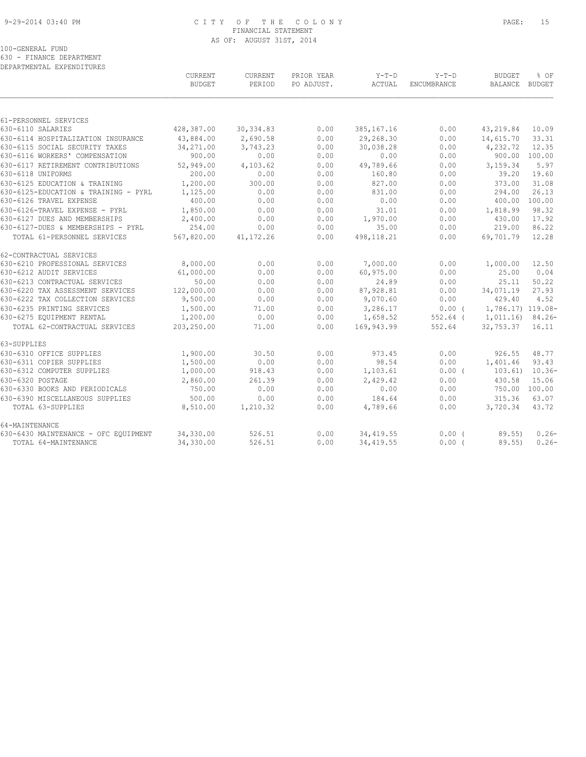CITY OF THE COLONY
FINANCIAL STATEMENT
AS OF: AUGUST 31ST, 2014

100-GENERAL FUND
630 - FINANCE DEPARTMENT
DEPARTMENTAL EXPENDITURES

| | CURRENT BUDGET | CURRENT PERIOD | PRIOR YEAR PO ADJUST. | Y-T-D ACTUAL | Y-T-D ENCUMBRANCE | BUDGET BALANCE | % OF BUDGET |
|---|---|---|---|---|---|---|---|
| 61-PERSONNEL SERVICES | | | | | | | |
| 630-6110 SALARIES | 428,387.00 | 30,334.83 | 0.00 | 385,167.16 | 0.00 | 43,219.84 | 10.09 |
| 630-6114 HOSPITALIZATION INSURANCE | 43,884.00 | 2,690.58 | 0.00 | 29,268.30 | 0.00 | 14,615.70 | 33.31 |
| 630-6115 SOCIAL SECURITY TAXES | 34,271.00 | 3,743.23 | 0.00 | 30,038.28 | 0.00 | 4,232.72 | 12.35 |
| 630-6116 WORKERS' COMPENSATION | 900.00 | 0.00 | 0.00 | 0.00 | 0.00 | 900.00 | 100.00 |
| 630-6117 RETIREMENT CONTRIBUTIONS | 52,949.00 | 4,103.62 | 0.00 | 49,789.66 | 0.00 | 3,159.34 | 5.97 |
| 630-6118 UNIFORMS | 200.00 | 0.00 | 0.00 | 160.80 | 0.00 | 39.20 | 19.60 |
| 630-6125 EDUCATION & TRAINING | 1,200.00 | 300.00 | 0.00 | 827.00 | 0.00 | 373.00 | 31.08 |
| 630-6125-EDUCATION & TRAINING - PYRL | 1,125.00 | 0.00 | 0.00 | 831.00 | 0.00 | 294.00 | 26.13 |
| 630-6126 TRAVEL EXPENSE | 400.00 | 0.00 | 0.00 | 0.00 | 0.00 | 400.00 | 100.00 |
| 630-6126-TRAVEL EXPENSE - PYRL | 1,850.00 | 0.00 | 0.00 | 31.01 | 0.00 | 1,818.99 | 98.32 |
| 630-6127 DUES AND MEMBERSHIPS | 2,400.00 | 0.00 | 0.00 | 1,970.00 | 0.00 | 430.00 | 17.92 |
| 630-6127-DUES & MEMBERSHIPS - PYRL | 254.00 | 0.00 | 0.00 | 35.00 | 0.00 | 219.00 | 86.22 |
| TOTAL 61-PERSONNEL SERVICES | 567,820.00 | 41,172.26 | 0.00 | 498,118.21 | 0.00 | 69,701.79 | 12.28 |
| 62-CONTRACTUAL SERVICES | | | | | | | |
| 630-6210 PROFESSIONAL SERVICES | 8,000.00 | 0.00 | 0.00 | 7,000.00 | 0.00 | 1,000.00 | 12.50 |
| 630-6212 AUDIT SERVICES | 61,000.00 | 0.00 | 0.00 | 60,975.00 | 0.00 | 25.00 | 0.04 |
| 630-6213 CONTRACTUAL SERVICES | 50.00 | 0.00 | 0.00 | 24.89 | 0.00 | 25.11 | 50.22 |
| 630-6220 TAX ASSESSMENT SERVICES | 122,000.00 | 0.00 | 0.00 | 87,928.81 | 0.00 | 34,071.19 | 27.93 |
| 630-6222 TAX COLLECTION SERVICES | 9,500.00 | 0.00 | 0.00 | 9,070.60 | 0.00 | 429.40 | 4.52 |
| 630-6235 PRINTING SERVICES | 1,500.00 | 71.00 | 0.00 | 3,286.17 | 0.00 | ( 1,786.17) | 119.08- |
| 630-6275 EQUIPMENT RENTAL | 1,200.00 | 0.00 | 0.00 | 1,658.52 | 552.64 | ( 1,011.16) | 84.26- |
| TOTAL 62-CONTRACTUAL SERVICES | 203,250.00 | 71.00 | 0.00 | 169,943.99 | 552.64 | 32,753.37 | 16.11 |
| 63-SUPPLIES | | | | | | | |
| 630-6310 OFFICE SUPPLIES | 1,900.00 | 30.50 | 0.00 | 973.45 | 0.00 | 926.55 | 48.77 |
| 630-6311 COPIER SUPPLIES | 1,500.00 | 0.00 | 0.00 | 98.54 | 0.00 | 1,401.46 | 93.43 |
| 630-6312 COMPUTER SUPPLIES | 1,000.00 | 918.43 | 0.00 | 1,103.61 | 0.00 | ( 103.61) | 10.36- |
| 630-6320 POSTAGE | 2,860.00 | 261.39 | 0.00 | 2,429.42 | 0.00 | 430.58 | 15.06 |
| 630-6330 BOOKS AND PERIODICALS | 750.00 | 0.00 | 0.00 | 0.00 | 0.00 | 750.00 | 100.00 |
| 630-6390 MISCELLANEOUS SUPPLIES | 500.00 | 0.00 | 0.00 | 184.64 | 0.00 | 315.36 | 63.07 |
| TOTAL 63-SUPPLIES | 8,510.00 | 1,210.32 | 0.00 | 4,789.66 | 0.00 | 3,720.34 | 43.72 |
| 64-MAINTENANCE | | | | | | | |
| 630-6430 MAINTENANCE - OFC EQUIPMENT | 34,330.00 | 526.51 | 0.00 | 34,419.55 | 0.00 | ( 89.55) | 0.26- |
| TOTAL 64-MAINTENANCE | 34,330.00 | 526.51 | 0.00 | 34,419.55 | 0.00 | ( 89.55) | 0.26- |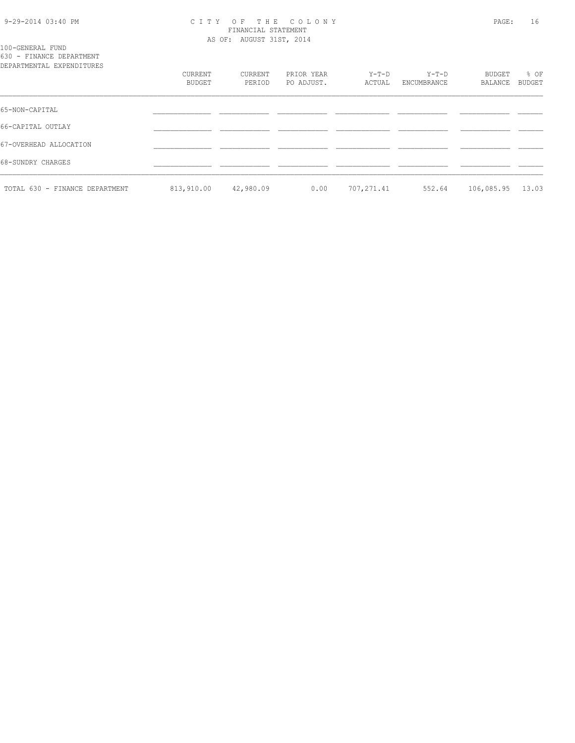CITY OF THE COLONY
FINANCIAL STATEMENT
AS OF: AUGUST 31ST, 2014

100-GENERAL FUND
630 - FINANCE DEPARTMENT
DEPARTMENTAL EXPENDITURES

| | CURRENT BUDGET | CURRENT PERIOD | PRIOR YEAR PO ADJUST. | Y-T-D ACTUAL | Y-T-D ENCUMBRANCE | BUDGET BALANCE | % OF BUDGET |
|---|---|---|---|---|---|---|---|
| 65-NON-CAPITAL | | | | | | | |
| 66-CAPITAL OUTLAY | | | | | | | |
| 67-OVERHEAD ALLOCATION | | | | | | | |
| 68-SUNDRY CHARGES | | | | | | | |
| TOTAL 630 - FINANCE DEPARTMENT | 813,910.00 | 42,980.09 | 0.00 | 707,271.41 | 552.64 | 106,085.95 | 13.03 |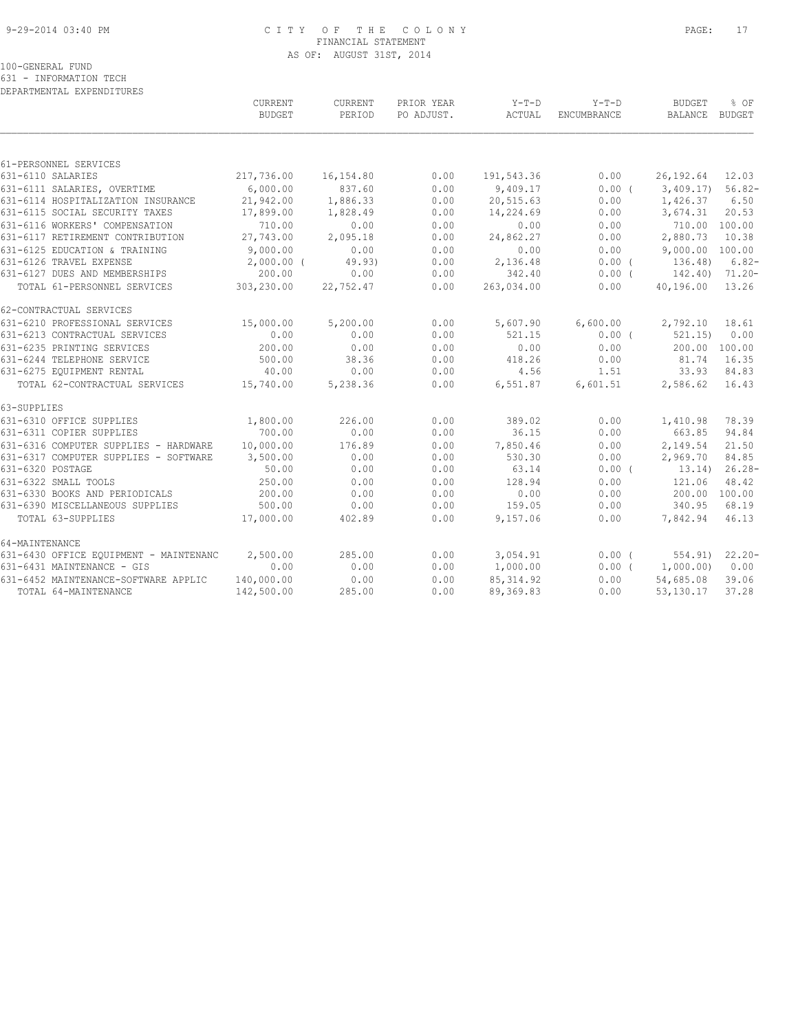# CITY OF THE COLONY
## FINANCIAL STATEMENT
### AS OF: AUGUST 31ST, 2014

100-GENERAL FUND
631 - INFORMATION TECH
DEPARTMENTAL EXPENDITURES

| | CURRENT BUDGET | CURRENT PERIOD | PRIOR YEAR PO ADJUST. | Y-T-D ACTUAL | Y-T-D ENCUMBRANCE | BUDGET BALANCE | % OF BUDGET |
|---|---|---|---|---|---|---|---|
| **61-PERSONNEL SERVICES** | | | | | | | |
| 631-6110 SALARIES | 217,736.00 | 16,154.80 | 0.00 | 191,543.36 | 0.00 | 26,192.64 | 12.03 |
| 631-6111 SALARIES, OVERTIME | 6,000.00 | 837.60 | 0.00 | 9,409.17 | 0.00 | ( 3,409.17) | 56.82- |
| 631-6114 HOSPITALIZATION INSURANCE | 21,942.00 | 1,886.33 | 0.00 | 20,515.63 | 0.00 | 1,426.37 | 6.50 |
| 631-6115 SOCIAL SECURITY TAXES | 17,899.00 | 1,828.49 | 0.00 | 14,224.69 | 0.00 | 3,674.31 | 20.53 |
| 631-6116 WORKERS' COMPENSATION | 710.00 | 0.00 | 0.00 | 0.00 | 0.00 | 710.00 | 100.00 |
| 631-6117 RETIREMENT CONTRIBUTION | 27,743.00 | 2,095.18 | 0.00 | 24,862.27 | 0.00 | 2,880.73 | 10.38 |
| 631-6125 EDUCATION & TRAINING | 9,000.00 | 0.00 | 0.00 | 0.00 | 0.00 | 9,000.00 | 100.00 |
| 631-6126 TRAVEL EXPENSE | 2,000.00 | ( 49.93) | 0.00 | 2,136.48 | 0.00 | ( 136.48) | 6.82- |
| 631-6127 DUES AND MEMBERSHIPS | 200.00 | 0.00 | 0.00 | 342.40 | 0.00 | ( 142.40) | 71.20- |
| TOTAL 61-PERSONNEL SERVICES | 303,230.00 | 22,752.47 | 0.00 | 263,034.00 | 0.00 | 40,196.00 | 13.26 |
| **62-CONTRACTUAL SERVICES** | | | | | | | |
| 631-6210 PROFESSIONAL SERVICES | 15,000.00 | 5,200.00 | 0.00 | 5,607.90 | 6,600.00 | 2,792.10 | 18.61 |
| 631-6213 CONTRACTUAL SERVICES | 0.00 | 0.00 | 0.00 | 521.15 | 0.00 | ( 521.15) | 0.00 |
| 631-6235 PRINTING SERVICES | 200.00 | 0.00 | 0.00 | 0.00 | 0.00 | 200.00 | 100.00 |
| 631-6244 TELEPHONE SERVICE | 500.00 | 38.36 | 0.00 | 418.26 | 0.00 | 81.74 | 16.35 |
| 631-6275 EQUIPMENT RENTAL | 40.00 | 0.00 | 0.00 | 4.56 | 1.51 | 33.93 | 84.83 |
| TOTAL 62-CONTRACTUAL SERVICES | 15,740.00 | 5,238.36 | 0.00 | 6,551.87 | 6,601.51 | 2,586.62 | 16.43 |
| **63-SUPPLIES** | | | | | | | |
| 631-6310 OFFICE SUPPLIES | 1,800.00 | 226.00 | 0.00 | 389.02 | 0.00 | 1,410.98 | 78.39 |
| 631-6311 COPIER SUPPLIES | 700.00 | 0.00 | 0.00 | 36.15 | 0.00 | 663.85 | 94.84 |
| 631-6316 COMPUTER SUPPLIES - HARDWARE | 10,000.00 | 176.89 | 0.00 | 7,850.46 | 0.00 | 2,149.54 | 21.50 |
| 631-6317 COMPUTER SUPPLIES - SOFTWARE | 3,500.00 | 0.00 | 0.00 | 530.30 | 0.00 | 2,969.70 | 84.85 |
| 631-6320 POSTAGE | 50.00 | 0.00 | 0.00 | 63.14 | 0.00 | ( 13.14) | 26.28- |
| 631-6322 SMALL TOOLS | 250.00 | 0.00 | 0.00 | 128.94 | 0.00 | 121.06 | 48.42 |
| 631-6330 BOOKS AND PERIODICALS | 200.00 | 0.00 | 0.00 | 0.00 | 0.00 | 200.00 | 100.00 |
| 631-6390 MISCELLANEOUS SUPPLIES | 500.00 | 0.00 | 0.00 | 159.05 | 0.00 | 340.95 | 68.19 |
| TOTAL 63-SUPPLIES | 17,000.00 | 402.89 | 0.00 | 9,157.06 | 0.00 | 7,842.94 | 46.13 |
| **64-MAINTENANCE** | | | | | | | |
| 631-6430 OFFICE EQUIPMENT - MAINTENANC | 2,500.00 | 285.00 | 0.00 | 3,054.91 | 0.00 | ( 554.91) | 22.20- |
| 631-6431 MAINTENANCE - GIS | 0.00 | 0.00 | 0.00 | 1,000.00 | 0.00 | ( 1,000.00) | 0.00 |
| 631-6452 MAINTENANCE-SOFTWARE APPLIC | 140,000.00 | 0.00 | 0.00 | 85,314.92 | 0.00 | 54,685.08 | 39.06 |
| TOTAL 64-MAINTENANCE | 142,500.00 | 285.00 | 0.00 | 89,369.83 | 0.00 | 53,130.17 | 37.28 |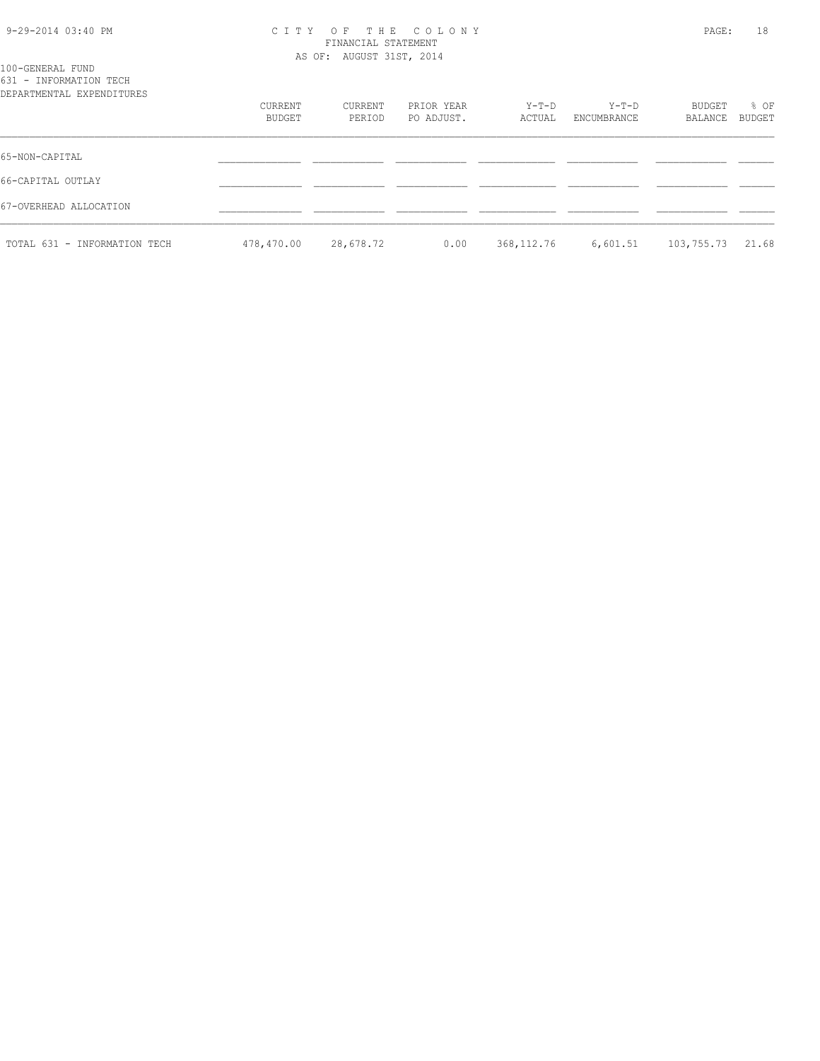CITY OF THE COLONY
FINANCIAL STATEMENT
AS OF: AUGUST 31ST, 2014

100-GENERAL FUND
631 - INFORMATION TECH
DEPARTMENTAL EXPENDITURES

| | CURRENT BUDGET | CURRENT PERIOD | PRIOR YEAR PO ADJUST. | Y-T-D ACTUAL | Y-T-D ENCUMBRANCE | BUDGET BALANCE | % OF BUDGET |
|---|---|---|---|---|---|---|---|
| 65-NON-CAPITAL | | | | | | | |
| 66-CAPITAL OUTLAY | | | | | | | |
| 67-OVERHEAD ALLOCATION | | | | | | | |
| TOTAL 631 - INFORMATION TECH | 478,470.00 | 28,678.72 | 0.00 | 368,112.76 | 6,601.51 | 103,755.73 | 21.68 |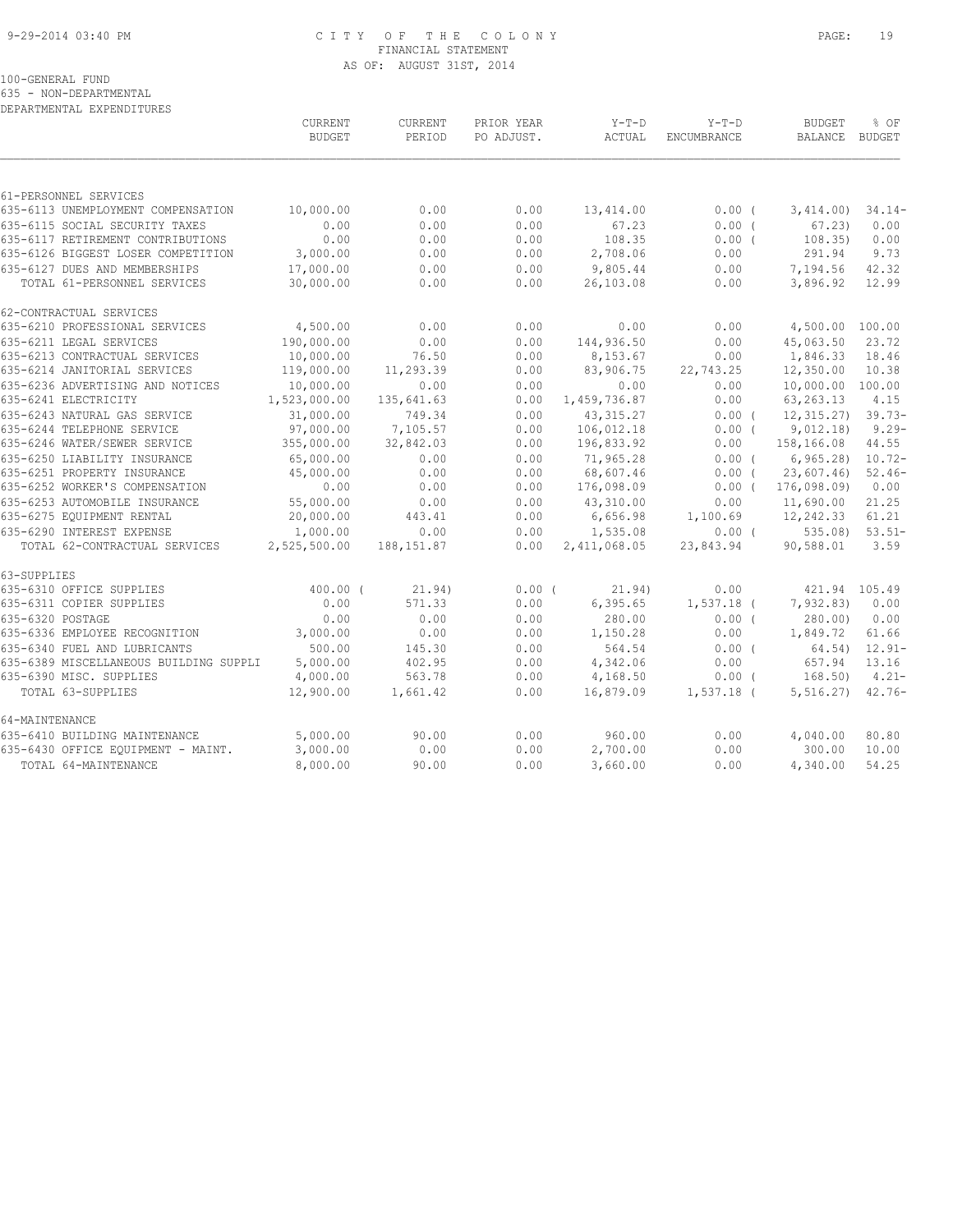# CITY OF THE COLONY
## FINANCIAL STATEMENT
### AS OF: AUGUST 31ST, 2014

100-GENERAL FUND
635 - NON-DEPARTMENTAL
DEPARTMENTAL EXPENDITURES

| | CURRENT BUDGET | CURRENT PERIOD | PRIOR YEAR PO ADJUST. | Y-T-D ACTUAL | Y-T-D ENCUMBRANCE | BUDGET BALANCE | % OF BUDGET |
|---|---|---|---|---|---|---|---|
| 61-PERSONNEL SERVICES | | | | | | | |
| 635-6113 UNEMPLOYMENT COMPENSATION | 10,000.00 | 0.00 | 0.00 | 13,414.00 | 0.00 | ( 3,414.00) | 34.14- |
| 635-6115 SOCIAL SECURITY TAXES | 0.00 | 0.00 | 0.00 | 67.23 | 0.00 | ( 67.23) | 0.00 |
| 635-6117 RETIREMENT CONTRIBUTIONS | 0.00 | 0.00 | 0.00 | 108.35 | 0.00 | ( 108.35) | 0.00 |
| 635-6126 BIGGEST LOSER COMPETITION | 3,000.00 | 0.00 | 0.00 | 2,708.06 | 0.00 | 291.94 | 9.73 |
| 635-6127 DUES AND MEMBERSHIPS | 17,000.00 | 0.00 | 0.00 | 9,805.44 | 0.00 | 7,194.56 | 42.32 |
| TOTAL 61-PERSONNEL SERVICES | 30,000.00 | 0.00 | 0.00 | 26,103.08 | 0.00 | 3,896.92 | 12.99 |
| 62-CONTRACTUAL SERVICES | | | | | | | |
| 635-6210 PROFESSIONAL SERVICES | 4,500.00 | 0.00 | 0.00 | 0.00 | 0.00 | 4,500.00 | 100.00 |
| 635-6211 LEGAL SERVICES | 190,000.00 | 0.00 | 0.00 | 144,936.50 | 0.00 | 45,063.50 | 23.72 |
| 635-6213 CONTRACTUAL SERVICES | 10,000.00 | 76.50 | 0.00 | 8,153.67 | 0.00 | 1,846.33 | 18.46 |
| 635-6214 JANITORIAL SERVICES | 119,000.00 | 11,293.39 | 0.00 | 83,906.75 | 22,743.25 | 12,350.00 | 10.38 |
| 635-6236 ADVERTISING AND NOTICES | 10,000.00 | 0.00 | 0.00 | 0.00 | 0.00 | 10,000.00 | 100.00 |
| 635-6241 ELECTRICITY | 1,523,000.00 | 135,641.63 | 0.00 | 1,459,736.87 | 0.00 | 63,263.13 | 4.15 |
| 635-6243 NATURAL GAS SERVICE | 31,000.00 | 749.34 | 0.00 | 43,315.27 | 0.00 | ( 12,315.27) | 39.73- |
| 635-6244 TELEPHONE SERVICE | 97,000.00 | 7,105.57 | 0.00 | 106,012.18 | 0.00 | ( 9,012.18) | 9.29- |
| 635-6246 WATER/SEWER SERVICE | 355,000.00 | 32,842.03 | 0.00 | 196,833.92 | 0.00 | 158,166.08 | 44.55 |
| 635-6250 LIABILITY INSURANCE | 65,000.00 | 0.00 | 0.00 | 71,965.28 | 0.00 | ( 6,965.28) | 10.72- |
| 635-6251 PROPERTY INSURANCE | 45,000.00 | 0.00 | 0.00 | 68,607.46 | 0.00 | ( 23,607.46) | 52.46- |
| 635-6252 WORKER'S COMPENSATION | 0.00 | 0.00 | 0.00 | 176,098.09 | 0.00 | ( 176,098.09) | 0.00 |
| 635-6253 AUTOMOBILE INSURANCE | 55,000.00 | 0.00 | 0.00 | 43,310.00 | 0.00 | 11,690.00 | 21.25 |
| 635-6275 EQUIPMENT RENTAL | 20,000.00 | 443.41 | 0.00 | 6,656.98 | 1,100.69 | 12,242.33 | 61.21 |
| 635-6290 INTEREST EXPENSE | 1,000.00 | 0.00 | 0.00 | 1,535.08 | 0.00 | ( 535.08) | 53.51- |
| TOTAL 62-CONTRACTUAL SERVICES | 2,525,500.00 | 188,151.87 | 0.00 | 2,411,068.05 | 23,843.94 | 90,588.01 | 3.59 |
| 63-SUPPLIES | | | | | | | |
| 635-6310 OFFICE SUPPLIES | 400.00 | ( 21.94) | 0.00 | ( 21.94) | 0.00 | 421.94 | 105.49 |
| 635-6311 COPIER SUPPLIES | 0.00 | 571.33 | 0.00 | 6,395.65 | 1,537.18 | ( 7,932.83) | 0.00 |
| 635-6320 POSTAGE | 0.00 | 0.00 | 0.00 | 280.00 | 0.00 | ( 280.00) | 0.00 |
| 635-6336 EMPLOYEE RECOGNITION | 3,000.00 | 0.00 | 0.00 | 1,150.28 | 0.00 | 1,849.72 | 61.66 |
| 635-6340 FUEL AND LUBRICANTS | 500.00 | 145.30 | 0.00 | 564.54 | 0.00 | ( 64.54) | 12.91- |
| 635-6389 MISCELLANEOUS BUILDING SUPPLI | 5,000.00 | 402.95 | 0.00 | 4,342.06 | 0.00 | 657.94 | 13.16 |
| 635-6390 MISC. SUPPLIES | 4,000.00 | 563.78 | 0.00 | 4,168.50 | 0.00 | ( 168.50) | 4.21- |
| TOTAL 63-SUPPLIES | 12,900.00 | 1,661.42 | 0.00 | 16,879.09 | 1,537.18 | ( 5,516.27) | 42.76- |
| 64-MAINTENANCE | | | | | | | |
| 635-6410 BUILDING MAINTENANCE | 5,000.00 | 90.00 | 0.00 | 960.00 | 0.00 | 4,040.00 | 80.80 |
| 635-6430 OFFICE EQUIPMENT - MAINT. | 3,000.00 | 0.00 | 0.00 | 2,700.00 | 0.00 | 300.00 | 10.00 |
| TOTAL 64-MAINTENANCE | 8,000.00 | 90.00 | 0.00 | 3,660.00 | 0.00 | 4,340.00 | 54.25 |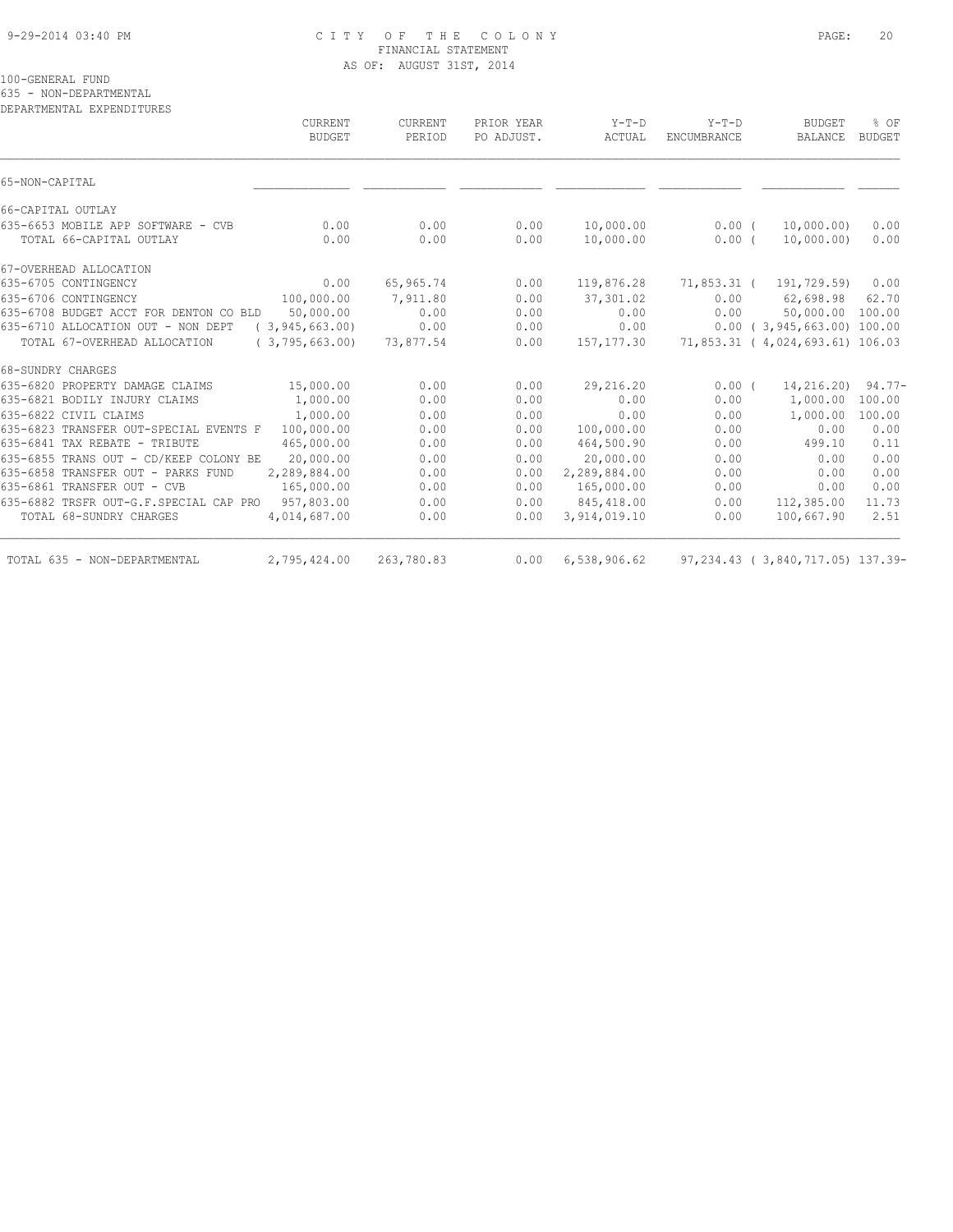100-GENERAL FUND
635 - NON-DEPARTMENTAL
DEPARTMENTAL EXPENDITURES

| | CURRENT BUDGET | CURRENT PERIOD | PRIOR YEAR PO ADJUST. | Y-T-D ACTUAL | Y-T-D ENCUMBRANCE | BUDGET BALANCE | % OF BUDGET |
|---|---|---|---|---|---|---|---|
| 65-NON-CAPITAL | | | | | | | |
| 66-CAPITAL OUTLAY | | | | | | | |
| 635-6653 MOBILE APP SOFTWARE - CVB | 0.00 | 0.00 | 0.00 | 10,000.00 | 0.00 | ( 10,000.00) | 0.00 |
| TOTAL 66-CAPITAL OUTLAY | 0.00 | 0.00 | 0.00 | 10,000.00 | 0.00 | ( 10,000.00) | 0.00 |
| 67-OVERHEAD ALLOCATION | | | | | | | |
| 635-6705 CONTINGENCY | 0.00 | 65,965.74 | 0.00 | 119,876.28 | 71,853.31 | ( 191,729.59) | 0.00 |
| 635-6706 CONTINGENCY | 100,000.00 | 7,911.80 | 0.00 | 37,301.02 | 0.00 | 62,698.98 | 62.70 |
| 635-6708 BUDGET ACCT FOR DENTON CO BLD | 50,000.00 | 0.00 | 0.00 | 0.00 | 0.00 | 50,000.00 | 100.00 |
| 635-6710 ALLOCATION OUT - NON DEPT | ( 3,945,663.00) | 0.00 | 0.00 | 0.00 | 0.00 | ( 3,945,663.00) | 100.00 |
| TOTAL 67-OVERHEAD ALLOCATION | ( 3,795,663.00) | 73,877.54 | 0.00 | 157,177.30 | 71,853.31 | ( 4,024,693.61) | 106.03 |
| 68-SUNDRY CHARGES | | | | | | | |
| 635-6820 PROPERTY DAMAGE CLAIMS | 15,000.00 | 0.00 | 0.00 | 29,216.20 | 0.00 | ( 14,216.20) | 94.77- |
| 635-6821 BODILY INJURY CLAIMS | 1,000.00 | 0.00 | 0.00 | 0.00 | 0.00 | 1,000.00 | 100.00 |
| 635-6822 CIVIL CLAIMS | 1,000.00 | 0.00 | 0.00 | 0.00 | 0.00 | 1,000.00 | 100.00 |
| 635-6823 TRANSFER OUT-SPECIAL EVENTS F | 100,000.00 | 0.00 | 0.00 | 100,000.00 | 0.00 | 0.00 | 0.00 |
| 635-6841 TAX REBATE - TRIBUTE | 465,000.00 | 0.00 | 0.00 | 464,500.90 | 0.00 | 499.10 | 0.11 |
| 635-6855 TRANS OUT - CD/KEEP COLONY BE | 20,000.00 | 0.00 | 0.00 | 20,000.00 | 0.00 | 0.00 | 0.00 |
| 635-6858 TRANSFER OUT - PARKS FUND | 2,289,884.00 | 0.00 | 0.00 | 2,289,884.00 | 0.00 | 0.00 | 0.00 |
| 635-6861 TRANSFER OUT - CVB | 165,000.00 | 0.00 | 0.00 | 165,000.00 | 0.00 | 0.00 | 0.00 |
| 635-6882 TRSFR OUT-G.F.SPECIAL CAP PRO | 957,803.00 | 0.00 | 0.00 | 845,418.00 | 0.00 | 112,385.00 | 11.73 |
| TOTAL 68-SUNDRY CHARGES | 4,014,687.00 | 0.00 | 0.00 | 3,914,019.10 | 0.00 | 100,667.90 | 2.51 |
| TOTAL 635 - NON-DEPARTMENTAL | 2,795,424.00 | 263,780.83 | 0.00 | 6,538,906.62 | 97,234.43 | ( 3,840,717.05) | 137.39- |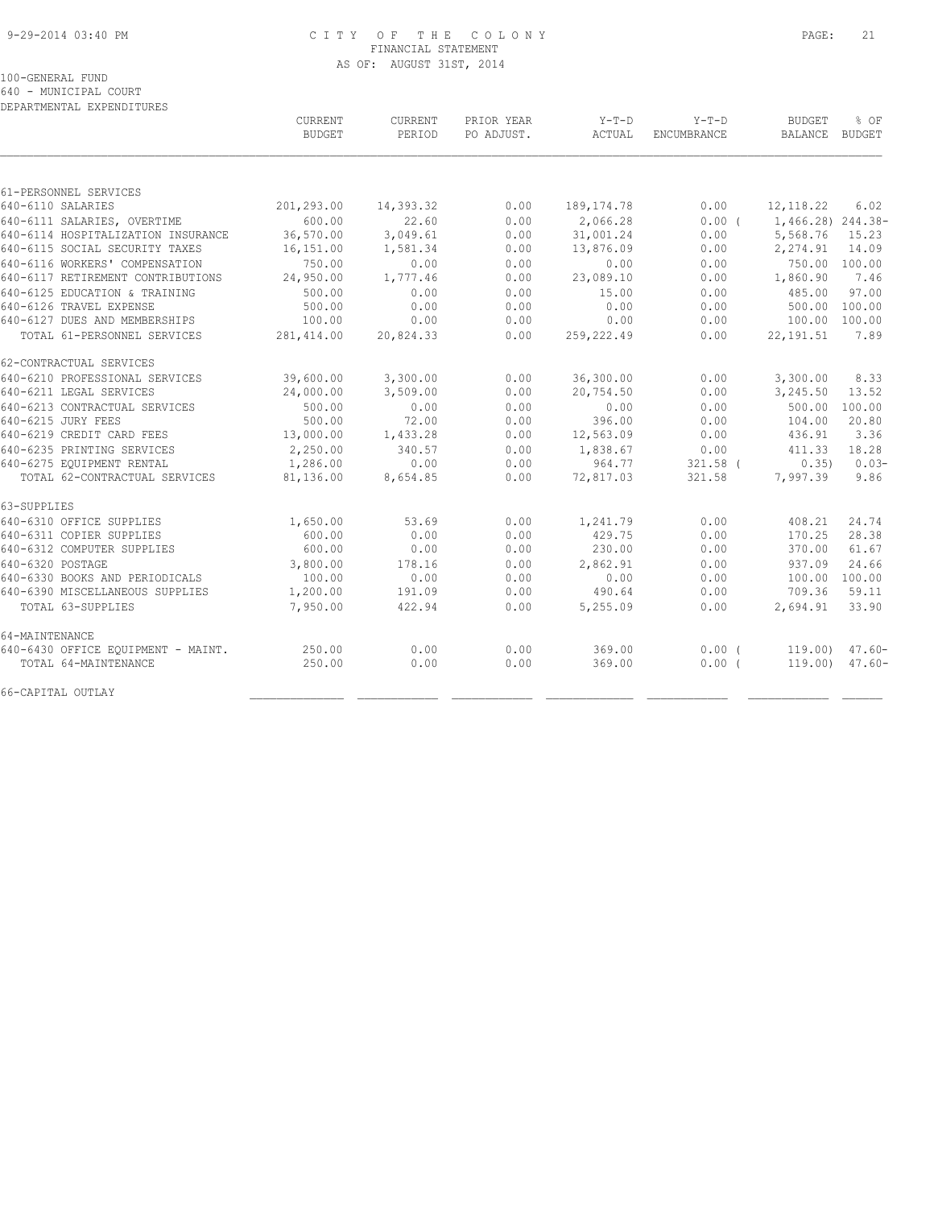CITY OF THE COLONY
FINANCIAL STATEMENT
AS OF: AUGUST 31ST, 2014

100-GENERAL FUND
640 - MUNICIPAL COURT
DEPARTMENTAL EXPENDITURES

| | CURRENT BUDGET | CURRENT PERIOD | PRIOR YEAR PO ADJUST. | Y-T-D ACTUAL | Y-T-D ENCUMBRANCE | BUDGET BALANCE | % OF BUDGET |
|---|---|---|---|---|---|---|---|
| 61-PERSONNEL SERVICES | | | | | | | |
| 640-6110 SALARIES | 201,293.00 | 14,393.32 | 0.00 | 189,174.78 | 0.00 | 12,118.22 | 6.02 |
| 640-6111 SALARIES, OVERTIME | 600.00 | 22.60 | 0.00 | 2,066.28 | 0.00 | ( 1,466.28) | 244.38- |
| 640-6114 HOSPITALIZATION INSURANCE | 36,570.00 | 3,049.61 | 0.00 | 31,001.24 | 0.00 | 5,568.76 | 15.23 |
| 640-6115 SOCIAL SECURITY TAXES | 16,151.00 | 1,581.34 | 0.00 | 13,876.09 | 0.00 | 2,274.91 | 14.09 |
| 640-6116 WORKERS' COMPENSATION | 750.00 | 0.00 | 0.00 | 0.00 | 0.00 | 750.00 | 100.00 |
| 640-6117 RETIREMENT CONTRIBUTIONS | 24,950.00 | 1,777.46 | 0.00 | 23,089.10 | 0.00 | 1,860.90 | 7.46 |
| 640-6125 EDUCATION & TRAINING | 500.00 | 0.00 | 0.00 | 15.00 | 0.00 | 485.00 | 97.00 |
| 640-6126 TRAVEL EXPENSE | 500.00 | 0.00 | 0.00 | 0.00 | 0.00 | 500.00 | 100.00 |
| 640-6127 DUES AND MEMBERSHIPS | 100.00 | 0.00 | 0.00 | 0.00 | 0.00 | 100.00 | 100.00 |
| TOTAL 61-PERSONNEL SERVICES | 281,414.00 | 20,824.33 | 0.00 | 259,222.49 | 0.00 | 22,191.51 | 7.89 |
| 62-CONTRACTUAL SERVICES | | | | | | | |
| 640-6210 PROFESSIONAL SERVICES | 39,600.00 | 3,300.00 | 0.00 | 36,300.00 | 0.00 | 3,300.00 | 8.33 |
| 640-6211 LEGAL SERVICES | 24,000.00 | 3,509.00 | 0.00 | 20,754.50 | 0.00 | 3,245.50 | 13.52 |
| 640-6213 CONTRACTUAL SERVICES | 500.00 | 0.00 | 0.00 | 0.00 | 0.00 | 500.00 | 100.00 |
| 640-6215 JURY FEES | 500.00 | 72.00 | 0.00 | 396.00 | 0.00 | 104.00 | 20.80 |
| 640-6219 CREDIT CARD FEES | 13,000.00 | 1,433.28 | 0.00 | 12,563.09 | 0.00 | 436.91 | 3.36 |
| 640-6235 PRINTING SERVICES | 2,250.00 | 340.57 | 0.00 | 1,838.67 | 0.00 | 411.33 | 18.28 |
| 640-6275 EQUIPMENT RENTAL | 1,286.00 | 0.00 | 0.00 | 964.77 | 321.58 | ( 0.35) | 0.03- |
| TOTAL 62-CONTRACTUAL SERVICES | 81,136.00 | 8,654.85 | 0.00 | 72,817.03 | 321.58 | 7,997.39 | 9.86 |
| 63-SUPPLIES | | | | | | | |
| 640-6310 OFFICE SUPPLIES | 1,650.00 | 53.69 | 0.00 | 1,241.79 | 0.00 | 408.21 | 24.74 |
| 640-6311 COPIER SUPPLIES | 600.00 | 0.00 | 0.00 | 429.75 | 0.00 | 170.25 | 28.38 |
| 640-6312 COMPUTER SUPPLIES | 600.00 | 0.00 | 0.00 | 230.00 | 0.00 | 370.00 | 61.67 |
| 640-6320 POSTAGE | 3,800.00 | 178.16 | 0.00 | 2,862.91 | 0.00 | 937.09 | 24.66 |
| 640-6330 BOOKS AND PERIODICALS | 100.00 | 0.00 | 0.00 | 0.00 | 0.00 | 100.00 | 100.00 |
| 640-6390 MISCELLANEOUS SUPPLIES | 1,200.00 | 191.09 | 0.00 | 490.64 | 0.00 | 709.36 | 59.11 |
| TOTAL 63-SUPPLIES | 7,950.00 | 422.94 | 0.00 | 5,255.09 | 0.00 | 2,694.91 | 33.90 |
| 64-MAINTENANCE | | | | | | | |
| 640-6430 OFFICE EQUIPMENT - MAINT. | 250.00 | 0.00 | 0.00 | 369.00 | 0.00 | ( 119.00) | 47.60- |
| TOTAL 64-MAINTENANCE | 250.00 | 0.00 | 0.00 | 369.00 | 0.00 | ( 119.00) | 47.60- |
| 66-CAPITAL OUTLAY | | | | | | | |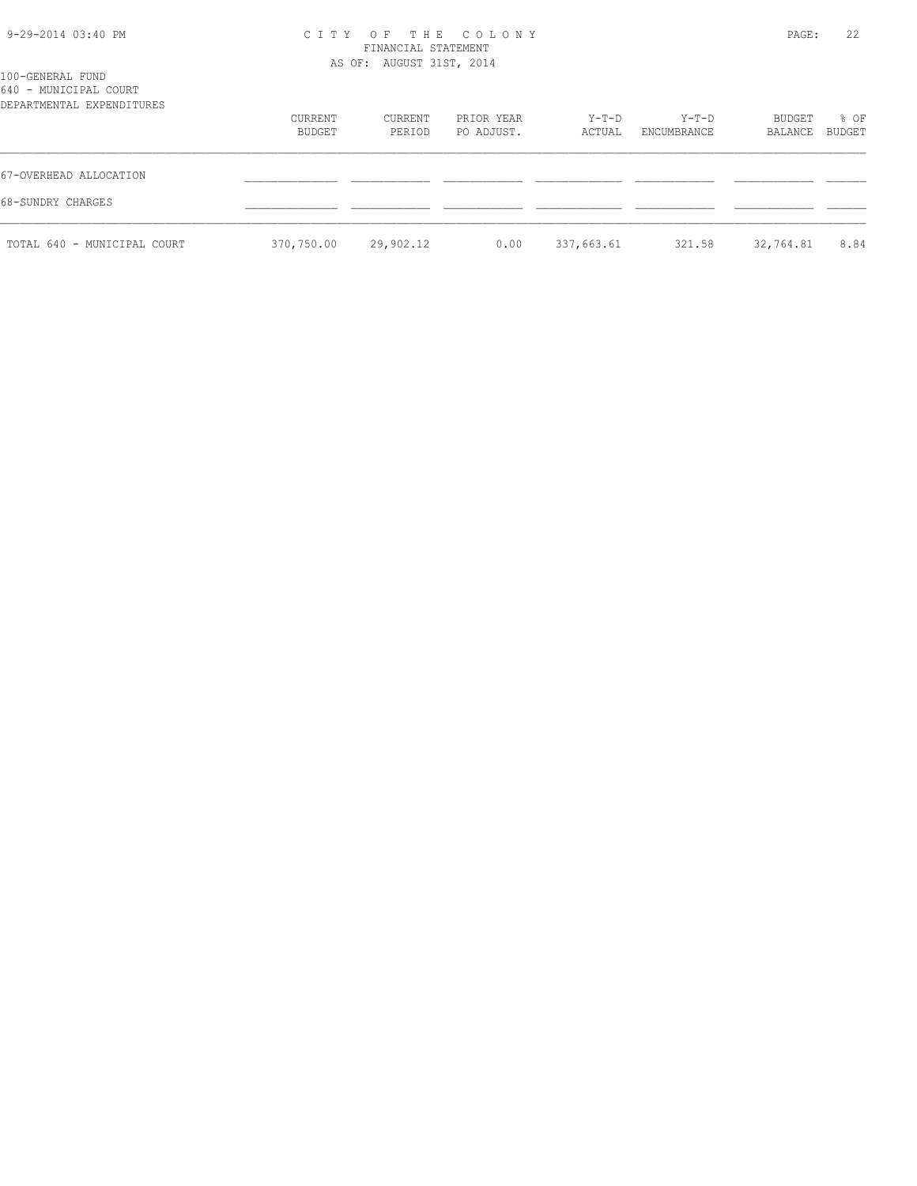100-GENERAL FUND
640 - MUNICIPAL COURT
DEPARTMENTAL EXPENDITURES

| | CURRENT BUDGET | CURRENT PERIOD | PRIOR YEAR PO ADJUST. | Y-T-D ACTUAL | Y-T-D ENCUMBRANCE | BUDGET BALANCE | % OF BUDGET |
|---|---|---|---|---|---|---|---|
| 67-OVERHEAD ALLOCATION | | | | | | | |
| 68-SUNDRY CHARGES | | | | | | | |
| TOTAL 640 - MUNICIPAL COURT | 370,750.00 | 29,902.12 | 0.00 | 337,663.61 | 321.58 | 32,764.81 | 8.84 |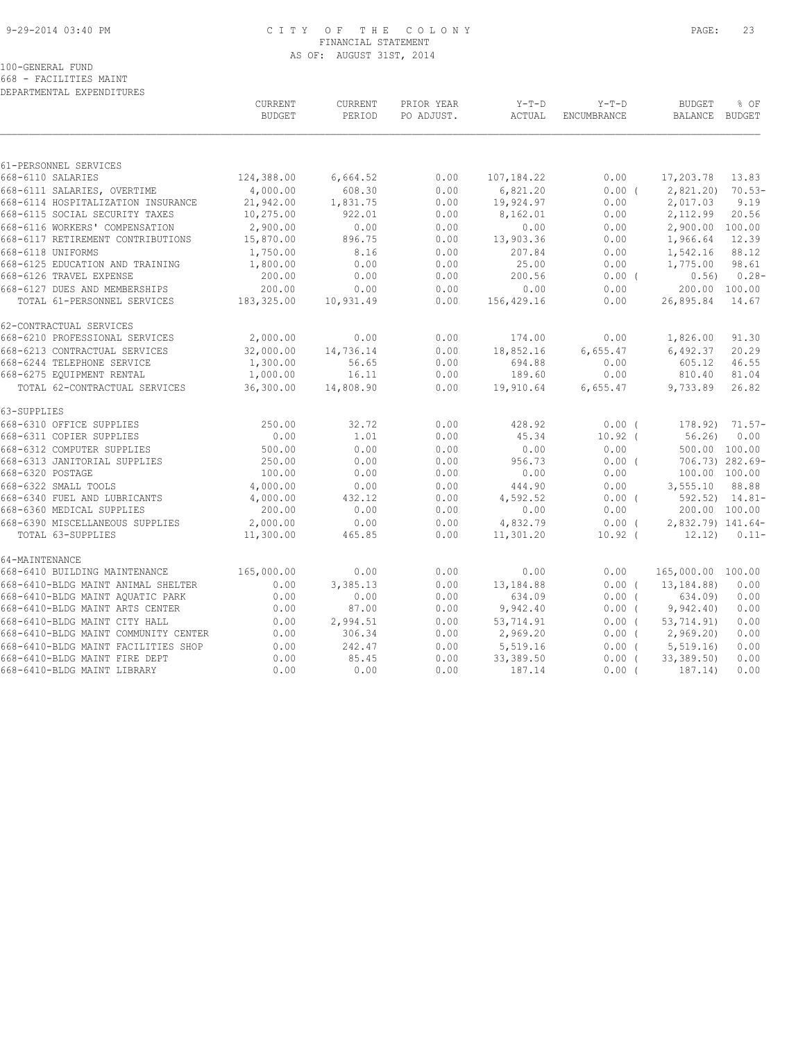100-GENERAL FUND
668 - FACILITIES MAINT
DEPARTMENTAL EXPENDITURES

| | CURRENT BUDGET | CURRENT PERIOD | PRIOR YEAR PO ADJUST. | Y-T-D ACTUAL | Y-T-D ENCUMBRANCE | BUDGET BALANCE | % OF BUDGET |
|---|---|---|---|---|---|---|---|
| **61-PERSONNEL SERVICES** | | | | | | | |
| 668-6110 SALARIES | 124,388.00 | 6,664.52 | 0.00 | 107,184.22 | 0.00 | 17,203.78 | 13.83 |
| 668-6111 SALARIES, OVERTIME | 4,000.00 | 608.30 | 0.00 | 6,821.20 | 0.00 | ( 2,821.20) | 70.53- |
| 668-6114 HOSPITALIZATION INSURANCE | 21,942.00 | 1,831.75 | 0.00 | 19,924.97 | 0.00 | 2,017.03 | 9.19 |
| 668-6115 SOCIAL SECURITY TAXES | 10,275.00 | 922.01 | 0.00 | 8,162.01 | 0.00 | 2,112.99 | 20.56 |
| 668-6116 WORKERS' COMPENSATION | 2,900.00 | 0.00 | 0.00 | 0.00 | 0.00 | 2,900.00 | 100.00 |
| 668-6117 RETIREMENT CONTRIBUTIONS | 15,870.00 | 896.75 | 0.00 | 13,903.36 | 0.00 | 1,966.64 | 12.39 |
| 668-6118 UNIFORMS | 1,750.00 | 8.16 | 0.00 | 207.84 | 0.00 | 1,542.16 | 88.12 |
| 668-6125 EDUCATION AND TRAINING | 1,800.00 | 0.00 | 0.00 | 25.00 | 0.00 | 1,775.00 | 98.61 |
| 668-6126 TRAVEL EXPENSE | 200.00 | 0.00 | 0.00 | 200.56 | 0.00 | ( 0.56) | 0.28- |
| 668-6127 DUES AND MEMBERSHIPS | 200.00 | 0.00 | 0.00 | 0.00 | 0.00 | 200.00 | 100.00 |
| TOTAL 61-PERSONNEL SERVICES | 183,325.00 | 10,931.49 | 0.00 | 156,429.16 | 0.00 | 26,895.84 | 14.67 |
| **62-CONTRACTUAL SERVICES** | | | | | | | |
| 668-6210 PROFESSIONAL SERVICES | 2,000.00 | 0.00 | 0.00 | 174.00 | 0.00 | 1,826.00 | 91.30 |
| 668-6213 CONTRACTUAL SERVICES | 32,000.00 | 14,736.14 | 0.00 | 18,852.16 | 6,655.47 | 6,492.37 | 20.29 |
| 668-6244 TELEPHONE SERVICE | 1,300.00 | 56.65 | 0.00 | 694.88 | 0.00 | 605.12 | 46.55 |
| 668-6275 EQUIPMENT RENTAL | 1,000.00 | 16.11 | 0.00 | 189.60 | 0.00 | 810.40 | 81.04 |
| TOTAL 62-CONTRACTUAL SERVICES | 36,300.00 | 14,808.90 | 0.00 | 19,910.64 | 6,655.47 | 9,733.89 | 26.82 |
| **63-SUPPLIES** | | | | | | | |
| 668-6310 OFFICE SUPPLIES | 250.00 | 32.72 | 0.00 | 428.92 | 0.00 | ( 178.92) | 71.57- |
| 668-6311 COPIER SUPPLIES | 0.00 | 1.01 | 0.00 | 45.34 | 10.92 | ( 56.26) | 0.00 |
| 668-6312 COMPUTER SUPPLIES | 500.00 | 0.00 | 0.00 | 0.00 | 0.00 | 500.00 | 100.00 |
| 668-6313 JANITORIAL SUPPLIES | 250.00 | 0.00 | 0.00 | 956.73 | 0.00 | ( 706.73) | 282.69- |
| 668-6320 POSTAGE | 100.00 | 0.00 | 0.00 | 0.00 | 0.00 | 100.00 | 100.00 |
| 668-6322 SMALL TOOLS | 4,000.00 | 0.00 | 0.00 | 444.90 | 0.00 | 3,555.10 | 88.88 |
| 668-6340 FUEL AND LUBRICANTS | 4,000.00 | 432.12 | 0.00 | 4,592.52 | 0.00 | ( 592.52) | 14.81- |
| 668-6360 MEDICAL SUPPLIES | 200.00 | 0.00 | 0.00 | 0.00 | 0.00 | 200.00 | 100.00 |
| 668-6390 MISCELLANEOUS SUPPLIES | 2,000.00 | 0.00 | 0.00 | 4,832.79 | 0.00 | ( 2,832.79) | 141.64- |
| TOTAL 63-SUPPLIES | 11,300.00 | 465.85 | 0.00 | 11,301.20 | 10.92 | ( 12.12) | 0.11- |
| **64-MAINTENANCE** | | | | | | | |
| 668-6410 BUILDING MAINTENANCE | 165,000.00 | 0.00 | 0.00 | 0.00 | 0.00 | 165,000.00 | 100.00 |
| 668-6410-BLDG MAINT ANIMAL SHELTER | 0.00 | 3,385.13 | 0.00 | 13,184.88 | 0.00 | ( 13,184.88) | 0.00 |
| 668-6410-BLDG MAINT AQUATIC PARK | 0.00 | 0.00 | 0.00 | 634.09 | 0.00 | ( 634.09) | 0.00 |
| 668-6410-BLDG MAINT ARTS CENTER | 0.00 | 87.00 | 0.00 | 9,942.40 | 0.00 | ( 9,942.40) | 0.00 |
| 668-6410-BLDG MAINT CITY HALL | 0.00 | 2,994.51 | 0.00 | 53,714.91 | 0.00 | ( 53,714.91) | 0.00 |
| 668-6410-BLDG MAINT COMMUNITY CENTER | 0.00 | 306.34 | 0.00 | 2,969.20 | 0.00 | ( 2,969.20) | 0.00 |
| 668-6410-BLDG MAINT FACILITIES SHOP | 0.00 | 242.47 | 0.00 | 5,519.16 | 0.00 | ( 5,519.16) | 0.00 |
| 668-6410-BLDG MAINT FIRE DEPT | 0.00 | 85.45 | 0.00 | 33,389.50 | 0.00 | ( 33,389.50) | 0.00 |
| 668-6410-BLDG MAINT LIBRARY | 0.00 | 0.00 | 0.00 | 187.14 | 0.00 | ( 187.14) | 0.00 |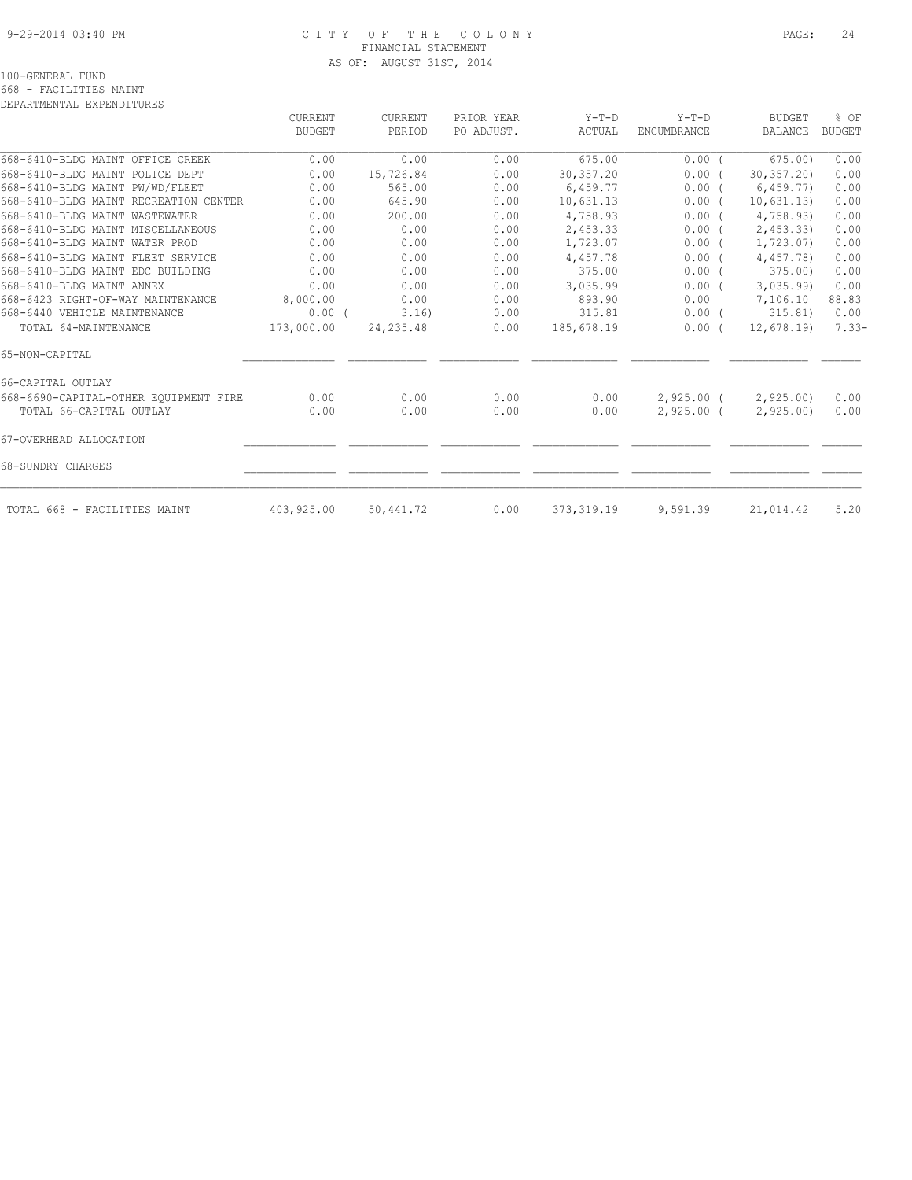9-29-2014 03:40 PM — CITY OF THE COLONY
FINANCIAL STATEMENT
AS OF: AUGUST 31ST, 2014

100-GENERAL FUND
668 - FACILITIES MAINT
DEPARTMENTAL EXPENDITURES

| | CURRENT BUDGET | CURRENT PERIOD | PRIOR YEAR PO ADJUST. | Y-T-D ACTUAL | Y-T-D ENCUMBRANCE | BUDGET BALANCE | % OF BUDGET |
|---|---|---|---|---|---|---|---|
| 668-6410-BLDG MAINT OFFICE CREEK | 0.00 | 0.00 | 0.00 | 675.00 | 0.00 | ( 675.00) | 0.00 |
| 668-6410-BLDG MAINT POLICE DEPT | 0.00 | 15,726.84 | 0.00 | 30,357.20 | 0.00 | ( 30,357.20) | 0.00 |
| 668-6410-BLDG MAINT PW/WD/FLEET | 0.00 | 565.00 | 0.00 | 6,459.77 | 0.00 | ( 6,459.77) | 0.00 |
| 668-6410-BLDG MAINT RECREATION CENTER | 0.00 | 645.90 | 0.00 | 10,631.13 | 0.00 | ( 10,631.13) | 0.00 |
| 668-6410-BLDG MAINT WASTEWATER | 0.00 | 200.00 | 0.00 | 4,758.93 | 0.00 | ( 4,758.93) | 0.00 |
| 668-6410-BLDG MAINT MISCELLANEOUS | 0.00 | 0.00 | 0.00 | 2,453.33 | 0.00 | ( 2,453.33) | 0.00 |
| 668-6410-BLDG MAINT WATER PROD | 0.00 | 0.00 | 0.00 | 1,723.07 | 0.00 | ( 1,723.07) | 0.00 |
| 668-6410-BLDG MAINT FLEET SERVICE | 0.00 | 0.00 | 0.00 | 4,457.78 | 0.00 | ( 4,457.78) | 0.00 |
| 668-6410-BLDG MAINT EDC BUILDING | 0.00 | 0.00 | 0.00 | 375.00 | 0.00 | ( 375.00) | 0.00 |
| 668-6410-BLDG MAINT ANNEX | 0.00 | 0.00 | 0.00 | 3,035.99 | 0.00 | ( 3,035.99) | 0.00 |
| 668-6423 RIGHT-OF-WAY MAINTENANCE | 8,000.00 | 0.00 | 0.00 | 893.90 | 0.00 | 7,106.10 | 88.83 |
| 668-6440 VEHICLE MAINTENANCE | 0.00 | ( 3.16) | 0.00 | 315.81 | 0.00 | ( 315.81) | 0.00 |
| TOTAL 64-MAINTENANCE | 173,000.00 | 24,235.48 | 0.00 | 185,678.19 | 0.00 | ( 12,678.19) | 7.33- |
| 65-NON-CAPITAL | | | | | | | |
| 66-CAPITAL OUTLAY | | | | | | | |
| 668-6690-CAPITAL-OTHER EQUIPMENT FIRE | 0.00 | 0.00 | 0.00 | 0.00 | 2,925.00 | ( 2,925.00) | 0.00 |
| TOTAL 66-CAPITAL OUTLAY | 0.00 | 0.00 | 0.00 | 0.00 | 2,925.00 | ( 2,925.00) | 0.00 |
| 67-OVERHEAD ALLOCATION | | | | | | | |
| 68-SUNDRY CHARGES | | | | | | | |
| TOTAL 668 - FACILITIES MAINT | 403,925.00 | 50,441.72 | 0.00 | 373,319.19 | 9,591.39 | 21,014.42 | 5.20 |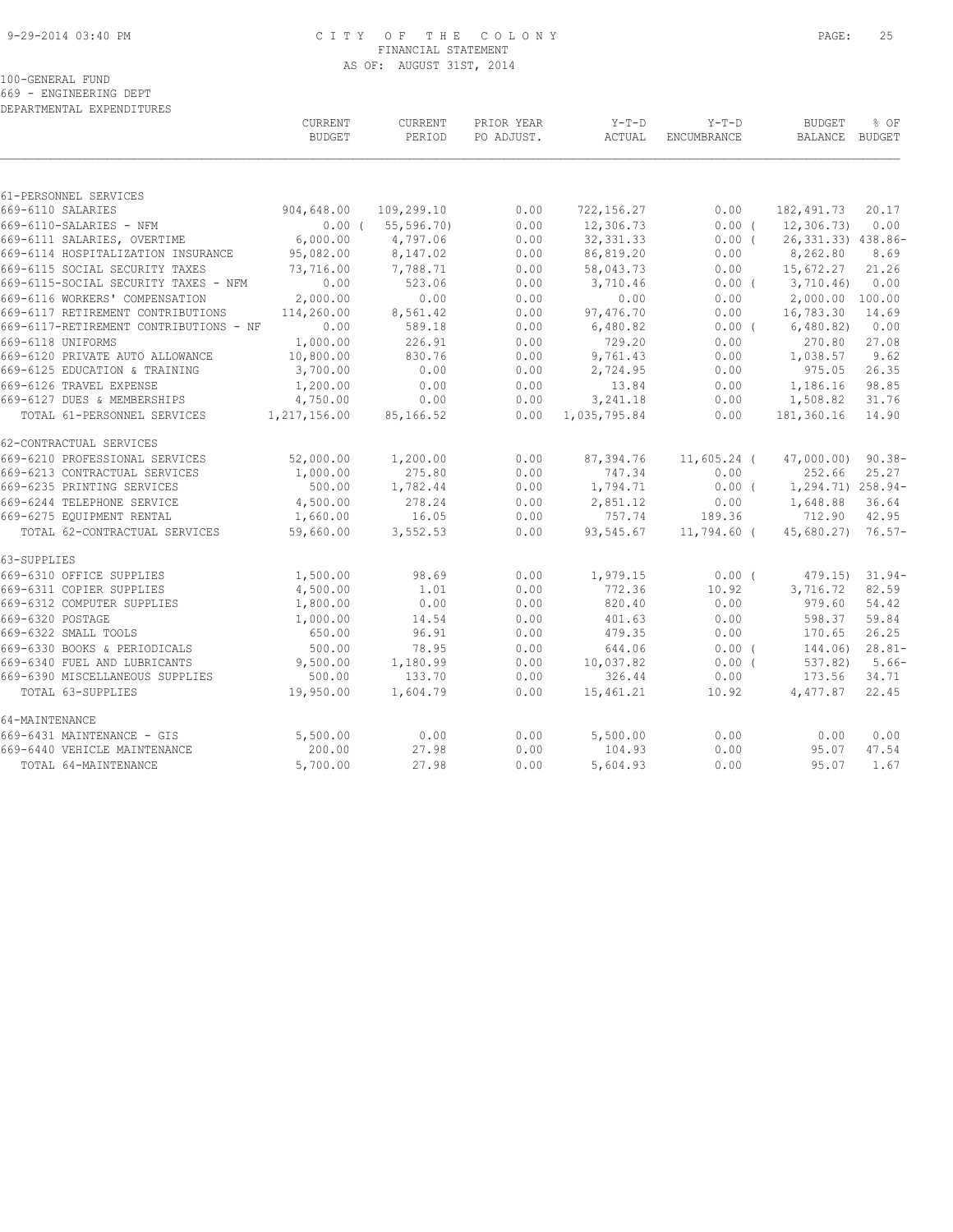CITY OF THE COLONY
FINANCIAL STATEMENT
AS OF: AUGUST 31ST, 2014

100-GENERAL FUND
669 - ENGINEERING DEPT
DEPARTMENTAL EXPENDITURES

| | CURRENT BUDGET | CURRENT PERIOD | PRIOR YEAR PO ADJUST. | Y-T-D ACTUAL | Y-T-D ENCUMBRANCE | BUDGET BALANCE | % OF BUDGET |
|---|---|---|---|---|---|---|---|
| 61-PERSONNEL SERVICES | | | | | | | |
| 669-6110 SALARIES | 904,648.00 | 109,299.10 | 0.00 | 722,156.27 | 0.00 | 182,491.73 | 20.17 |
| 669-6110-SALARIES - NFM | 0.00 | ( 55,596.70) | 0.00 | 12,306.73 | 0.00 | ( 12,306.73) | 0.00 |
| 669-6111 SALARIES, OVERTIME | 6,000.00 | 4,797.06 | 0.00 | 32,331.33 | 0.00 | ( 26,331.33) | 438.86- |
| 669-6114 HOSPITALIZATION INSURANCE | 95,082.00 | 8,147.02 | 0.00 | 86,819.20 | 0.00 | 8,262.80 | 8.69 |
| 669-6115 SOCIAL SECURITY TAXES | 73,716.00 | 7,788.71 | 0.00 | 58,043.73 | 0.00 | 15,672.27 | 21.26 |
| 669-6115-SOCIAL SECURITY TAXES - NFM | 0.00 | 523.06 | 0.00 | 3,710.46 | 0.00 | ( 3,710.46) | 0.00 |
| 669-6116 WORKERS' COMPENSATION | 2,000.00 | 0.00 | 0.00 | 0.00 | 0.00 | 2,000.00 | 100.00 |
| 669-6117 RETIREMENT CONTRIBUTIONS | 114,260.00 | 8,561.42 | 0.00 | 97,476.70 | 0.00 | 16,783.30 | 14.69 |
| 669-6117-RETIREMENT CONTRIBUTIONS - NF | 0.00 | 589.18 | 0.00 | 6,480.82 | 0.00 | ( 6,480.82) | 0.00 |
| 669-6118 UNIFORMS | 1,000.00 | 226.91 | 0.00 | 729.20 | 0.00 | 270.80 | 27.08 |
| 669-6120 PRIVATE AUTO ALLOWANCE | 10,800.00 | 830.76 | 0.00 | 9,761.43 | 0.00 | 1,038.57 | 9.62 |
| 669-6125 EDUCATION & TRAINING | 3,700.00 | 0.00 | 0.00 | 2,724.95 | 0.00 | 975.05 | 26.35 |
| 669-6126 TRAVEL EXPENSE | 1,200.00 | 0.00 | 0.00 | 13.84 | 0.00 | 1,186.16 | 98.85 |
| 669-6127 DUES & MEMBERSHIPS | 4,750.00 | 0.00 | 0.00 | 3,241.18 | 0.00 | 1,508.82 | 31.76 |
| TOTAL 61-PERSONNEL SERVICES | 1,217,156.00 | 85,166.52 | 0.00 | 1,035,795.84 | 0.00 | 181,360.16 | 14.90 |
| 62-CONTRACTUAL SERVICES | | | | | | | |
| 669-6210 PROFESSIONAL SERVICES | 52,000.00 | 1,200.00 | 0.00 | 87,394.76 | 11,605.24 | ( 47,000.00) | 90.38- |
| 669-6213 CONTRACTUAL SERVICES | 1,000.00 | 275.80 | 0.00 | 747.34 | 0.00 | 252.66 | 25.27 |
| 669-6235 PRINTING SERVICES | 500.00 | 1,782.44 | 0.00 | 1,794.71 | 0.00 | ( 1,294.71) | 258.94- |
| 669-6244 TELEPHONE SERVICE | 4,500.00 | 278.24 | 0.00 | 2,851.12 | 0.00 | 1,648.88 | 36.64 |
| 669-6275 EQUIPMENT RENTAL | 1,660.00 | 16.05 | 0.00 | 757.74 | 189.36 | 712.90 | 42.95 |
| TOTAL 62-CONTRACTUAL SERVICES | 59,660.00 | 3,552.53 | 0.00 | 93,545.67 | 11,794.60 | ( 45,680.27) | 76.57- |
| 63-SUPPLIES | | | | | | | |
| 669-6310 OFFICE SUPPLIES | 1,500.00 | 98.69 | 0.00 | 1,979.15 | 0.00 | ( 479.15) | 31.94- |
| 669-6311 COPIER SUPPLIES | 4,500.00 | 1.01 | 0.00 | 772.36 | 10.92 | 3,716.72 | 82.59 |
| 669-6312 COMPUTER SUPPLIES | 1,800.00 | 0.00 | 0.00 | 820.40 | 0.00 | 979.60 | 54.42 |
| 669-6320 POSTAGE | 1,000.00 | 14.54 | 0.00 | 401.63 | 0.00 | 598.37 | 59.84 |
| 669-6322 SMALL TOOLS | 650.00 | 96.91 | 0.00 | 479.35 | 0.00 | 170.65 | 26.25 |
| 669-6330 BOOKS & PERIODICALS | 500.00 | 78.95 | 0.00 | 644.06 | 0.00 | ( 144.06) | 28.81- |
| 669-6340 FUEL AND LUBRICANTS | 9,500.00 | 1,180.99 | 0.00 | 10,037.82 | 0.00 | ( 537.82) | 5.66- |
| 669-6390 MISCELLANEOUS SUPPLIES | 500.00 | 133.70 | 0.00 | 326.44 | 0.00 | 173.56 | 34.71 |
| TOTAL 63-SUPPLIES | 19,950.00 | 1,604.79 | 0.00 | 15,461.21 | 10.92 | 4,477.87 | 22.45 |
| 64-MAINTENANCE | | | | | | | |
| 669-6431 MAINTENANCE - GIS | 5,500.00 | 0.00 | 0.00 | 5,500.00 | 0.00 | 0.00 | 0.00 |
| 669-6440 VEHICLE MAINTENANCE | 200.00 | 27.98 | 0.00 | 104.93 | 0.00 | 95.07 | 47.54 |
| TOTAL 64-MAINTENANCE | 5,700.00 | 27.98 | 0.00 | 5,604.93 | 0.00 | 95.07 | 1.67 |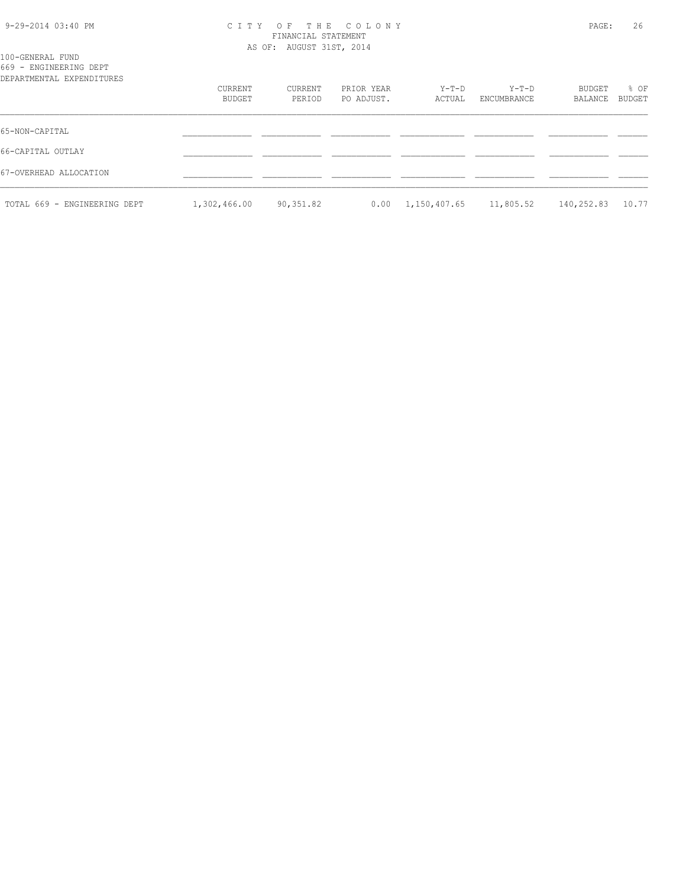100-GENERAL FUND
669 - ENGINEERING DEPT
DEPARTMENTAL EXPENDITURES

| | CURRENT BUDGET | CURRENT PERIOD | PRIOR YEAR PO ADJUST. | Y-T-D ACTUAL | Y-T-D ENCUMBRANCE | BUDGET BALANCE | % OF BUDGET |
|---|---|---|---|---|---|---|---|
| 65-NON-CAPITAL | | | | | | | |
| 66-CAPITAL OUTLAY | | | | | | | |
| 67-OVERHEAD ALLOCATION | | | | | | | |
| TOTAL 669 - ENGINEERING DEPT | 1,302,466.00 | 90,351.82 | 0.00 | 1,150,407.65 | 11,805.52 | 140,252.83 | 10.77 |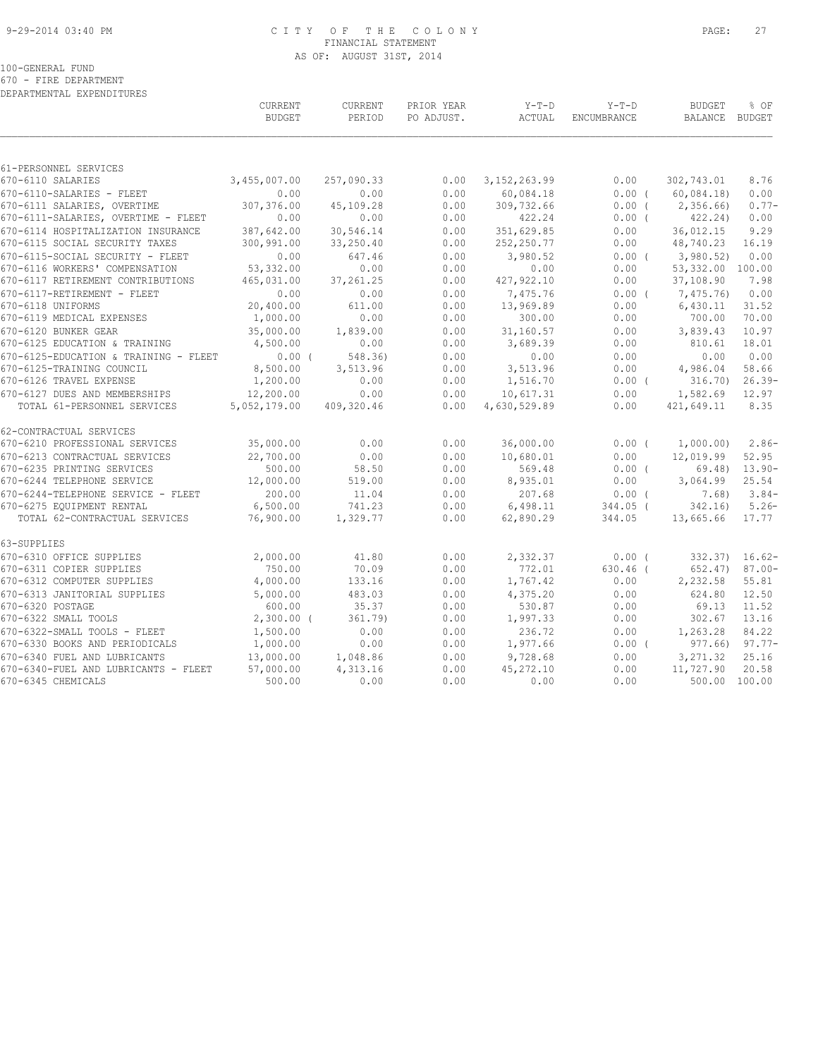CITY OF THE COLONY
FINANCIAL STATEMENT
AS OF: AUGUST 31ST, 2014

100-GENERAL FUND
670 - FIRE DEPARTMENT
DEPARTMENTAL EXPENDITURES

| | CURRENT BUDGET | CURRENT PERIOD | PRIOR YEAR PO ADJUST. | Y-T-D ACTUAL | Y-T-D ENCUMBRANCE | BUDGET BALANCE | % OF BUDGET |
|---|---|---|---|---|---|---|---|
| 61-PERSONNEL SERVICES | | | | | | | |
| 670-6110 SALARIES | 3,455,007.00 | 257,090.33 | 0.00 | 3,152,263.99 | 0.00 | 302,743.01 | 8.76 |
| 670-6110-SALARIES - FLEET | 0.00 | 0.00 | 0.00 | 60,084.18 | 0.00 ( | 60,084.18) | 0.00 |
| 670-6111 SALARIES, OVERTIME | 307,376.00 | 45,109.28 | 0.00 | 309,732.66 | 0.00 ( | 2,356.66) | 0.77- |
| 670-6111-SALARIES, OVERTIME - FLEET | 0.00 | 0.00 | 0.00 | 422.24 | 0.00 ( | 422.24) | 0.00 |
| 670-6114 HOSPITALIZATION INSURANCE | 387,642.00 | 30,546.14 | 0.00 | 351,629.85 | 0.00 | 36,012.15 | 9.29 |
| 670-6115 SOCIAL SECURITY TAXES | 300,991.00 | 33,250.40 | 0.00 | 252,250.77 | 0.00 | 48,740.23 | 16.19 |
| 670-6115-SOCIAL SECURITY - FLEET | 0.00 | 647.46 | 0.00 | 3,980.52 | 0.00 ( | 3,980.52) | 0.00 |
| 670-6116 WORKERS' COMPENSATION | 53,332.00 | 0.00 | 0.00 | 0.00 | 0.00 | 53,332.00 | 100.00 |
| 670-6117 RETIREMENT CONTRIBUTIONS | 465,031.00 | 37,261.25 | 0.00 | 427,922.10 | 0.00 | 37,108.90 | 7.98 |
| 670-6117-RETIREMENT - FLEET | 0.00 | 0.00 | 0.00 | 7,475.76 | 0.00 ( | 7,475.76) | 0.00 |
| 670-6118 UNIFORMS | 20,400.00 | 611.00 | 0.00 | 13,969.89 | 0.00 | 6,430.11 | 31.52 |
| 670-6119 MEDICAL EXPENSES | 1,000.00 | 0.00 | 0.00 | 300.00 | 0.00 | 700.00 | 70.00 |
| 670-6120 BUNKER GEAR | 35,000.00 | 1,839.00 | 0.00 | 31,160.57 | 0.00 | 3,839.43 | 10.97 |
| 670-6125 EDUCATION & TRAINING | 4,500.00 | 0.00 | 0.00 | 3,689.39 | 0.00 | 810.61 | 18.01 |
| 670-6125-EDUCATION & TRAINING - FLEET | 0.00 ( | 548.36) | 0.00 | 0.00 | 0.00 | 0.00 | 0.00 |
| 670-6125-TRAINING COUNCIL | 8,500.00 | 3,513.96 | 0.00 | 3,513.96 | 0.00 | 4,986.04 | 58.66 |
| 670-6126 TRAVEL EXPENSE | 1,200.00 | 0.00 | 0.00 | 1,516.70 | 0.00 ( | 316.70) | 26.39- |
| 670-6127 DUES AND MEMBERSHIPS | 12,200.00 | 0.00 | 0.00 | 10,617.31 | 0.00 | 1,582.69 | 12.97 |
| TOTAL 61-PERSONNEL SERVICES | 5,052,179.00 | 409,320.46 | 0.00 | 4,630,529.89 | 0.00 | 421,649.11 | 8.35 |
| 62-CONTRACTUAL SERVICES | | | | | | | |
| 670-6210 PROFESSIONAL SERVICES | 35,000.00 | 0.00 | 0.00 | 36,000.00 | 0.00 ( | 1,000.00) | 2.86- |
| 670-6213 CONTRACTUAL SERVICES | 22,700.00 | 0.00 | 0.00 | 10,680.01 | 0.00 | 12,019.99 | 52.95 |
| 670-6235 PRINTING SERVICES | 500.00 | 58.50 | 0.00 | 569.48 | 0.00 ( | 69.48) | 13.90- |
| 670-6244 TELEPHONE SERVICE | 12,000.00 | 519.00 | 0.00 | 8,935.01 | 0.00 | 3,064.99 | 25.54 |
| 670-6244-TELEPHONE SERVICE - FLEET | 200.00 | 11.04 | 0.00 | 207.68 | 0.00 ( | 7.68) | 3.84- |
| 670-6275 EQUIPMENT RENTAL | 6,500.00 | 741.23 | 0.00 | 6,498.11 | 344.05 ( | 342.16) | 5.26- |
| TOTAL 62-CONTRACTUAL SERVICES | 76,900.00 | 1,329.77 | 0.00 | 62,890.29 | 344.05 | 13,665.66 | 17.77 |
| 63-SUPPLIES | | | | | | | |
| 670-6310 OFFICE SUPPLIES | 2,000.00 | 41.80 | 0.00 | 2,332.37 | 0.00 ( | 332.37) | 16.62- |
| 670-6311 COPIER SUPPLIES | 750.00 | 70.09 | 0.00 | 772.01 | 630.46 ( | 652.47) | 87.00- |
| 670-6312 COMPUTER SUPPLIES | 4,000.00 | 133.16 | 0.00 | 1,767.42 | 0.00 | 2,232.58 | 55.81 |
| 670-6313 JANITORIAL SUPPLIES | 5,000.00 | 483.03 | 0.00 | 4,375.20 | 0.00 | 624.80 | 12.50 |
| 670-6320 POSTAGE | 600.00 | 35.37 | 0.00 | 530.87 | 0.00 | 69.13 | 11.52 |
| 670-6322 SMALL TOOLS | 2,300.00 ( | 361.79) | 0.00 | 1,997.33 | 0.00 | 302.67 | 13.16 |
| 670-6322-SMALL TOOLS - FLEET | 1,500.00 | 0.00 | 0.00 | 236.72 | 0.00 | 1,263.28 | 84.22 |
| 670-6330 BOOKS AND PERIODICALS | 1,000.00 | 0.00 | 0.00 | 1,977.66 | 0.00 ( | 977.66) | 97.77- |
| 670-6340 FUEL AND LUBRICANTS | 13,000.00 | 1,048.86 | 0.00 | 9,728.68 | 0.00 | 3,271.32 | 25.16 |
| 670-6340-FUEL AND LUBRICANTS - FLEET | 57,000.00 | 4,313.16 | 0.00 | 45,272.10 | 0.00 | 11,727.90 | 20.58 |
| 670-6345 CHEMICALS | 500.00 | 0.00 | 0.00 | 0.00 | 0.00 | 500.00 | 100.00 |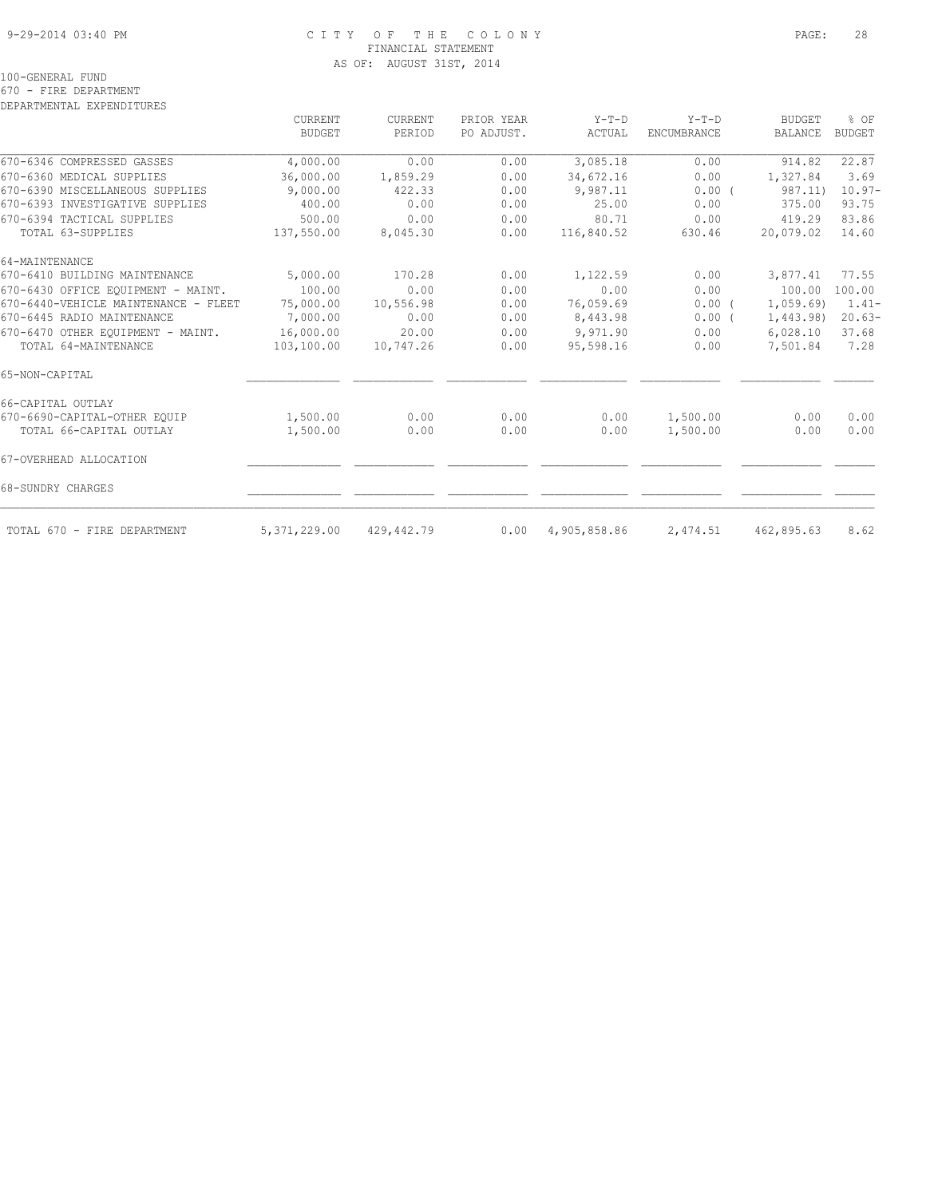100-GENERAL FUND
670 - FIRE DEPARTMENT
DEPARTMENTAL EXPENDITURES

|  | CURRENT BUDGET | CURRENT PERIOD | PRIOR YEAR PO ADJUST. | Y-T-D ACTUAL | Y-T-D ENCUMBRANCE | BUDGET BALANCE | % OF BUDGET |
|---|---|---|---|---|---|---|---|
| 670-6346 COMPRESSED GASSES | 4,000.00 | 0.00 | 0.00 | 3,085.18 | 0.00 | 914.82 | 22.87 |
| 670-6360 MEDICAL SUPPLIES | 36,000.00 | 1,859.29 | 0.00 | 34,672.16 | 0.00 | 1,327.84 | 3.69 |
| 670-6390 MISCELLANEOUS SUPPLIES | 9,000.00 | 422.33 | 0.00 | 9,987.11 | 0.00 | ( 987.11) | 10.97- |
| 670-6393 INVESTIGATIVE SUPPLIES | 400.00 | 0.00 | 0.00 | 25.00 | 0.00 | 375.00 | 93.75 |
| 670-6394 TACTICAL SUPPLIES | 500.00 | 0.00 | 0.00 | 80.71 | 0.00 | 419.29 | 83.86 |
| TOTAL 63-SUPPLIES | 137,550.00 | 8,045.30 | 0.00 | 116,840.52 | 630.46 | 20,079.02 | 14.60 |
| 64-MAINTENANCE | | | | | | | |
| 670-6410 BUILDING MAINTENANCE | 5,000.00 | 170.28 | 0.00 | 1,122.59 | 0.00 | 3,877.41 | 77.55 |
| 670-6430 OFFICE EQUIPMENT - MAINT. | 100.00 | 0.00 | 0.00 | 0.00 | 0.00 | 100.00 | 100.00 |
| 670-6440-VEHICLE MAINTENANCE - FLEET | 75,000.00 | 10,556.98 | 0.00 | 76,059.69 | 0.00 | ( 1,059.69) | 1.41- |
| 670-6445 RADIO MAINTENANCE | 7,000.00 | 0.00 | 0.00 | 8,443.98 | 0.00 | ( 1,443.98) | 20.63- |
| 670-6470 OTHER EQUIPMENT - MAINT. | 16,000.00 | 20.00 | 0.00 | 9,971.90 | 0.00 | 6,028.10 | 37.68 |
| TOTAL 64-MAINTENANCE | 103,100.00 | 10,747.26 | 0.00 | 95,598.16 | 0.00 | 7,501.84 | 7.28 |
| 65-NON-CAPITAL | | | | | | | |
| 66-CAPITAL OUTLAY | | | | | | | |
| 670-6690-CAPITAL-OTHER EQUIP | 1,500.00 | 0.00 | 0.00 | 0.00 | 1,500.00 | 0.00 | 0.00 |
| TOTAL 66-CAPITAL OUTLAY | 1,500.00 | 0.00 | 0.00 | 0.00 | 1,500.00 | 0.00 | 0.00 |
| 67-OVERHEAD ALLOCATION | | | | | | | |
| 68-SUNDRY CHARGES | | | | | | | |
| TOTAL 670 - FIRE DEPARTMENT | 5,371,229.00 | 429,442.79 | 0.00 | 4,905,858.86 | 2,474.51 | 462,895.63 | 8.62 |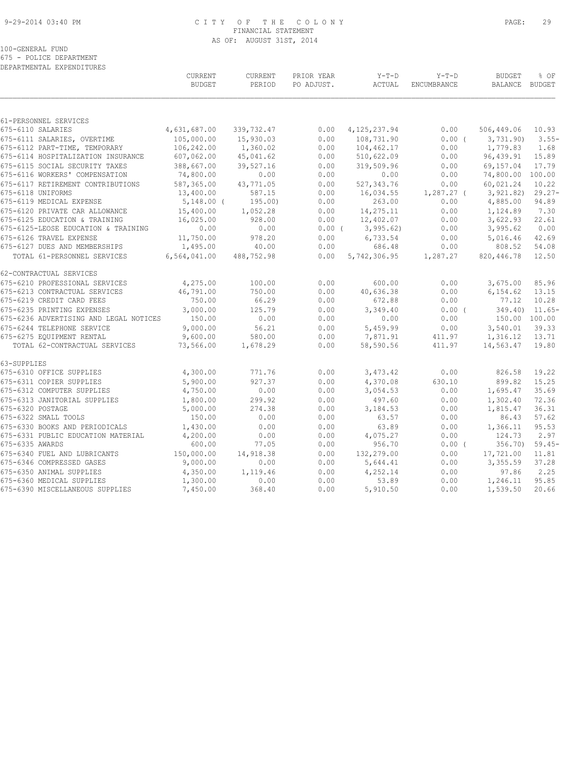CITY OF THE COLONY
FINANCIAL STATEMENT
AS OF: AUGUST 31ST, 2014

100-GENERAL FUND
675 - POLICE DEPARTMENT
DEPARTMENTAL EXPENDITURES

| | CURRENT BUDGET | CURRENT PERIOD | PRIOR YEAR PO ADJUST. | Y-T-D ACTUAL | Y-T-D ENCUMBRANCE | BUDGET BALANCE | % OF BUDGET |
|---|---|---|---|---|---|---|---|
| 61-PERSONNEL SERVICES | | | | | | | |
| 675-6110 SALARIES | 4,631,687.00 | 339,732.47 | 0.00 | 4,125,237.94 | 0.00 | 506,449.06 | 10.93 |
| 675-6111 SALARIES, OVERTIME | 105,000.00 | 15,930.03 | 0.00 | 108,731.90 | 0.00 ( | 3,731.90) | 3.55- |
| 675-6112 PART-TIME, TEMPORARY | 106,242.00 | 1,360.02 | 0.00 | 104,462.17 | 0.00 | 1,779.83 | 1.68 |
| 675-6114 HOSPITALIZATION INSURANCE | 607,062.00 | 45,041.62 | 0.00 | 510,622.09 | 0.00 | 96,439.91 | 15.89 |
| 675-6115 SOCIAL SECURITY TAXES | 388,667.00 | 39,527.16 | 0.00 | 319,509.96 | 0.00 | 69,157.04 | 17.79 |
| 675-6116 WORKERS' COMPENSATION | 74,800.00 | 0.00 | 0.00 | 0.00 | 0.00 | 74,800.00 | 100.00 |
| 675-6117 RETIREMENT CONTRIBUTIONS | 587,365.00 | 43,771.05 | 0.00 | 527,343.76 | 0.00 | 60,021.24 | 10.22 |
| 675-6118 UNIFORMS | 13,400.00 | 587.15 | 0.00 | 16,034.55 | 1,287.27 ( | 3,921.82) | 29.27- |
| 675-6119 MEDICAL EXPENSE | 5,148.00 ( | 195.00) | 0.00 | 263.00 | 0.00 | 4,885.00 | 94.89 |
| 675-6120 PRIVATE CAR ALLOWANCE | 15,400.00 | 1,052.28 | 0.00 | 14,275.11 | 0.00 | 1,124.89 | 7.30 |
| 675-6125 EDUCATION & TRAINING | 16,025.00 | 928.00 | 0.00 | 12,402.07 | 0.00 | 3,622.93 | 22.61 |
| 675-6125-LEOSE EDUCATION & TRAINING | 0.00 | 0.00 | 0.00 ( | 3,995.62) | 0.00 | 3,995.62 | 0.00 |
| 675-6126 TRAVEL EXPENSE | 11,750.00 | 978.20 | 0.00 | 6,733.54 | 0.00 | 5,016.46 | 42.69 |
| 675-6127 DUES AND MEMBERSHIPS | 1,495.00 | 40.00 | 0.00 | 686.48 | 0.00 | 808.52 | 54.08 |
| TOTAL 61-PERSONNEL SERVICES | 6,564,041.00 | 488,752.98 | 0.00 | 5,742,306.95 | 1,287.27 | 820,446.78 | 12.50 |
| 62-CONTRACTUAL SERVICES | | | | | | | |
| 675-6210 PROFESSIONAL SERVICES | 4,275.00 | 100.00 | 0.00 | 600.00 | 0.00 | 3,675.00 | 85.96 |
| 675-6213 CONTRACTUAL SERVICES | 46,791.00 | 750.00 | 0.00 | 40,636.38 | 0.00 | 6,154.62 | 13.15 |
| 675-6219 CREDIT CARD FEES | 750.00 | 66.29 | 0.00 | 672.88 | 0.00 | 77.12 | 10.28 |
| 675-6235 PRINTING EXPENSES | 3,000.00 | 125.79 | 0.00 | 3,349.40 | 0.00 ( | 349.40) | 11.65- |
| 675-6236 ADVERTISING AND LEGAL NOTICES | 150.00 | 0.00 | 0.00 | 0.00 | 0.00 | 150.00 | 100.00 |
| 675-6244 TELEPHONE SERVICE | 9,000.00 | 56.21 | 0.00 | 5,459.99 | 0.00 | 3,540.01 | 39.33 |
| 675-6275 EQUIPMENT RENTAL | 9,600.00 | 580.00 | 0.00 | 7,871.91 | 411.97 | 1,316.12 | 13.71 |
| TOTAL 62-CONTRACTUAL SERVICES | 73,566.00 | 1,678.29 | 0.00 | 58,590.56 | 411.97 | 14,563.47 | 19.80 |
| 63-SUPPLIES | | | | | | | |
| 675-6310 OFFICE SUPPLIES | 4,300.00 | 771.76 | 0.00 | 3,473.42 | 0.00 | 826.58 | 19.22 |
| 675-6311 COPIER SUPPLIES | 5,900.00 | 927.37 | 0.00 | 4,370.08 | 630.10 | 899.82 | 15.25 |
| 675-6312 COMPUTER SUPPLIES | 4,750.00 | 0.00 | 0.00 | 3,054.53 | 0.00 | 1,695.47 | 35.69 |
| 675-6313 JANITORIAL SUPPLIES | 1,800.00 | 299.92 | 0.00 | 497.60 | 0.00 | 1,302.40 | 72.36 |
| 675-6320 POSTAGE | 5,000.00 | 274.38 | 0.00 | 3,184.53 | 0.00 | 1,815.47 | 36.31 |
| 675-6322 SMALL TOOLS | 150.00 | 0.00 | 0.00 | 63.57 | 0.00 | 86.43 | 57.62 |
| 675-6330 BOOKS AND PERIODICALS | 1,430.00 | 0.00 | 0.00 | 63.89 | 0.00 | 1,366.11 | 95.53 |
| 675-6331 PUBLIC EDUCATION MATERIAL | 4,200.00 | 0.00 | 0.00 | 4,075.27 | 0.00 | 124.73 | 2.97 |
| 675-6335 AWARDS | 600.00 | 77.05 | 0.00 | 956.70 | 0.00 ( | 356.70) | 59.45- |
| 675-6340 FUEL AND LUBRICANTS | 150,000.00 | 14,918.38 | 0.00 | 132,279.00 | 0.00 | 17,721.00 | 11.81 |
| 675-6346 COMPRESSED GASES | 9,000.00 | 0.00 | 0.00 | 5,644.41 | 0.00 | 3,355.59 | 37.28 |
| 675-6350 ANIMAL SUPPLIES | 4,350.00 | 1,119.46 | 0.00 | 4,252.14 | 0.00 | 97.86 | 2.25 |
| 675-6360 MEDICAL SUPPLIES | 1,300.00 | 0.00 | 0.00 | 53.89 | 0.00 | 1,246.11 | 95.85 |
| 675-6390 MISCELLANEOUS SUPPLIES | 7,450.00 | 368.40 | 0.00 | 5,910.50 | 0.00 | 1,539.50 | 20.66 |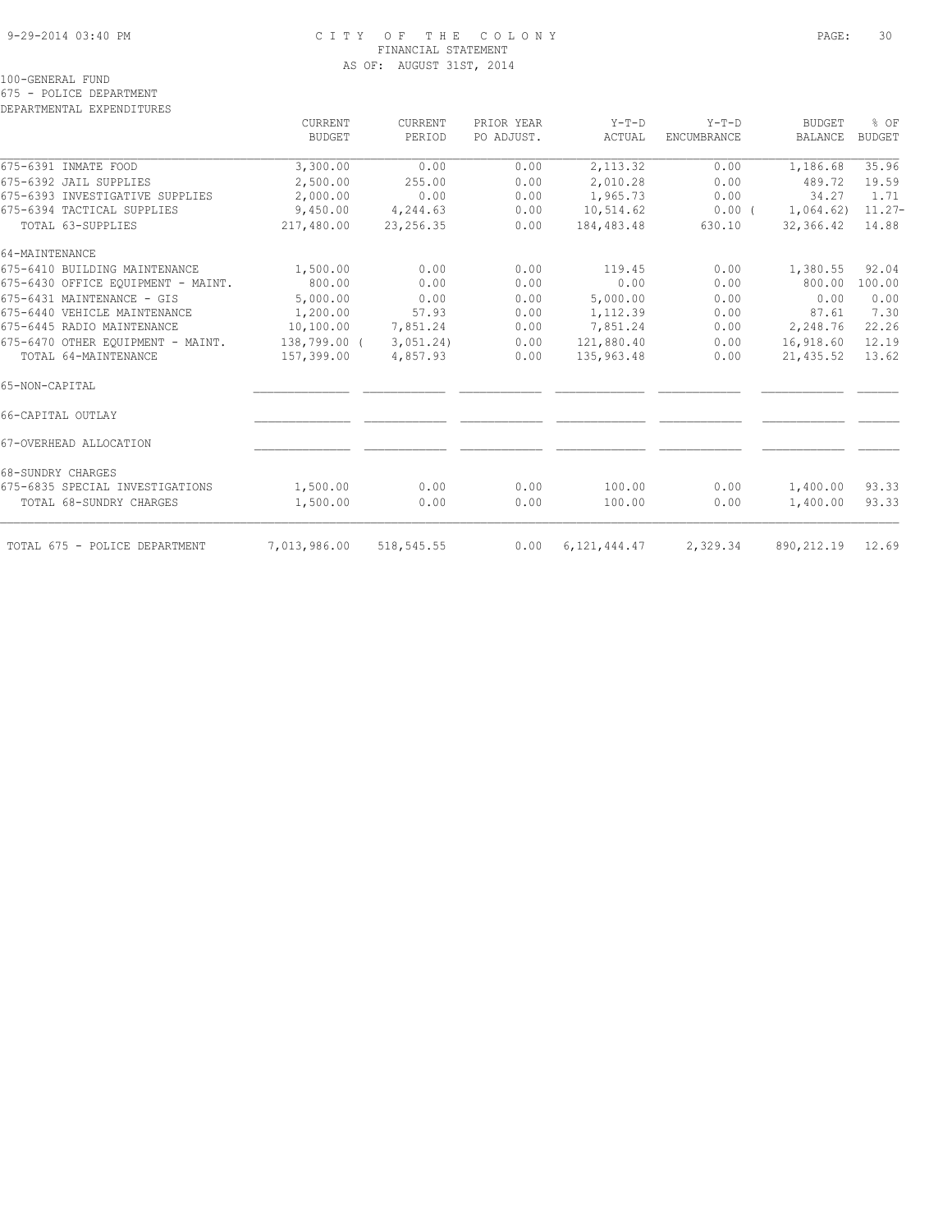# CITY OF THE COLONY

FINANCIAL STATEMENT

AS OF: AUGUST 31ST, 2014

100-GENERAL FUND

675 - POLICE DEPARTMENT

DEPARTMENTAL EXPENDITURES

| | CURRENT BUDGET | CURRENT PERIOD | PRIOR YEAR PO ADJUST. | Y-T-D ACTUAL | Y-T-D ENCUMBRANCE | BUDGET BALANCE | % OF BUDGET |
|---|---|---|---|---|---|---|---|
| 675-6391 INMATE FOOD | 3,300.00 | 0.00 | 0.00 | 2,113.32 | 0.00 | 1,186.68 | 35.96 |
| 675-6392 JAIL SUPPLIES | 2,500.00 | 255.00 | 0.00 | 2,010.28 | 0.00 | 489.72 | 19.59 |
| 675-6393 INVESTIGATIVE SUPPLIES | 2,000.00 | 0.00 | 0.00 | 1,965.73 | 0.00 | 34.27 | 1.71 |
| 675-6394 TACTICAL SUPPLIES | 9,450.00 | 4,244.63 | 0.00 | 10,514.62 | 0.00 | ( 1,064.62) | 11.27- |
| TOTAL 63-SUPPLIES | 217,480.00 | 23,256.35 | 0.00 | 184,483.48 | 630.10 | 32,366.42 | 14.88 |
| 64-MAINTENANCE | | | | | | | |
| 675-6410 BUILDING MAINTENANCE | 1,500.00 | 0.00 | 0.00 | 119.45 | 0.00 | 1,380.55 | 92.04 |
| 675-6430 OFFICE EQUIPMENT - MAINT. | 800.00 | 0.00 | 0.00 | 0.00 | 0.00 | 800.00 | 100.00 |
| 675-6431 MAINTENANCE - GIS | 5,000.00 | 0.00 | 0.00 | 5,000.00 | 0.00 | 0.00 | 0.00 |
| 675-6440 VEHICLE MAINTENANCE | 1,200.00 | 57.93 | 0.00 | 1,112.39 | 0.00 | 87.61 | 7.30 |
| 675-6445 RADIO MAINTENANCE | 10,100.00 | 7,851.24 | 0.00 | 7,851.24 | 0.00 | 2,248.76 | 22.26 |
| 675-6470 OTHER EQUIPMENT - MAINT. | 138,799.00 | ( 3,051.24) | 0.00 | 121,880.40 | 0.00 | 16,918.60 | 12.19 |
| TOTAL 64-MAINTENANCE | 157,399.00 | 4,857.93 | 0.00 | 135,963.48 | 0.00 | 21,435.52 | 13.62 |
| 65-NON-CAPITAL | | | | | | | |
| 66-CAPITAL OUTLAY | | | | | | | |
| 67-OVERHEAD ALLOCATION | | | | | | | |
| 68-SUNDRY CHARGES | | | | | | | |
| 675-6835 SPECIAL INVESTIGATIONS | 1,500.00 | 0.00 | 0.00 | 100.00 | 0.00 | 1,400.00 | 93.33 |
| TOTAL 68-SUNDRY CHARGES | 1,500.00 | 0.00 | 0.00 | 100.00 | 0.00 | 1,400.00 | 93.33 |
| TOTAL 675 - POLICE DEPARTMENT | 7,013,986.00 | 518,545.55 | 0.00 | 6,121,444.47 | 2,329.34 | 890,212.19 | 12.69 |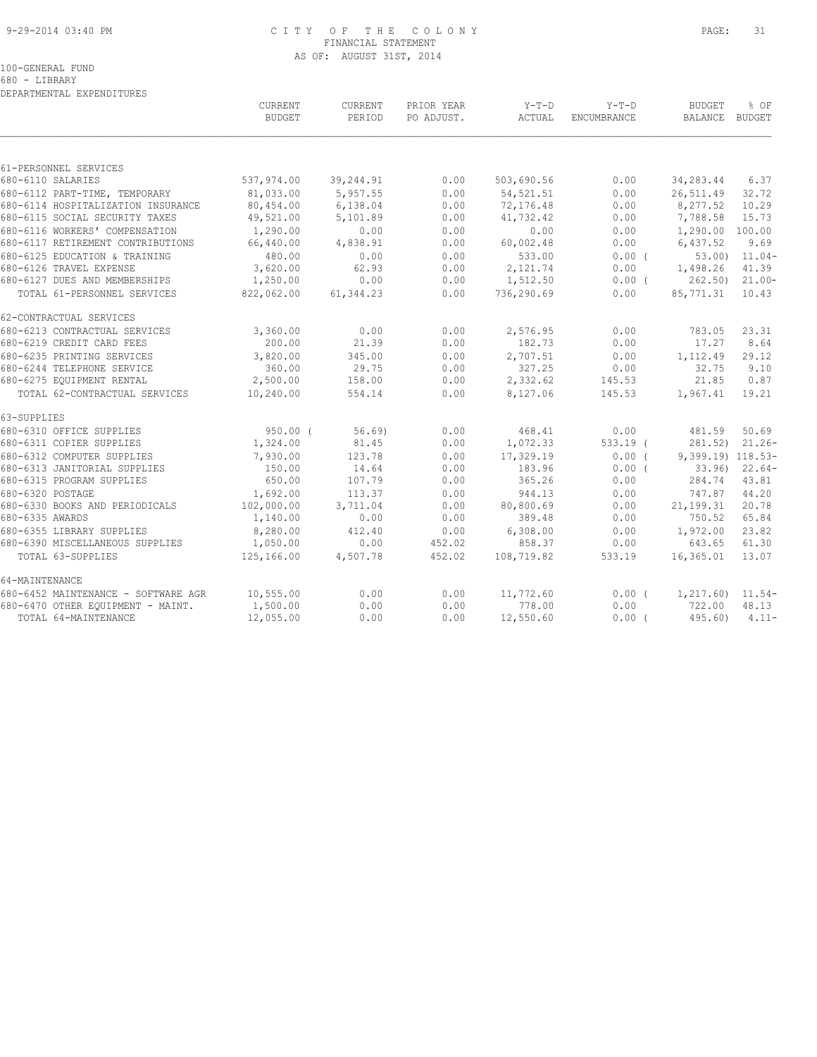CITY OF THE COLONY
FINANCIAL STATEMENT
AS OF: AUGUST 31ST, 2014

100-GENERAL FUND
680 - LIBRARY
DEPARTMENTAL EXPENDITURES

| | CURRENT BUDGET | CURRENT PERIOD | PRIOR YEAR PO ADJUST. | Y-T-D ACTUAL | Y-T-D ENCUMBRANCE | BUDGET BALANCE | % OF BUDGET |
|---|---|---|---|---|---|---|---|
| 61-PERSONNEL SERVICES | | | | | | | |
| 680-6110 SALARIES | 537,974.00 | 39,244.91 | 0.00 | 503,690.56 | 0.00 | 34,283.44 | 6.37 |
| 680-6112 PART-TIME, TEMPORARY | 81,033.00 | 5,957.55 | 0.00 | 54,521.51 | 0.00 | 26,511.49 | 32.72 |
| 680-6114 HOSPITALIZATION INSURANCE | 80,454.00 | 6,138.04 | 0.00 | 72,176.48 | 0.00 | 8,277.52 | 10.29 |
| 680-6115 SOCIAL SECURITY TAXES | 49,521.00 | 5,101.89 | 0.00 | 41,732.42 | 0.00 | 7,788.58 | 15.73 |
| 680-6116 WORKERS' COMPENSATION | 1,290.00 | 0.00 | 0.00 | 0.00 | 0.00 | 1,290.00 | 100.00 |
| 680-6117 RETIREMENT CONTRIBUTIONS | 66,440.00 | 4,838.91 | 0.00 | 60,002.48 | 0.00 | 6,437.52 | 9.69 |
| 680-6125 EDUCATION & TRAINING | 480.00 | 0.00 | 0.00 | 533.00 | 0.00 | ( 53.00) | 11.04- |
| 680-6126 TRAVEL EXPENSE | 3,620.00 | 62.93 | 0.00 | 2,121.74 | 0.00 | 1,498.26 | 41.39 |
| 680-6127 DUES AND MEMBERSHIPS | 1,250.00 | 0.00 | 0.00 | 1,512.50 | 0.00 | ( 262.50) | 21.00- |
| TOTAL 61-PERSONNEL SERVICES | 822,062.00 | 61,344.23 | 0.00 | 736,290.69 | 0.00 | 85,771.31 | 10.43 |
| 62-CONTRACTUAL SERVICES | | | | | | | |
| 680-6213 CONTRACTUAL SERVICES | 3,360.00 | 0.00 | 0.00 | 2,576.95 | 0.00 | 783.05 | 23.31 |
| 680-6219 CREDIT CARD FEES | 200.00 | 21.39 | 0.00 | 182.73 | 0.00 | 17.27 | 8.64 |
| 680-6235 PRINTING SERVICES | 3,820.00 | 345.00 | 0.00 | 2,707.51 | 0.00 | 1,112.49 | 29.12 |
| 680-6244 TELEPHONE SERVICE | 360.00 | 29.75 | 0.00 | 327.25 | 0.00 | 32.75 | 9.10 |
| 680-6275 EQUIPMENT RENTAL | 2,500.00 | 158.00 | 0.00 | 2,332.62 | 145.53 | 21.85 | 0.87 |
| TOTAL 62-CONTRACTUAL SERVICES | 10,240.00 | 554.14 | 0.00 | 8,127.06 | 145.53 | 1,967.41 | 19.21 |
| 63-SUPPLIES | | | | | | | |
| 680-6310 OFFICE SUPPLIES | 950.00 | ( 56.69) | 0.00 | 468.41 | 0.00 | 481.59 | 50.69 |
| 680-6311 COPIER SUPPLIES | 1,324.00 | 81.45 | 0.00 | 1,072.33 | 533.19 | ( 281.52) | 21.26- |
| 680-6312 COMPUTER SUPPLIES | 7,930.00 | 123.78 | 0.00 | 17,329.19 | 0.00 | ( 9,399.19) | 118.53- |
| 680-6313 JANITORIAL SUPPLIES | 150.00 | 14.64 | 0.00 | 183.96 | 0.00 | ( 33.96) | 22.64- |
| 680-6315 PROGRAM SUPPLIES | 650.00 | 107.79 | 0.00 | 365.26 | 0.00 | 284.74 | 43.81 |
| 680-6320 POSTAGE | 1,692.00 | 113.37 | 0.00 | 944.13 | 0.00 | 747.87 | 44.20 |
| 680-6330 BOOKS AND PERIODICALS | 102,000.00 | 3,711.04 | 0.00 | 80,800.69 | 0.00 | 21,199.31 | 20.78 |
| 680-6335 AWARDS | 1,140.00 | 0.00 | 0.00 | 389.48 | 0.00 | 750.52 | 65.84 |
| 680-6355 LIBRARY SUPPLIES | 8,280.00 | 412.40 | 0.00 | 6,308.00 | 0.00 | 1,972.00 | 23.82 |
| 680-6390 MISCELLANEOUS SUPPLIES | 1,050.00 | 0.00 | 452.02 | 858.37 | 0.00 | 643.65 | 61.30 |
| TOTAL 63-SUPPLIES | 125,166.00 | 4,507.78 | 452.02 | 108,719.82 | 533.19 | 16,365.01 | 13.07 |
| 64-MAINTENANCE | | | | | | | |
| 680-6452 MAINTENANCE - SOFTWARE AGR | 10,555.00 | 0.00 | 0.00 | 11,772.60 | 0.00 | ( 1,217.60) | 11.54- |
| 680-6470 OTHER EQUIPMENT - MAINT. | 1,500.00 | 0.00 | 0.00 | 778.00 | 0.00 | 722.00 | 48.13 |
| TOTAL 64-MAINTENANCE | 12,055.00 | 0.00 | 0.00 | 12,550.60 | 0.00 | ( 495.60) | 4.11- |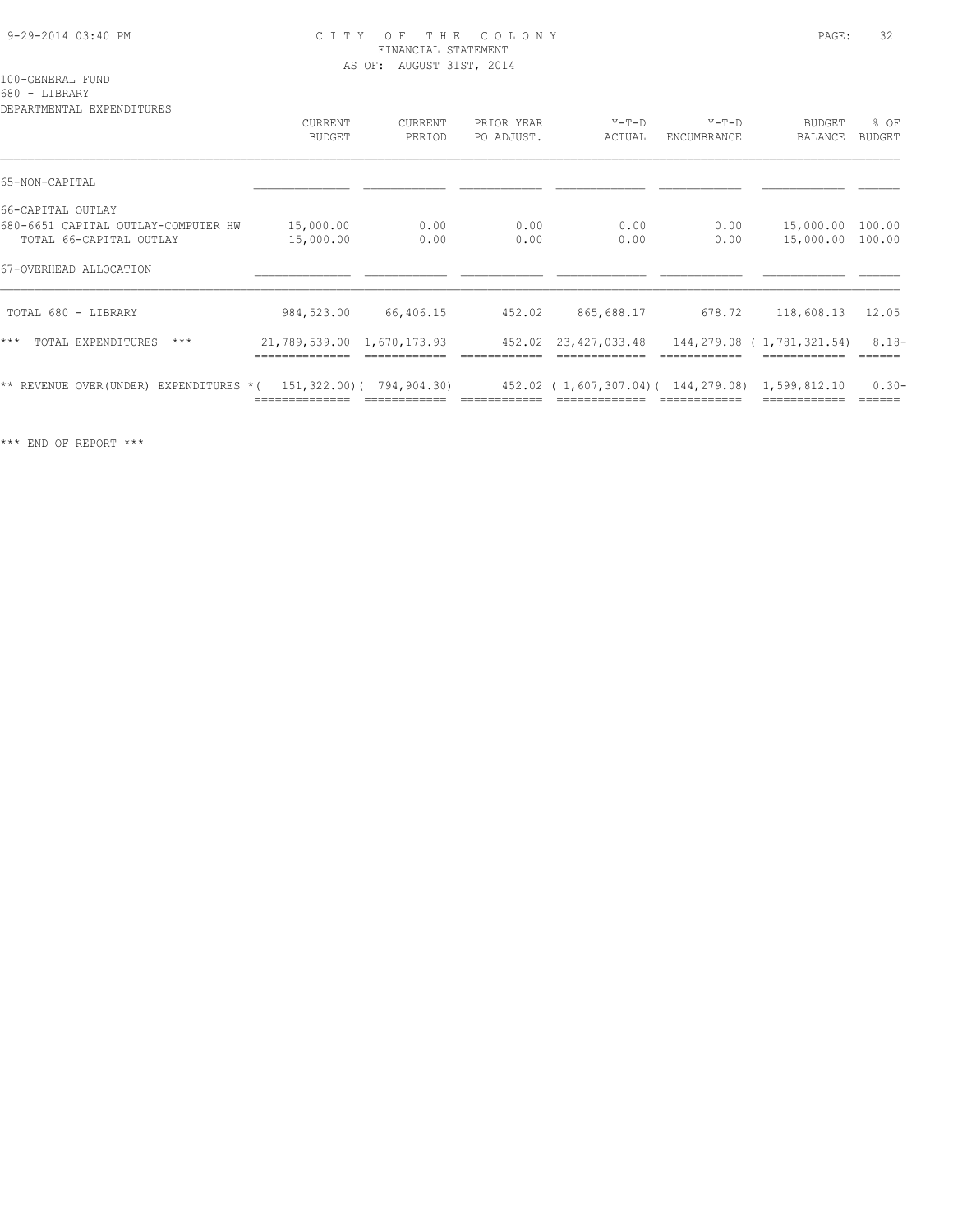# CITY OF THE COLONY

FINANCIAL STATEMENT

AS OF: AUGUST 31ST, 2014

100-GENERAL FUND

680 - LIBRARY

DEPARTMENTAL EXPENDITURES

| | CURRENT BUDGET | CURRENT PERIOD | PRIOR YEAR PO ADJUST. | Y-T-D ACTUAL | Y-T-D ENCUMBRANCE | BUDGET BALANCE | % OF BUDGET |
|---|---|---|---|---|---|---|---|
| 65-NON-CAPITAL | | | | | | | |
| 66-CAPITAL OUTLAY | | | | | | | |
| 680-6651 CAPITAL OUTLAY-COMPUTER HW | 15,000.00 | 0.00 | 0.00 | 0.00 | 0.00 | 15,000.00 | 100.00 |
| TOTAL 66-CAPITAL OUTLAY | 15,000.00 | 0.00 | 0.00 | 0.00 | 0.00 | 15,000.00 | 100.00 |
| 67-OVERHEAD ALLOCATION | | | | | | | |
| TOTAL 680 - LIBRARY | 984,523.00 | 66,406.15 | 452.02 | 865,688.17 | 678.72 | 118,608.13 | 12.05 |
| *** TOTAL EXPENDITURES *** | 21,789,539.00 | 1,670,173.93 | 452.02 | 23,427,033.48 | 144,279.08 | ( 1,781,321.54) | 8.18- |
| ** REVENUE OVER(UNDER) EXPENDITURES * | ( 151,322.00) | ( 794,904.30) | 452.02 | ( 1,607,307.04) | ( 144,279.08) | 1,599,812.10 | 0.30- |

*** END OF REPORT ***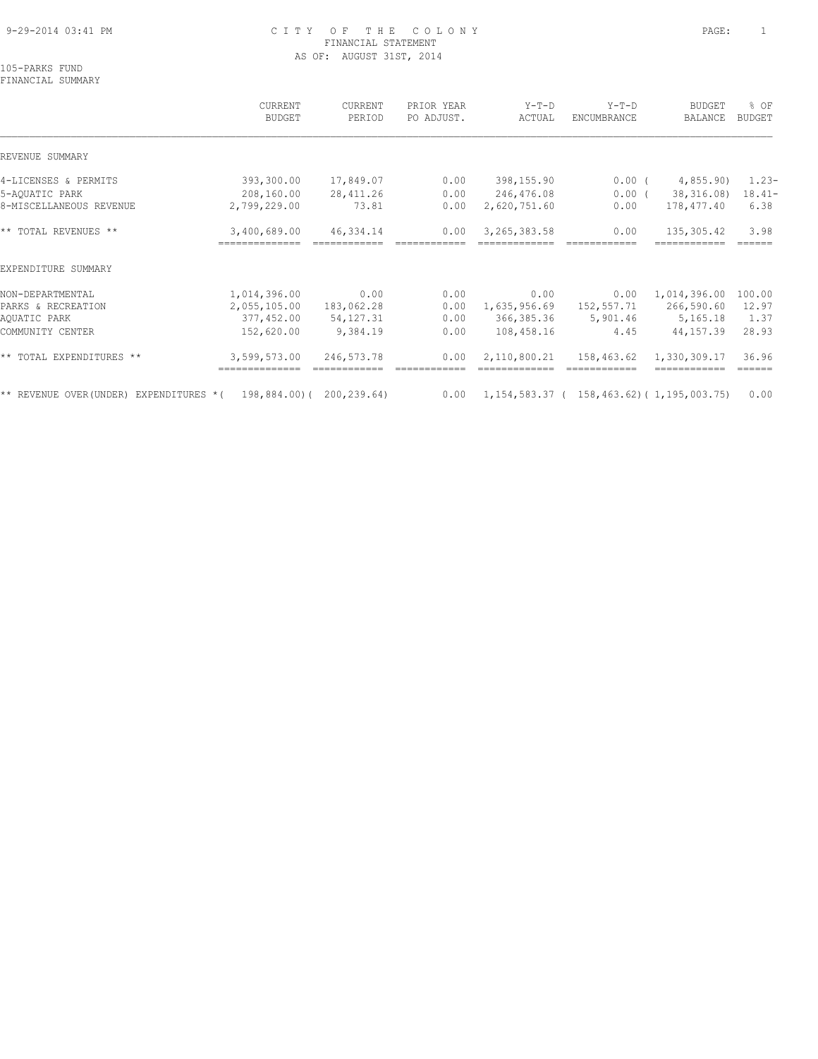# CITY OF THE COLONY

FINANCIAL STATEMENT

AS OF: AUGUST 31ST, 2014

105-PARKS FUND

FINANCIAL SUMMARY

| | CURRENT BUDGET | CURRENT PERIOD | PRIOR YEAR PO ADJUST. | Y-T-D ACTUAL | Y-T-D ENCUMBRANCE | BUDGET BALANCE | % OF BUDGET |
|---|---|---|---|---|---|---|---|
| REVENUE SUMMARY | | | | | | | |
| 4-LICENSES & PERMITS | 393,300.00 | 17,849.07 | 0.00 | 398,155.90 | 0.00 | ( 4,855.90) | 1.23- |
| 5-AQUATIC PARK | 208,160.00 | 28,411.26 | 0.00 | 246,476.08 | 0.00 | ( 38,316.08) | 18.41- |
| 8-MISCELLANEOUS REVENUE | 2,799,229.00 | 73.81 | 0.00 | 2,620,751.60 | 0.00 | 178,477.40 | 6.38 |
| ** TOTAL REVENUES ** | 3,400,689.00 | 46,334.14 | 0.00 | 3,265,383.58 | 0.00 | 135,305.42 | 3.98 |
| EXPENDITURE SUMMARY | | | | | | | |
| NON-DEPARTMENTAL | 1,014,396.00 | 0.00 | 0.00 | 0.00 | 0.00 | 1,014,396.00 | 100.00 |
| PARKS & RECREATION | 2,055,105.00 | 183,062.28 | 0.00 | 1,635,956.69 | 152,557.71 | 266,590.60 | 12.97 |
| AQUATIC PARK | 377,452.00 | 54,127.31 | 0.00 | 366,385.36 | 5,901.46 | 5,165.18 | 1.37 |
| COMMUNITY CENTER | 152,620.00 | 9,384.19 | 0.00 | 108,458.16 | 4.45 | 44,157.39 | 28.93 |
| ** TOTAL EXPENDITURES ** | 3,599,573.00 | 246,573.78 | 0.00 | 2,110,800.21 | 158,463.62 | 1,330,309.17 | 36.96 |
| ** REVENUE OVER(UNDER) EXPENDITURES * | ( 198,884.00) | ( 200,239.64) | 0.00 | 1,154,583.37 | ( 158,463.62) | ( 1,195,003.75) | 0.00 |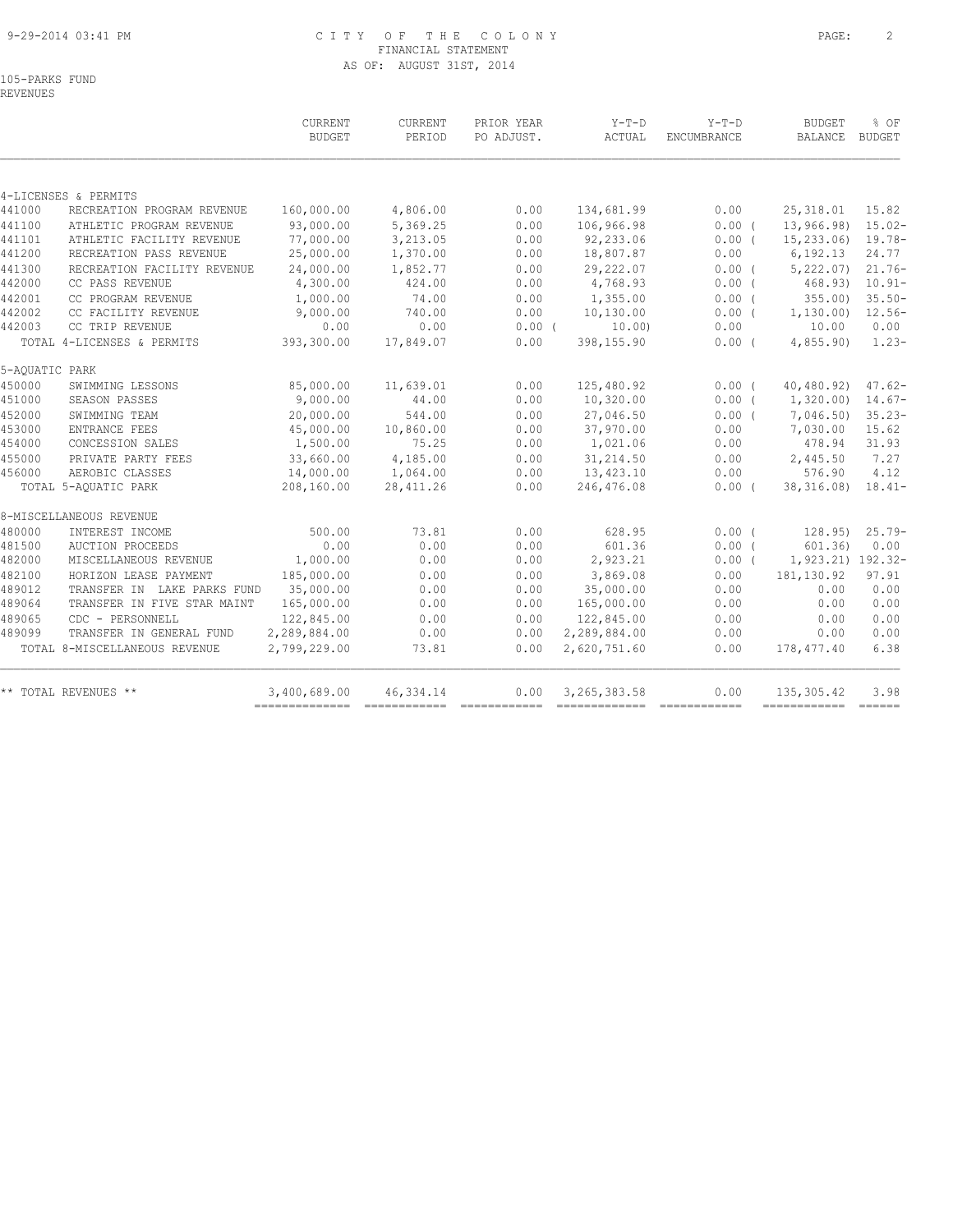# CITY OF THE COLONY
## FINANCIAL STATEMENT
### AS OF: AUGUST 31ST, 2014

105-PARKS FUND
REVENUES

| | | CURRENT BUDGET | CURRENT PERIOD | PRIOR YEAR PO ADJUST. | Y-T-D ACTUAL | Y-T-D ENCUMBRANCE | BUDGET BALANCE | % OF BUDGET |
|---|---|---|---|---|---|---|---|---|
| 4-LICENSES & PERMITS | | | | | | | | |
| 441000 | RECREATION PROGRAM REVENUE | 160,000.00 | 4,806.00 | 0.00 | 134,681.99 | 0.00 | 25,318.01 | 15.82 |
| 441100 | ATHLETIC PROGRAM REVENUE | 93,000.00 | 5,369.25 | 0.00 | 106,966.98 | 0.00 ( | 13,966.98) | 15.02- |
| 441101 | ATHLETIC FACILITY REVENUE | 77,000.00 | 3,213.05 | 0.00 | 92,233.06 | 0.00 ( | 15,233.06) | 19.78- |
| 441200 | RECREATION PASS REVENUE | 25,000.00 | 1,370.00 | 0.00 | 18,807.87 | 0.00 | 6,192.13 | 24.77 |
| 441300 | RECREATION FACILITY REVENUE | 24,000.00 | 1,852.77 | 0.00 | 29,222.07 | 0.00 ( | 5,222.07) | 21.76- |
| 442000 | CC PASS REVENUE | 4,300.00 | 424.00 | 0.00 | 4,768.93 | 0.00 ( | 468.93) | 10.91- |
| 442001 | CC PROGRAM REVENUE | 1,000.00 | 74.00 | 0.00 | 1,355.00 | 0.00 ( | 355.00) | 35.50- |
| 442002 | CC FACILITY REVENUE | 9,000.00 | 740.00 | 0.00 | 10,130.00 | 0.00 ( | 1,130.00) | 12.56- |
| 442003 | CC TRIP REVENUE | 0.00 | 0.00 | 0.00 ( | 10.00) | 0.00 | 10.00 | 0.00 |
| | TOTAL 4-LICENSES & PERMITS | 393,300.00 | 17,849.07 | 0.00 | 398,155.90 | 0.00 ( | 4,855.90) | 1.23- |
| 5-AQUATIC PARK | | | | | | | | |
| 450000 | SWIMMING LESSONS | 85,000.00 | 11,639.01 | 0.00 | 125,480.92 | 0.00 ( | 40,480.92) | 47.62- |
| 451000 | SEASON PASSES | 9,000.00 | 44.00 | 0.00 | 10,320.00 | 0.00 ( | 1,320.00) | 14.67- |
| 452000 | SWIMMING TEAM | 20,000.00 | 544.00 | 0.00 | 27,046.50 | 0.00 ( | 7,046.50) | 35.23- |
| 453000 | ENTRANCE FEES | 45,000.00 | 10,860.00 | 0.00 | 37,970.00 | 0.00 | 7,030.00 | 15.62 |
| 454000 | CONCESSION SALES | 1,500.00 | 75.25 | 0.00 | 1,021.06 | 0.00 | 478.94 | 31.93 |
| 455000 | PRIVATE PARTY FEES | 33,660.00 | 4,185.00 | 0.00 | 31,214.50 | 0.00 | 2,445.50 | 7.27 |
| 456000 | AEROBIC CLASSES | 14,000.00 | 1,064.00 | 0.00 | 13,423.10 | 0.00 | 576.90 | 4.12 |
| | TOTAL 5-AQUATIC PARK | 208,160.00 | 28,411.26 | 0.00 | 246,476.08 | 0.00 ( | 38,316.08) | 18.41- |
| 8-MISCELLANEOUS REVENUE | | | | | | | | |
| 480000 | INTEREST INCOME | 500.00 | 73.81 | 0.00 | 628.95 | 0.00 ( | 128.95) | 25.79- |
| 481500 | AUCTION PROCEEDS | 0.00 | 0.00 | 0.00 | 601.36 | 0.00 ( | 601.36) | 0.00 |
| 482000 | MISCELLANEOUS REVENUE | 1,000.00 | 0.00 | 0.00 | 2,923.21 | 0.00 ( | 1,923.21) | 192.32- |
| 482100 | HORIZON LEASE PAYMENT | 185,000.00 | 0.00 | 0.00 | 3,869.08 | 0.00 | 181,130.92 | 97.91 |
| 489012 | TRANSFER IN LAKE PARKS FUND | 35,000.00 | 0.00 | 0.00 | 35,000.00 | 0.00 | 0.00 | 0.00 |
| 489064 | TRANSFER IN FIVE STAR MAINT | 165,000.00 | 0.00 | 0.00 | 165,000.00 | 0.00 | 0.00 | 0.00 |
| 489065 | CDC - PERSONNELL | 122,845.00 | 0.00 | 0.00 | 122,845.00 | 0.00 | 0.00 | 0.00 |
| 489099 | TRANSFER IN GENERAL FUND | 2,289,884.00 | 0.00 | 0.00 | 2,289,884.00 | 0.00 | 0.00 | 0.00 |
| | TOTAL 8-MISCELLANEOUS REVENUE | 2,799,229.00 | 73.81 | 0.00 | 2,620,751.60 | 0.00 | 178,477.40 | 6.38 |
| ** TOTAL REVENUES ** | | 3,400,689.00 | 46,334.14 | 0.00 | 3,265,383.58 | 0.00 | 135,305.42 | 3.98 |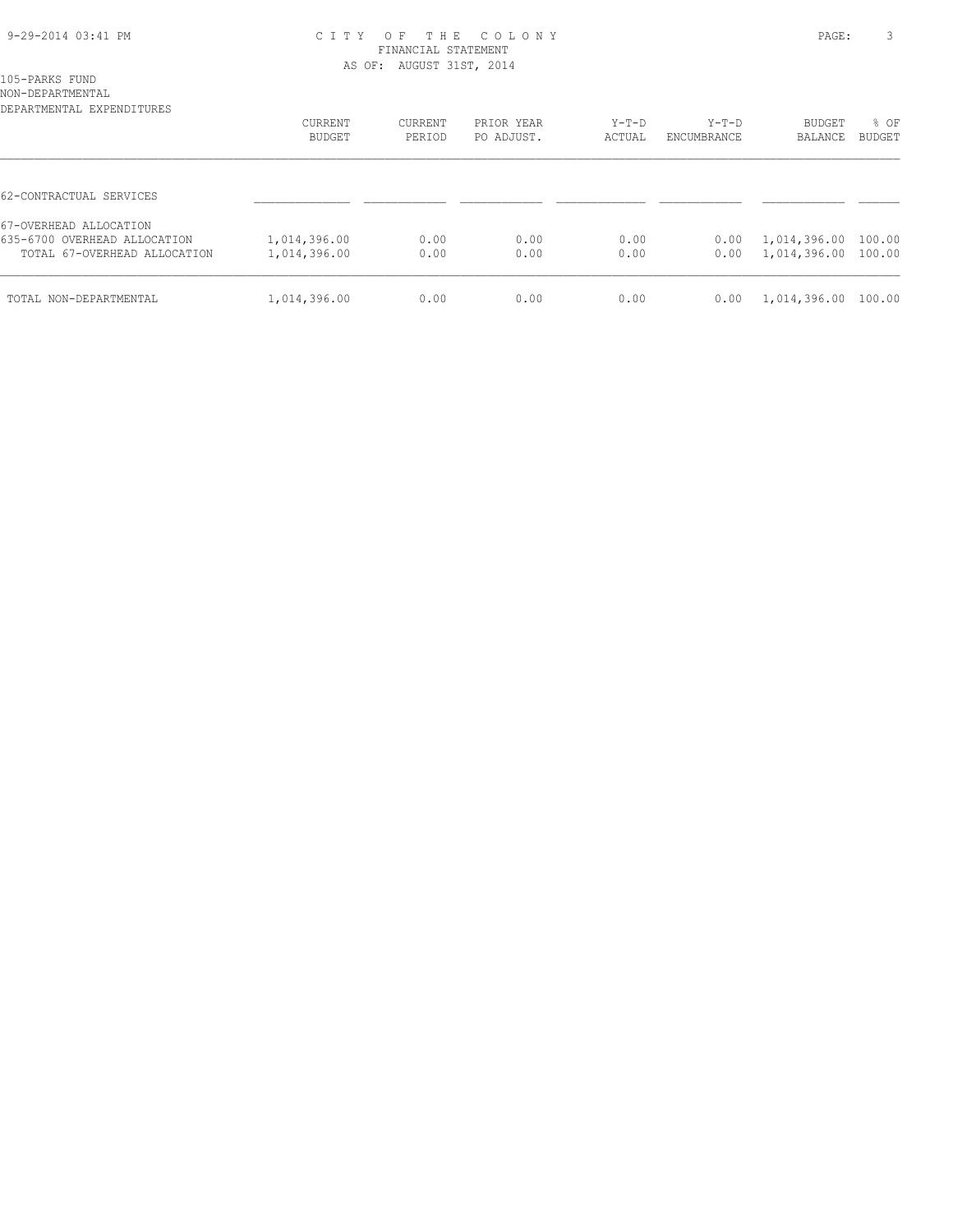# CITY OF THE COLONY
## FINANCIAL STATEMENT
### AS OF: AUGUST 31ST, 2014

105-PARKS FUND
NON-DEPARTMENTAL
DEPARTMENTAL EXPENDITURES

| | CURRENT BUDGET | CURRENT PERIOD | PRIOR YEAR PO ADJUST. | Y-T-D ACTUAL | Y-T-D ENCUMBRANCE | BUDGET BALANCE | % OF BUDGET |
|---|---|---|---|---|---|---|---|
| 62-CONTRACTUAL SERVICES | | | | | | | |
| 67-OVERHEAD ALLOCATION | | | | | | | |
| 635-6700 OVERHEAD ALLOCATION | 1,014,396.00 | 0.00 | 0.00 | 0.00 | 0.00 | 1,014,396.00 | 100.00 |
| TOTAL 67-OVERHEAD ALLOCATION | 1,014,396.00 | 0.00 | 0.00 | 0.00 | 0.00 | 1,014,396.00 | 100.00 |
| TOTAL NON-DEPARTMENTAL | 1,014,396.00 | 0.00 | 0.00 | 0.00 | 0.00 | 1,014,396.00 | 100.00 |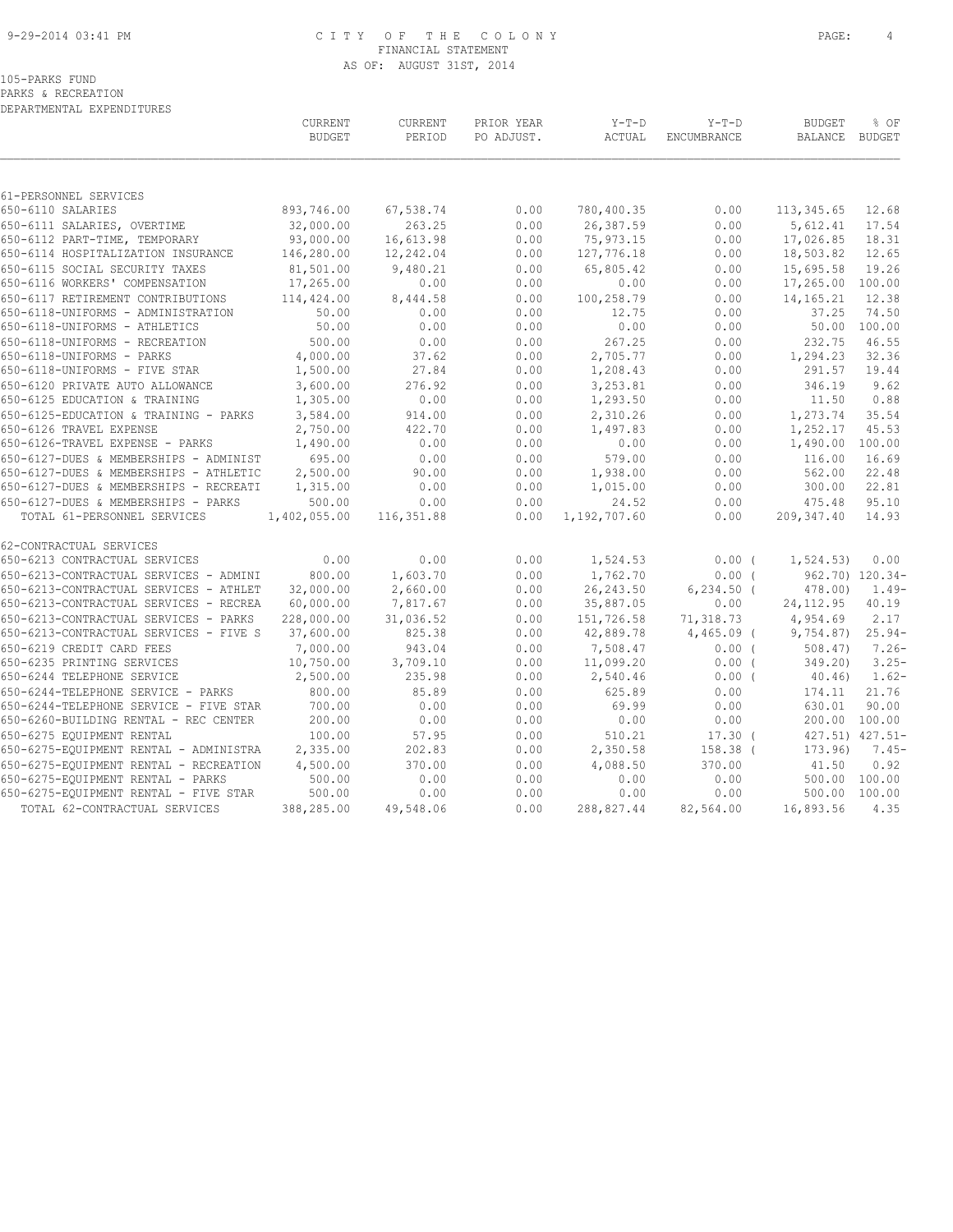CITY OF THE COLONY
FINANCIAL STATEMENT
AS OF: AUGUST 31ST, 2014

105-PARKS FUND
PARKS & RECREATION
DEPARTMENTAL EXPENDITURES

| | CURRENT BUDGET | CURRENT PERIOD | PRIOR YEAR PO ADJUST. | Y-T-D ACTUAL | Y-T-D ENCUMBRANCE | BUDGET BALANCE | % OF BUDGET |
|---|---|---|---|---|---|---|---|
| 61-PERSONNEL SERVICES | | | | | | | |
| 650-6110 SALARIES | 893,746.00 | 67,538.74 | 0.00 | 780,400.35 | 0.00 | 113,345.65 | 12.68 |
| 650-6111 SALARIES, OVERTIME | 32,000.00 | 263.25 | 0.00 | 26,387.59 | 0.00 | 5,612.41 | 17.54 |
| 650-6112 PART-TIME, TEMPORARY | 93,000.00 | 16,613.98 | 0.00 | 75,973.15 | 0.00 | 17,026.85 | 18.31 |
| 650-6114 HOSPITALIZATION INSURANCE | 146,280.00 | 12,242.04 | 0.00 | 127,776.18 | 0.00 | 18,503.82 | 12.65 |
| 650-6115 SOCIAL SECURITY TAXES | 81,501.00 | 9,480.21 | 0.00 | 65,805.42 | 0.00 | 15,695.58 | 19.26 |
| 650-6116 WORKERS' COMPENSATION | 17,265.00 | 0.00 | 0.00 | 0.00 | 0.00 | 17,265.00 | 100.00 |
| 650-6117 RETIREMENT CONTRIBUTIONS | 114,424.00 | 8,444.58 | 0.00 | 100,258.79 | 0.00 | 14,165.21 | 12.38 |
| 650-6118-UNIFORMS - ADMINISTRATION | 50.00 | 0.00 | 0.00 | 12.75 | 0.00 | 37.25 | 74.50 |
| 650-6118-UNIFORMS - ATHLETICS | 50.00 | 0.00 | 0.00 | 0.00 | 0.00 | 50.00 | 100.00 |
| 650-6118-UNIFORMS - RECREATION | 500.00 | 0.00 | 0.00 | 267.25 | 0.00 | 232.75 | 46.55 |
| 650-6118-UNIFORMS - PARKS | 4,000.00 | 37.62 | 0.00 | 2,705.77 | 0.00 | 1,294.23 | 32.36 |
| 650-6118-UNIFORMS - FIVE STAR | 1,500.00 | 27.84 | 0.00 | 1,208.43 | 0.00 | 291.57 | 19.44 |
| 650-6120 PRIVATE AUTO ALLOWANCE | 3,600.00 | 276.92 | 0.00 | 3,253.81 | 0.00 | 346.19 | 9.62 |
| 650-6125 EDUCATION & TRAINING | 1,305.00 | 0.00 | 0.00 | 1,293.50 | 0.00 | 11.50 | 0.88 |
| 650-6125-EDUCATION & TRAINING - PARKS | 3,584.00 | 914.00 | 0.00 | 2,310.26 | 0.00 | 1,273.74 | 35.54 |
| 650-6126 TRAVEL EXPENSE | 2,750.00 | 422.70 | 0.00 | 1,497.83 | 0.00 | 1,252.17 | 45.53 |
| 650-6126-TRAVEL EXPENSE - PARKS | 1,490.00 | 0.00 | 0.00 | 0.00 | 0.00 | 1,490.00 | 100.00 |
| 650-6127-DUES & MEMBERSHIPS - ADMINIST | 695.00 | 0.00 | 0.00 | 579.00 | 0.00 | 116.00 | 16.69 |
| 650-6127-DUES & MEMBERSHIPS - ATHLETIC | 2,500.00 | 90.00 | 0.00 | 1,938.00 | 0.00 | 562.00 | 22.48 |
| 650-6127-DUES & MEMBERSHIPS - RECREATI | 1,315.00 | 0.00 | 0.00 | 1,015.00 | 0.00 | 300.00 | 22.81 |
| 650-6127-DUES & MEMBERSHIPS - PARKS | 500.00 | 0.00 | 0.00 | 24.52 | 0.00 | 475.48 | 95.10 |
| TOTAL 61-PERSONNEL SERVICES | 1,402,055.00 | 116,351.88 | 0.00 | 1,192,707.60 | 0.00 | 209,347.40 | 14.93 |
| 62-CONTRACTUAL SERVICES | | | | | | | |
| 650-6213 CONTRACTUAL SERVICES | 0.00 | 0.00 | 0.00 | 1,524.53 | 0.00 | ( 1,524.53) | 0.00 |
| 650-6213-CONTRACTUAL SERVICES - ADMINI | 800.00 | 1,603.70 | 0.00 | 1,762.70 | 0.00 | ( 962.70) | 120.34- |
| 650-6213-CONTRACTUAL SERVICES - ATHLET | 32,000.00 | 2,660.00 | 0.00 | 26,243.50 | 6,234.50 | ( 478.00) | 1.49- |
| 650-6213-CONTRACTUAL SERVICES - RECREA | 60,000.00 | 7,817.67 | 0.00 | 35,887.05 | 0.00 | 24,112.95 | 40.19 |
| 650-6213-CONTRACTUAL SERVICES - PARKS | 228,000.00 | 31,036.52 | 0.00 | 151,726.58 | 71,318.73 | 4,954.69 | 2.17 |
| 650-6213-CONTRACTUAL SERVICES - FIVE S | 37,600.00 | 825.38 | 0.00 | 42,889.78 | 4,465.09 | ( 9,754.87) | 25.94- |
| 650-6219 CREDIT CARD FEES | 7,000.00 | 943.04 | 0.00 | 7,508.47 | 0.00 | ( 508.47) | 7.26- |
| 650-6235 PRINTING SERVICES | 10,750.00 | 3,709.10 | 0.00 | 11,099.20 | 0.00 | ( 349.20) | 3.25- |
| 650-6244 TELEPHONE SERVICE | 2,500.00 | 235.98 | 0.00 | 2,540.46 | 0.00 | ( 40.46) | 1.62- |
| 650-6244-TELEPHONE SERVICE - PARKS | 800.00 | 85.89 | 0.00 | 625.89 | 0.00 | 174.11 | 21.76 |
| 650-6244-TELEPHONE SERVICE - FIVE STAR | 700.00 | 0.00 | 0.00 | 69.99 | 0.00 | 630.01 | 90.00 |
| 650-6260-BUILDING RENTAL - REC CENTER | 200.00 | 0.00 | 0.00 | 0.00 | 0.00 | 200.00 | 100.00 |
| 650-6275 EQUIPMENT RENTAL | 100.00 | 57.95 | 0.00 | 510.21 | 17.30 | ( 427.51) | 427.51- |
| 650-6275-EQUIPMENT RENTAL - ADMINISTRA | 2,335.00 | 202.83 | 0.00 | 2,350.58 | 158.38 | ( 173.96) | 7.45- |
| 650-6275-EQUIPMENT RENTAL - RECREATION | 4,500.00 | 370.00 | 0.00 | 4,088.50 | 370.00 | 41.50 | 0.92 |
| 650-6275-EQUIPMENT RENTAL - PARKS | 500.00 | 0.00 | 0.00 | 0.00 | 0.00 | 500.00 | 100.00 |
| 650-6275-EQUIPMENT RENTAL - FIVE STAR | 500.00 | 0.00 | 0.00 | 0.00 | 0.00 | 500.00 | 100.00 |
| TOTAL 62-CONTRACTUAL SERVICES | 388,285.00 | 49,548.06 | 0.00 | 288,827.44 | 82,564.00 | 16,893.56 | 4.35 |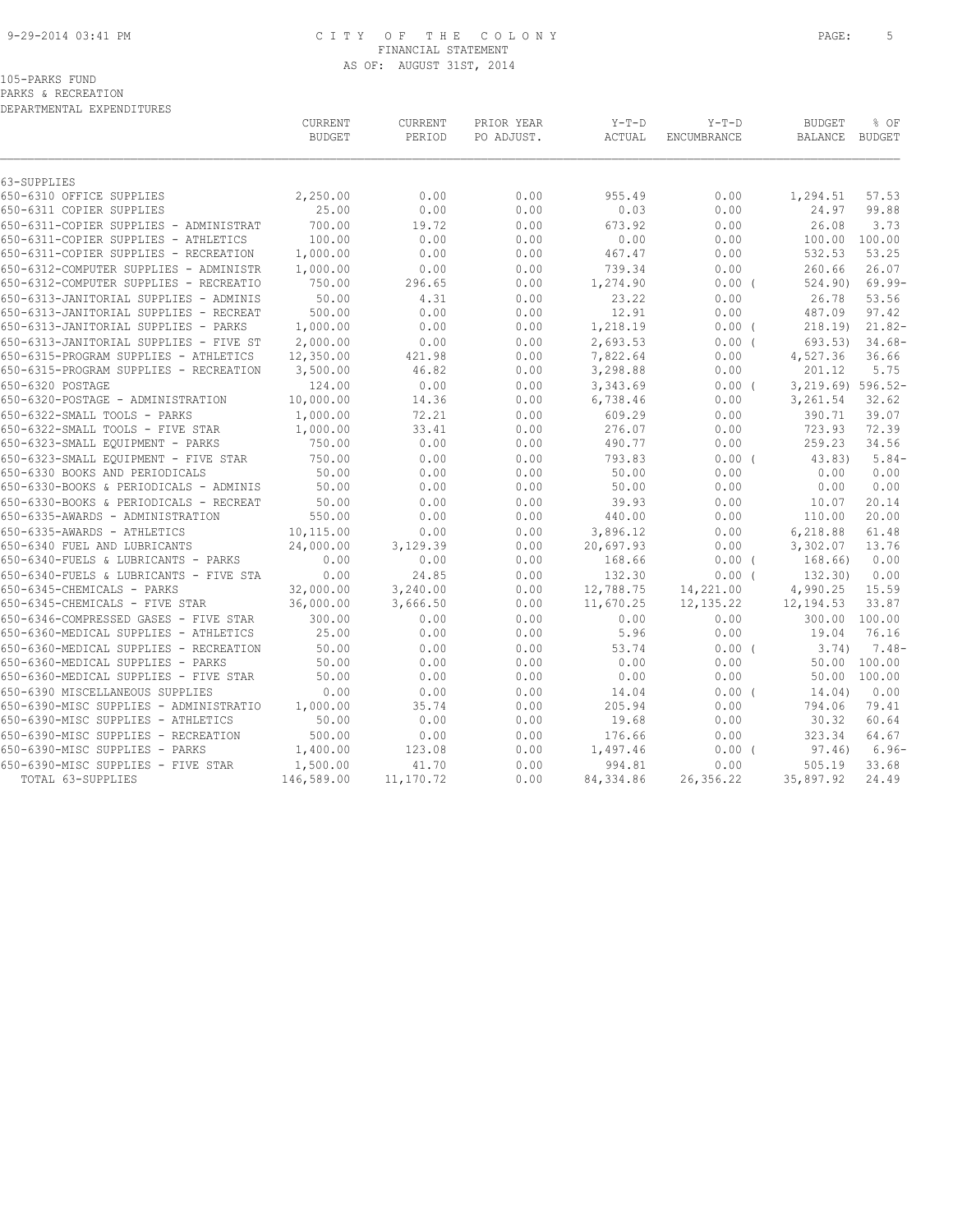105-PARKS FUND
PARKS & RECREATION
DEPARTMENTAL EXPENDITURES

CITY OF THE COLONY
FINANCIAL STATEMENT
AS OF: AUGUST 31ST, 2014

| | CURRENT BUDGET | CURRENT PERIOD | PRIOR YEAR PO ADJUST. | Y-T-D ACTUAL | Y-T-D ENCUMBRANCE | BUDGET BALANCE | % OF BUDGET |
|---|---|---|---|---|---|---|---|
| 63-SUPPLIES | | | | | | | |
| 650-6310 OFFICE SUPPLIES | 2,250.00 | 0.00 | 0.00 | 955.49 | 0.00 | 1,294.51 | 57.53 |
| 650-6311 COPIER SUPPLIES | 25.00 | 0.00 | 0.00 | 0.03 | 0.00 | 24.97 | 99.88 |
| 650-6311-COPIER SUPPLIES - ADMINISTRAT | 700.00 | 19.72 | 0.00 | 673.92 | 0.00 | 26.08 | 3.73 |
| 650-6311-COPIER SUPPLIES - ATHLETICS | 100.00 | 0.00 | 0.00 | 0.00 | 0.00 | 100.00 | 100.00 |
| 650-6311-COPIER SUPPLIES - RECREATION | 1,000.00 | 0.00 | 0.00 | 467.47 | 0.00 | 532.53 | 53.25 |
| 650-6312-COMPUTER SUPPLIES - ADMINISTR | 1,000.00 | 0.00 | 0.00 | 739.34 | 0.00 | 260.66 | 26.07 |
| 650-6312-COMPUTER SUPPLIES - RECREATIO | 750.00 | 296.65 | 0.00 | 1,274.90 | 0.00 ( | 524.90) | 69.99- |
| 650-6313-JANITORIAL SUPPLIES - ADMINIS | 50.00 | 4.31 | 0.00 | 23.22 | 0.00 | 26.78 | 53.56 |
| 650-6313-JANITORIAL SUPPLIES - RECREAT | 500.00 | 0.00 | 0.00 | 12.91 | 0.00 | 487.09 | 97.42 |
| 650-6313-JANITORIAL SUPPLIES - PARKS | 1,000.00 | 0.00 | 0.00 | 1,218.19 | 0.00 ( | 218.19) | 21.82- |
| 650-6313-JANITORIAL SUPPLIES - FIVE ST | 2,000.00 | 0.00 | 0.00 | 2,693.53 | 0.00 ( | 693.53) | 34.68- |
| 650-6315-PROGRAM SUPPLIES - ATHLETICS | 12,350.00 | 421.98 | 0.00 | 7,822.64 | 0.00 | 4,527.36 | 36.66 |
| 650-6315-PROGRAM SUPPLIES - RECREATION | 3,500.00 | 46.82 | 0.00 | 3,298.88 | 0.00 | 201.12 | 5.75 |
| 650-6320 POSTAGE | 124.00 | 0.00 | 0.00 | 3,343.69 | 0.00 ( | 3,219.69) | 596.52- |
| 650-6320-POSTAGE - ADMINISTRATION | 10,000.00 | 14.36 | 0.00 | 6,738.46 | 0.00 | 3,261.54 | 32.62 |
| 650-6322-SMALL TOOLS - PARKS | 1,000.00 | 72.21 | 0.00 | 609.29 | 0.00 | 390.71 | 39.07 |
| 650-6322-SMALL TOOLS - FIVE STAR | 1,000.00 | 33.41 | 0.00 | 276.07 | 0.00 | 723.93 | 72.39 |
| 650-6323-SMALL EQUIPMENT - PARKS | 750.00 | 0.00 | 0.00 | 490.77 | 0.00 | 259.23 | 34.56 |
| 650-6323-SMALL EQUIPMENT - FIVE STAR | 750.00 | 0.00 | 0.00 | 793.83 | 0.00 ( | 43.83) | 5.84- |
| 650-6330 BOOKS AND PERIODICALS | 50.00 | 0.00 | 0.00 | 50.00 | 0.00 | 0.00 | 0.00 |
| 650-6330-BOOKS & PERIODICALS - ADMINIS | 50.00 | 0.00 | 0.00 | 50.00 | 0.00 | 0.00 | 0.00 |
| 650-6330-BOOKS & PERIODICALS - RECREAT | 50.00 | 0.00 | 0.00 | 39.93 | 0.00 | 10.07 | 20.14 |
| 650-6335-AWARDS - ADMINISTRATION | 550.00 | 0.00 | 0.00 | 440.00 | 0.00 | 110.00 | 20.00 |
| 650-6335-AWARDS - ATHLETICS | 10,115.00 | 0.00 | 0.00 | 3,896.12 | 0.00 | 6,218.88 | 61.48 |
| 650-6340 FUEL AND LUBRICANTS | 24,000.00 | 3,129.39 | 0.00 | 20,697.93 | 0.00 | 3,302.07 | 13.76 |
| 650-6340-FUELS & LUBRICANTS - PARKS | 0.00 | 0.00 | 0.00 | 168.66 | 0.00 ( | 168.66) | 0.00 |
| 650-6340-FUELS & LUBRICANTS - FIVE STA | 0.00 | 24.85 | 0.00 | 132.30 | 0.00 ( | 132.30) | 0.00 |
| 650-6345-CHEMICALS - PARKS | 32,000.00 | 3,240.00 | 0.00 | 12,788.75 | 14,221.00 | 4,990.25 | 15.59 |
| 650-6345-CHEMICALS - FIVE STAR | 36,000.00 | 3,666.50 | 0.00 | 11,670.25 | 12,135.22 | 12,194.53 | 33.87 |
| 650-6346-COMPRESSED GASES - FIVE STAR | 300.00 | 0.00 | 0.00 | 0.00 | 0.00 | 300.00 | 100.00 |
| 650-6360-MEDICAL SUPPLIES - ATHLETICS | 25.00 | 0.00 | 0.00 | 5.96 | 0.00 | 19.04 | 76.16 |
| 650-6360-MEDICAL SUPPLIES - RECREATION | 50.00 | 0.00 | 0.00 | 53.74 | 0.00 ( | 3.74) | 7.48- |
| 650-6360-MEDICAL SUPPLIES - PARKS | 50.00 | 0.00 | 0.00 | 0.00 | 0.00 | 50.00 | 100.00 |
| 650-6360-MEDICAL SUPPLIES - FIVE STAR | 50.00 | 0.00 | 0.00 | 0.00 | 0.00 | 50.00 | 100.00 |
| 650-6390 MISCELLANEOUS SUPPLIES | 0.00 | 0.00 | 0.00 | 14.04 | 0.00 ( | 14.04) | 0.00 |
| 650-6390-MISC SUPPLIES - ADMINISTRATIO | 1,000.00 | 35.74 | 0.00 | 205.94 | 0.00 | 794.06 | 79.41 |
| 650-6390-MISC SUPPLIES - ATHLETICS | 50.00 | 0.00 | 0.00 | 19.68 | 0.00 | 30.32 | 60.64 |
| 650-6390-MISC SUPPLIES - RECREATION | 500.00 | 0.00 | 0.00 | 176.66 | 0.00 | 323.34 | 64.67 |
| 650-6390-MISC SUPPLIES - PARKS | 1,400.00 | 123.08 | 0.00 | 1,497.46 | 0.00 ( | 97.46) | 6.96- |
| 650-6390-MISC SUPPLIES - FIVE STAR | 1,500.00 | 41.70 | 0.00 | 994.81 | 0.00 | 505.19 | 33.68 |
| TOTAL 63-SUPPLIES | 146,589.00 | 11,170.72 | 0.00 | 84,334.86 | 26,356.22 | 35,897.92 | 24.49 |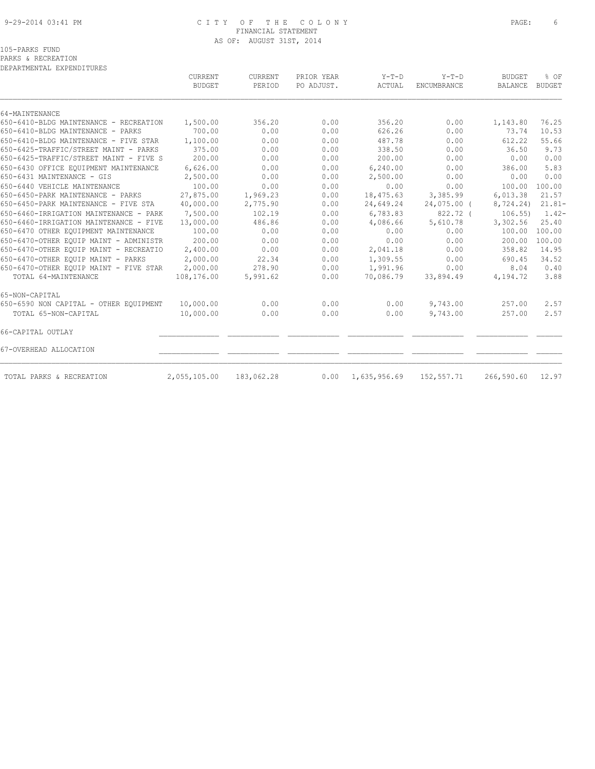CITY OF THE COLONY
FINANCIAL STATEMENT
AS OF: AUGUST 31ST, 2014

105-PARKS FUND
PARKS & RECREATION
DEPARTMENTAL EXPENDITURES

| | CURRENT BUDGET | CURRENT PERIOD | PRIOR YEAR PO ADJUST. | Y-T-D ACTUAL | Y-T-D ENCUMBRANCE | BUDGET BALANCE | % OF BUDGET |
|---|---|---|---|---|---|---|---|
| 64-MAINTENANCE | | | | | | | |
| 650-6410-BLDG MAINTENANCE - RECREATION | 1,500.00 | 356.20 | 0.00 | 356.20 | 0.00 | 1,143.80 | 76.25 |
| 650-6410-BLDG MAINTENANCE - PARKS | 700.00 | 0.00 | 0.00 | 626.26 | 0.00 | 73.74 | 10.53 |
| 650-6410-BLDG MAINTENANCE - FIVE STAR | 1,100.00 | 0.00 | 0.00 | 487.78 | 0.00 | 612.22 | 55.66 |
| 650-6425-TRAFFIC/STREET MAINT - PARKS | 375.00 | 0.00 | 0.00 | 338.50 | 0.00 | 36.50 | 9.73 |
| 650-6425-TRAFFIC/STREET MAINT - FIVE S | 200.00 | 0.00 | 0.00 | 200.00 | 0.00 | 0.00 | 0.00 |
| 650-6430 OFFICE EQUIPMENT MAINTENANCE | 6,626.00 | 0.00 | 0.00 | 6,240.00 | 0.00 | 386.00 | 5.83 |
| 650-6431 MAINTENANCE - GIS | 2,500.00 | 0.00 | 0.00 | 2,500.00 | 0.00 | 0.00 | 0.00 |
| 650-6440 VEHICLE MAINTENANCE | 100.00 | 0.00 | 0.00 | 0.00 | 0.00 | 100.00 | 100.00 |
| 650-6450-PARK MAINTENANCE - PARKS | 27,875.00 | 1,969.23 | 0.00 | 18,475.63 | 3,385.99 | 6,013.38 | 21.57 |
| 650-6450-PARK MAINTENANCE - FIVE STA | 40,000.00 | 2,775.90 | 0.00 | 24,649.24 | 24,075.00 | ( 8,724.24) | 21.81- |
| 650-6460-IRRIGATION MAINTENANCE - PARK | 7,500.00 | 102.19 | 0.00 | 6,783.83 | 822.72 | ( 106.55) | 1.42- |
| 650-6460-IRRIGATION MAINTENANCE - FIVE | 13,000.00 | 486.86 | 0.00 | 4,086.66 | 5,610.78 | 3,302.56 | 25.40 |
| 650-6470 OTHER EQUIPMENT MAINTENANCE | 100.00 | 0.00 | 0.00 | 0.00 | 0.00 | 100.00 | 100.00 |
| 650-6470-OTHER EQUIP MAINT - ADMINISTR | 200.00 | 0.00 | 0.00 | 0.00 | 0.00 | 200.00 | 100.00 |
| 650-6470-OTHER EQUIP MAINT - RECREATIO | 2,400.00 | 0.00 | 0.00 | 2,041.18 | 0.00 | 358.82 | 14.95 |
| 650-6470-OTHER EQUIP MAINT - PARKS | 2,000.00 | 22.34 | 0.00 | 1,309.55 | 0.00 | 690.45 | 34.52 |
| 650-6470-OTHER EQUIP MAINT - FIVE STAR | 2,000.00 | 278.90 | 0.00 | 1,991.96 | 0.00 | 8.04 | 0.40 |
| TOTAL 64-MAINTENANCE | 108,176.00 | 5,991.62 | 0.00 | 70,086.79 | 33,894.49 | 4,194.72 | 3.88 |
| 65-NON-CAPITAL | | | | | | | |
| 650-6590 NON CAPITAL - OTHER EQUIPMENT | 10,000.00 | 0.00 | 0.00 | 0.00 | 9,743.00 | 257.00 | 2.57 |
| TOTAL 65-NON-CAPITAL | 10,000.00 | 0.00 | 0.00 | 0.00 | 9,743.00 | 257.00 | 2.57 |
| 66-CAPITAL OUTLAY | | | | | | | |
| 67-OVERHEAD ALLOCATION | | | | | | | |
| TOTAL PARKS & RECREATION | 2,055,105.00 | 183,062.28 | 0.00 | 1,635,956.69 | 152,557.71 | 266,590.60 | 12.97 |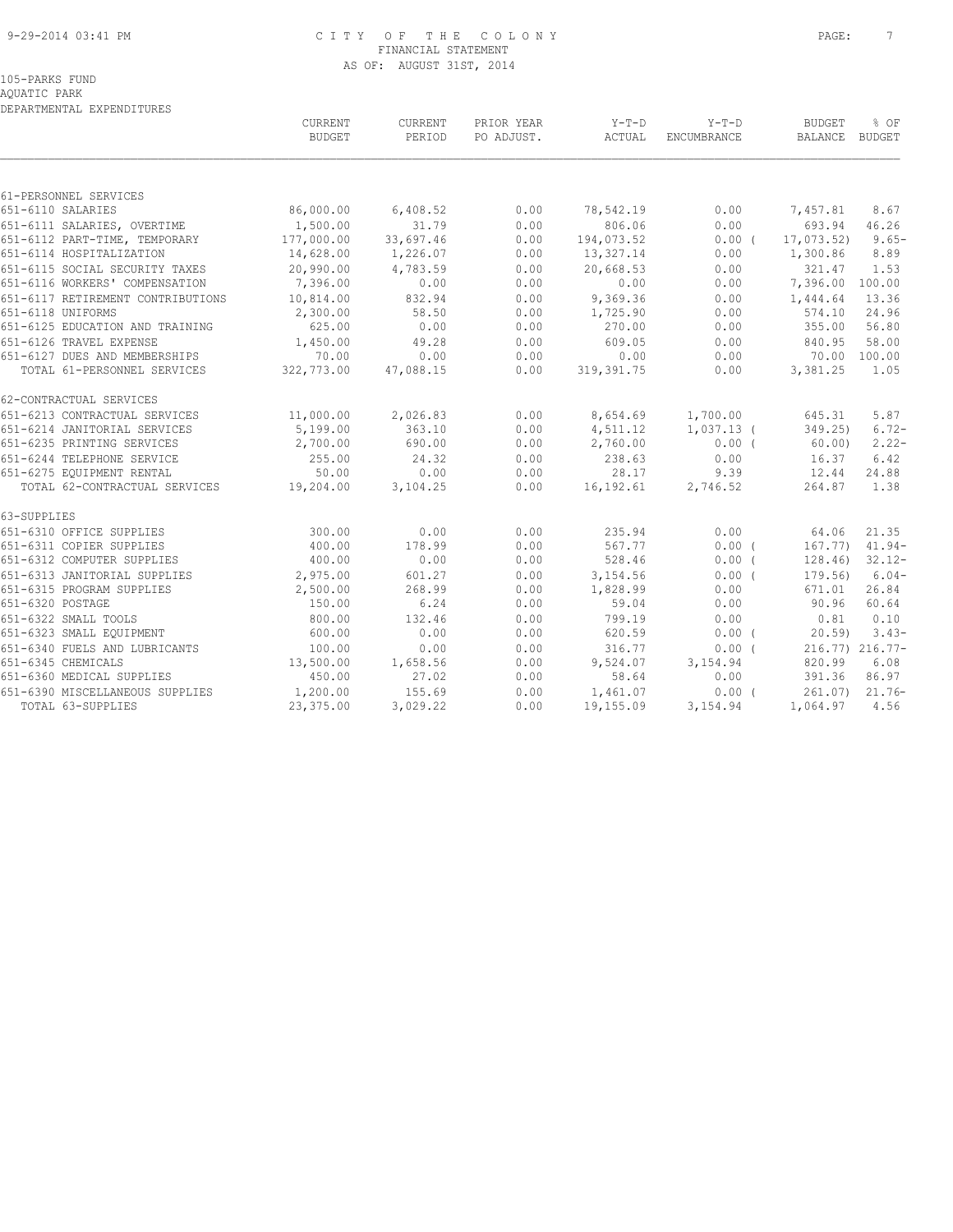# CITY OF THE COLONY
## FINANCIAL STATEMENT
### AS OF: AUGUST 31ST, 2014

105-PARKS FUND
AQUATIC PARK
DEPARTMENTAL EXPENDITURES

| | CURRENT BUDGET | CURRENT PERIOD | PRIOR YEAR PO ADJUST. | Y-T-D ACTUAL | Y-T-D ENCUMBRANCE | BUDGET BALANCE | % OF BUDGET |
|---|---|---|---|---|---|---|---|
| **61-PERSONNEL SERVICES** | | | | | | | |
| 651-6110 SALARIES | 86,000.00 | 6,408.52 | 0.00 | 78,542.19 | 0.00 | 7,457.81 | 8.67 |
| 651-6111 SALARIES, OVERTIME | 1,500.00 | 31.79 | 0.00 | 806.06 | 0.00 | 693.94 | 46.26 |
| 651-6112 PART-TIME, TEMPORARY | 177,000.00 | 33,697.46 | 0.00 | 194,073.52 | 0.00 | ( 17,073.52) | 9.65- |
| 651-6114 HOSPITALIZATION | 14,628.00 | 1,226.07 | 0.00 | 13,327.14 | 0.00 | 1,300.86 | 8.89 |
| 651-6115 SOCIAL SECURITY TAXES | 20,990.00 | 4,783.59 | 0.00 | 20,668.53 | 0.00 | 321.47 | 1.53 |
| 651-6116 WORKERS' COMPENSATION | 7,396.00 | 0.00 | 0.00 | 0.00 | 0.00 | 7,396.00 | 100.00 |
| 651-6117 RETIREMENT CONTRIBUTIONS | 10,814.00 | 832.94 | 0.00 | 9,369.36 | 0.00 | 1,444.64 | 13.36 |
| 651-6118 UNIFORMS | 2,300.00 | 58.50 | 0.00 | 1,725.90 | 0.00 | 574.10 | 24.96 |
| 651-6125 EDUCATION AND TRAINING | 625.00 | 0.00 | 0.00 | 270.00 | 0.00 | 355.00 | 56.80 |
| 651-6126 TRAVEL EXPENSE | 1,450.00 | 49.28 | 0.00 | 609.05 | 0.00 | 840.95 | 58.00 |
| 651-6127 DUES AND MEMBERSHIPS | 70.00 | 0.00 | 0.00 | 0.00 | 0.00 | 70.00 | 100.00 |
| TOTAL 61-PERSONNEL SERVICES | 322,773.00 | 47,088.15 | 0.00 | 319,391.75 | 0.00 | 3,381.25 | 1.05 |
| **62-CONTRACTUAL SERVICES** | | | | | | | |
| 651-6213 CONTRACTUAL SERVICES | 11,000.00 | 2,026.83 | 0.00 | 8,654.69 | 1,700.00 | 645.31 | 5.87 |
| 651-6214 JANITORIAL SERVICES | 5,199.00 | 363.10 | 0.00 | 4,511.12 | 1,037.13 | ( 349.25) | 6.72- |
| 651-6235 PRINTING SERVICES | 2,700.00 | 690.00 | 0.00 | 2,760.00 | 0.00 | ( 60.00) | 2.22- |
| 651-6244 TELEPHONE SERVICE | 255.00 | 24.32 | 0.00 | 238.63 | 0.00 | 16.37 | 6.42 |
| 651-6275 EQUIPMENT RENTAL | 50.00 | 0.00 | 0.00 | 28.17 | 9.39 | 12.44 | 24.88 |
| TOTAL 62-CONTRACTUAL SERVICES | 19,204.00 | 3,104.25 | 0.00 | 16,192.61 | 2,746.52 | 264.87 | 1.38 |
| **63-SUPPLIES** | | | | | | | |
| 651-6310 OFFICE SUPPLIES | 300.00 | 0.00 | 0.00 | 235.94 | 0.00 | 64.06 | 21.35 |
| 651-6311 COPIER SUPPLIES | 400.00 | 178.99 | 0.00 | 567.77 | 0.00 | ( 167.77) | 41.94- |
| 651-6312 COMPUTER SUPPLIES | 400.00 | 0.00 | 0.00 | 528.46 | 0.00 | ( 128.46) | 32.12- |
| 651-6313 JANITORIAL SUPPLIES | 2,975.00 | 601.27 | 0.00 | 3,154.56 | 0.00 | ( 179.56) | 6.04- |
| 651-6315 PROGRAM SUPPLIES | 2,500.00 | 268.99 | 0.00 | 1,828.99 | 0.00 | 671.01 | 26.84 |
| 651-6320 POSTAGE | 150.00 | 6.24 | 0.00 | 59.04 | 0.00 | 90.96 | 60.64 |
| 651-6322 SMALL TOOLS | 800.00 | 132.46 | 0.00 | 799.19 | 0.00 | 0.81 | 0.10 |
| 651-6323 SMALL EQUIPMENT | 600.00 | 0.00 | 0.00 | 620.59 | 0.00 | ( 20.59) | 3.43- |
| 651-6340 FUELS AND LUBRICANTS | 100.00 | 0.00 | 0.00 | 316.77 | 0.00 | ( 216.77) | 216.77- |
| 651-6345 CHEMICALS | 13,500.00 | 1,658.56 | 0.00 | 9,524.07 | 3,154.94 | 820.99 | 6.08 |
| 651-6360 MEDICAL SUPPLIES | 450.00 | 27.02 | 0.00 | 58.64 | 0.00 | 391.36 | 86.97 |
| 651-6390 MISCELLANEOUS SUPPLIES | 1,200.00 | 155.69 | 0.00 | 1,461.07 | 0.00 | ( 261.07) | 21.76- |
| TOTAL 63-SUPPLIES | 23,375.00 | 3,029.22 | 0.00 | 19,155.09 | 3,154.94 | 1,064.97 | 4.56 |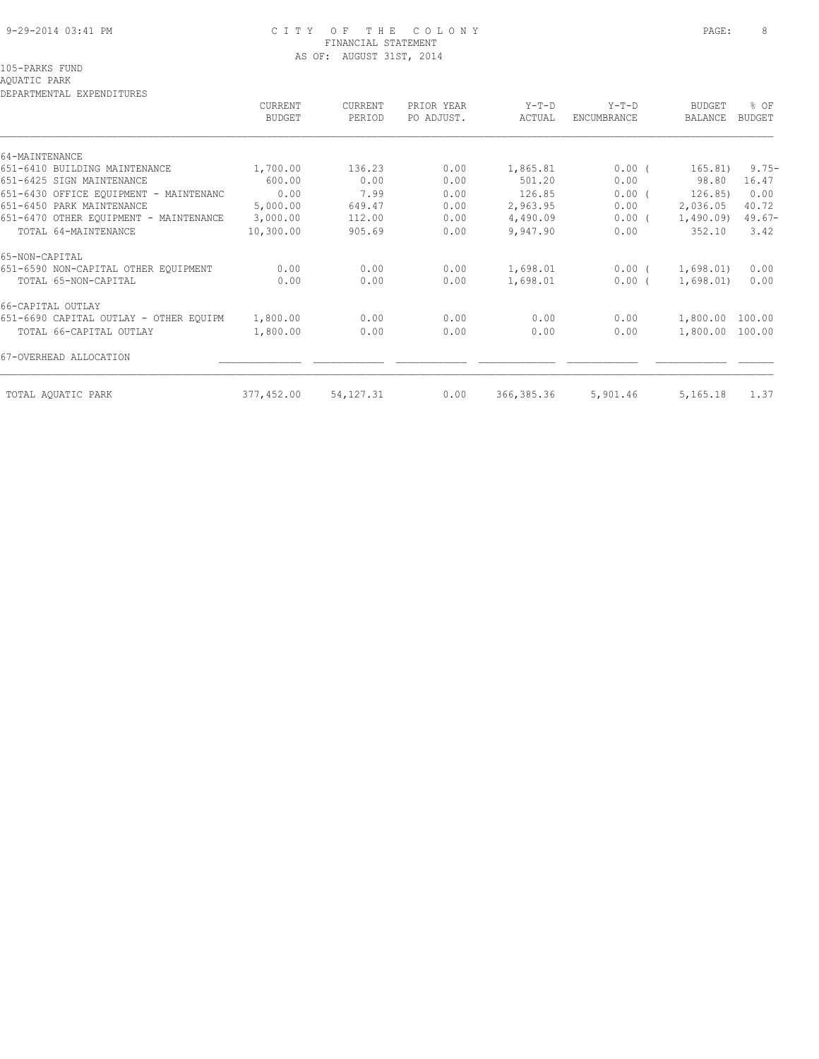9-29-2014 03:41 PM

# CITY OF THE COLONY
## FINANCIAL STATEMENT
AS OF: AUGUST 31ST, 2014

105-PARKS FUND
AQUATIC PARK
DEPARTMENTAL EXPENDITURES

| | CURRENT BUDGET | CURRENT PERIOD | PRIOR YEAR PO ADJUST. | Y-T-D ACTUAL | Y-T-D ENCUMBRANCE | BUDGET BALANCE | % OF BUDGET |
|---|---|---|---|---|---|---|---|
| 64-MAINTENANCE | | | | | | | |
| 651-6410 BUILDING MAINTENANCE | 1,700.00 | 136.23 | 0.00 | 1,865.81 | 0.00 | ( 165.81) | 9.75- |
| 651-6425 SIGN MAINTENANCE | 600.00 | 0.00 | 0.00 | 501.20 | 0.00 | 98.80 | 16.47 |
| 651-6430 OFFICE EQUIPMENT - MAINTENANC | 0.00 | 7.99 | 0.00 | 126.85 | 0.00 | ( 126.85) | 0.00 |
| 651-6450 PARK MAINTENANCE | 5,000.00 | 649.47 | 0.00 | 2,963.95 | 0.00 | 2,036.05 | 40.72 |
| 651-6470 OTHER EQUIPMENT - MAINTENANCE | 3,000.00 | 112.00 | 0.00 | 4,490.09 | 0.00 | ( 1,490.09) | 49.67- |
| TOTAL 64-MAINTENANCE | 10,300.00 | 905.69 | 0.00 | 9,947.90 | 0.00 | 352.10 | 3.42 |
| 65-NON-CAPITAL | | | | | | | |
| 651-6590 NON-CAPITAL OTHER EQUIPMENT | 0.00 | 0.00 | 0.00 | 1,698.01 | 0.00 | ( 1,698.01) | 0.00 |
| TOTAL 65-NON-CAPITAL | 0.00 | 0.00 | 0.00 | 1,698.01 | 0.00 | ( 1,698.01) | 0.00 |
| 66-CAPITAL OUTLAY | | | | | | | |
| 651-6690 CAPITAL OUTLAY - OTHER EQUIPM | 1,800.00 | 0.00 | 0.00 | 0.00 | 0.00 | 1,800.00 | 100.00 |
| TOTAL 66-CAPITAL OUTLAY | 1,800.00 | 0.00 | 0.00 | 0.00 | 0.00 | 1,800.00 | 100.00 |
| 67-OVERHEAD ALLOCATION | | | | | | | |
| TOTAL AQUATIC PARK | 377,452.00 | 54,127.31 | 0.00 | 366,385.36 | 5,901.46 | 5,165.18 | 1.37 |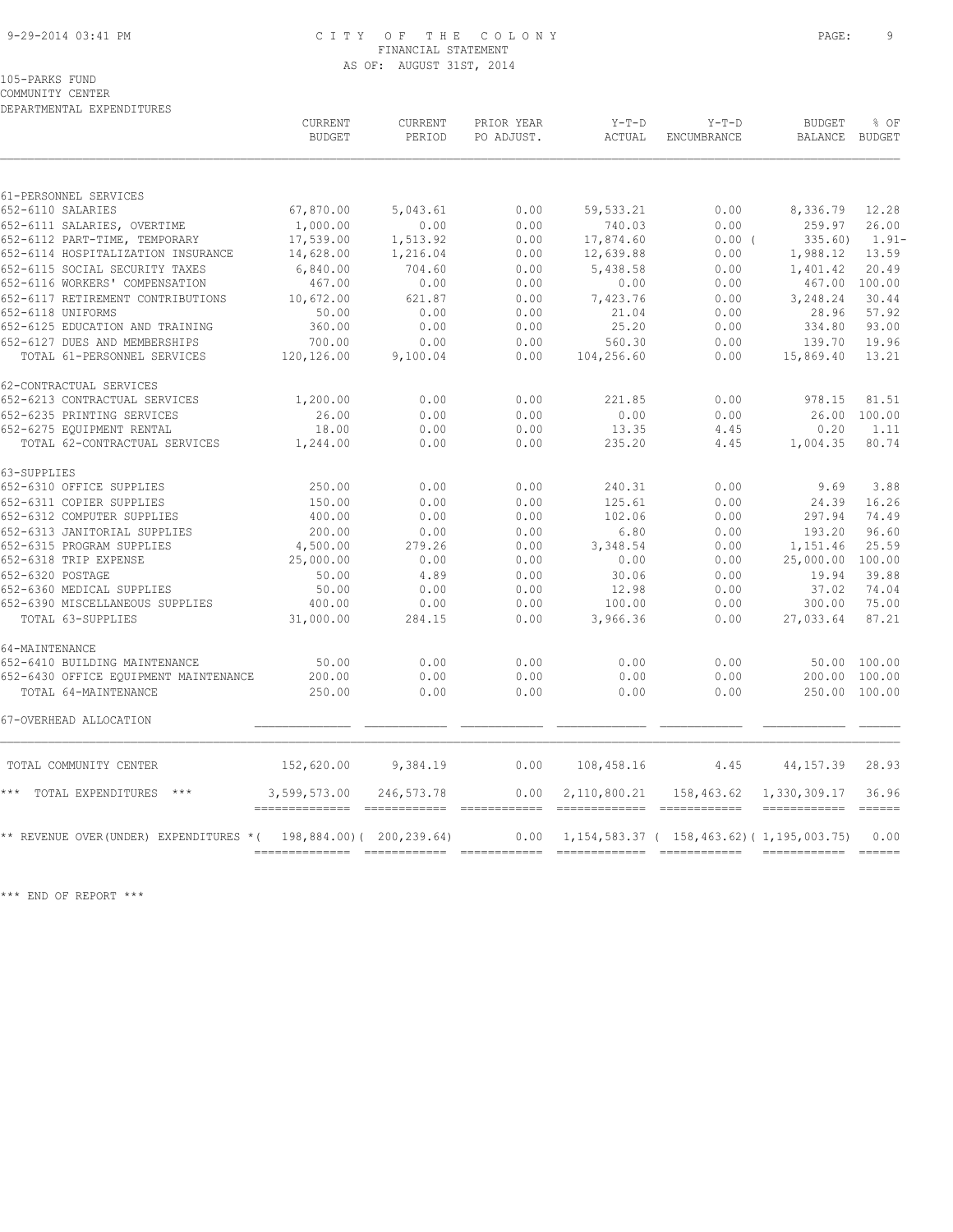CITY OF THE COLONY
FINANCIAL STATEMENT
AS OF: AUGUST 31ST, 2014

105-PARKS FUND
COMMUNITY CENTER
DEPARTMENTAL EXPENDITURES

| | CURRENT BUDGET | CURRENT PERIOD | PRIOR YEAR PO ADJUST. | Y-T-D ACTUAL | Y-T-D ENCUMBRANCE | BUDGET BALANCE | % OF BUDGET |
|---|---|---|---|---|---|---|---|
| 61-PERSONNEL SERVICES | | | | | | | |
| 652-6110 SALARIES | 67,870.00 | 5,043.61 | 0.00 | 59,533.21 | 0.00 | 8,336.79 | 12.28 |
| 652-6111 SALARIES, OVERTIME | 1,000.00 | 0.00 | 0.00 | 740.03 | 0.00 | 259.97 | 26.00 |
| 652-6112 PART-TIME, TEMPORARY | 17,539.00 | 1,513.92 | 0.00 | 17,874.60 | 0.00 | ( 335.60) | 1.91- |
| 652-6114 HOSPITALIZATION INSURANCE | 14,628.00 | 1,216.04 | 0.00 | 12,639.88 | 0.00 | 1,988.12 | 13.59 |
| 652-6115 SOCIAL SECURITY TAXES | 6,840.00 | 704.60 | 0.00 | 5,438.58 | 0.00 | 1,401.42 | 20.49 |
| 652-6116 WORKERS' COMPENSATION | 467.00 | 0.00 | 0.00 | 0.00 | 0.00 | 467.00 | 100.00 |
| 652-6117 RETIREMENT CONTRIBUTIONS | 10,672.00 | 621.87 | 0.00 | 7,423.76 | 0.00 | 3,248.24 | 30.44 |
| 652-6118 UNIFORMS | 50.00 | 0.00 | 0.00 | 21.04 | 0.00 | 28.96 | 57.92 |
| 652-6125 EDUCATION AND TRAINING | 360.00 | 0.00 | 0.00 | 25.20 | 0.00 | 334.80 | 93.00 |
| 652-6127 DUES AND MEMBERSHIPS | 700.00 | 0.00 | 0.00 | 560.30 | 0.00 | 139.70 | 19.96 |
| TOTAL 61-PERSONNEL SERVICES | 120,126.00 | 9,100.04 | 0.00 | 104,256.60 | 0.00 | 15,869.40 | 13.21 |
| 62-CONTRACTUAL SERVICES | | | | | | | |
| 652-6213 CONTRACTUAL SERVICES | 1,200.00 | 0.00 | 0.00 | 221.85 | 0.00 | 978.15 | 81.51 |
| 652-6235 PRINTING SERVICES | 26.00 | 0.00 | 0.00 | 0.00 | 0.00 | 26.00 | 100.00 |
| 652-6275 EQUIPMENT RENTAL | 18.00 | 0.00 | 0.00 | 13.35 | 4.45 | 0.20 | 1.11 |
| TOTAL 62-CONTRACTUAL SERVICES | 1,244.00 | 0.00 | 0.00 | 235.20 | 4.45 | 1,004.35 | 80.74 |
| 63-SUPPLIES | | | | | | | |
| 652-6310 OFFICE SUPPLIES | 250.00 | 0.00 | 0.00 | 240.31 | 0.00 | 9.69 | 3.88 |
| 652-6311 COPIER SUPPLIES | 150.00 | 0.00 | 0.00 | 125.61 | 0.00 | 24.39 | 16.26 |
| 652-6312 COMPUTER SUPPLIES | 400.00 | 0.00 | 0.00 | 102.06 | 0.00 | 297.94 | 74.49 |
| 652-6313 JANITORIAL SUPPLIES | 200.00 | 0.00 | 0.00 | 6.80 | 0.00 | 193.20 | 96.60 |
| 652-6315 PROGRAM SUPPLIES | 4,500.00 | 279.26 | 0.00 | 3,348.54 | 0.00 | 1,151.46 | 25.59 |
| 652-6318 TRIP EXPENSE | 25,000.00 | 0.00 | 0.00 | 0.00 | 0.00 | 25,000.00 | 100.00 |
| 652-6320 POSTAGE | 50.00 | 4.89 | 0.00 | 30.06 | 0.00 | 19.94 | 39.88 |
| 652-6360 MEDICAL SUPPLIES | 50.00 | 0.00 | 0.00 | 12.98 | 0.00 | 37.02 | 74.04 |
| 652-6390 MISCELLANEOUS SUPPLIES | 400.00 | 0.00 | 0.00 | 100.00 | 0.00 | 300.00 | 75.00 |
| TOTAL 63-SUPPLIES | 31,000.00 | 284.15 | 0.00 | 3,966.36 | 0.00 | 27,033.64 | 87.21 |
| 64-MAINTENANCE | | | | | | | |
| 652-6410 BUILDING MAINTENANCE | 50.00 | 0.00 | 0.00 | 0.00 | 0.00 | 50.00 | 100.00 |
| 652-6430 OFFICE EQUIPMENT MAINTENANCE | 200.00 | 0.00 | 0.00 | 0.00 | 0.00 | 200.00 | 100.00 |
| TOTAL 64-MAINTENANCE | 250.00 | 0.00 | 0.00 | 0.00 | 0.00 | 250.00 | 100.00 |
| 67-OVERHEAD ALLOCATION | | | | | | | |
| TOTAL COMMUNITY CENTER | 152,620.00 | 9,384.19 | 0.00 | 108,458.16 | 4.45 | 44,157.39 | 28.93 |
| *** TOTAL EXPENDITURES *** | 3,599,573.00 | 246,573.78 | 0.00 | 2,110,800.21 | 158,463.62 | 1,330,309.17 | 36.96 |
| ** REVENUE OVER(UNDER) EXPENDITURES * | ( 198,884.00) | ( 200,239.64) | 0.00 | 1,154,583.37 | ( 158,463.62) | ( 1,195,003.75) | 0.00 |

*** END OF REPORT ***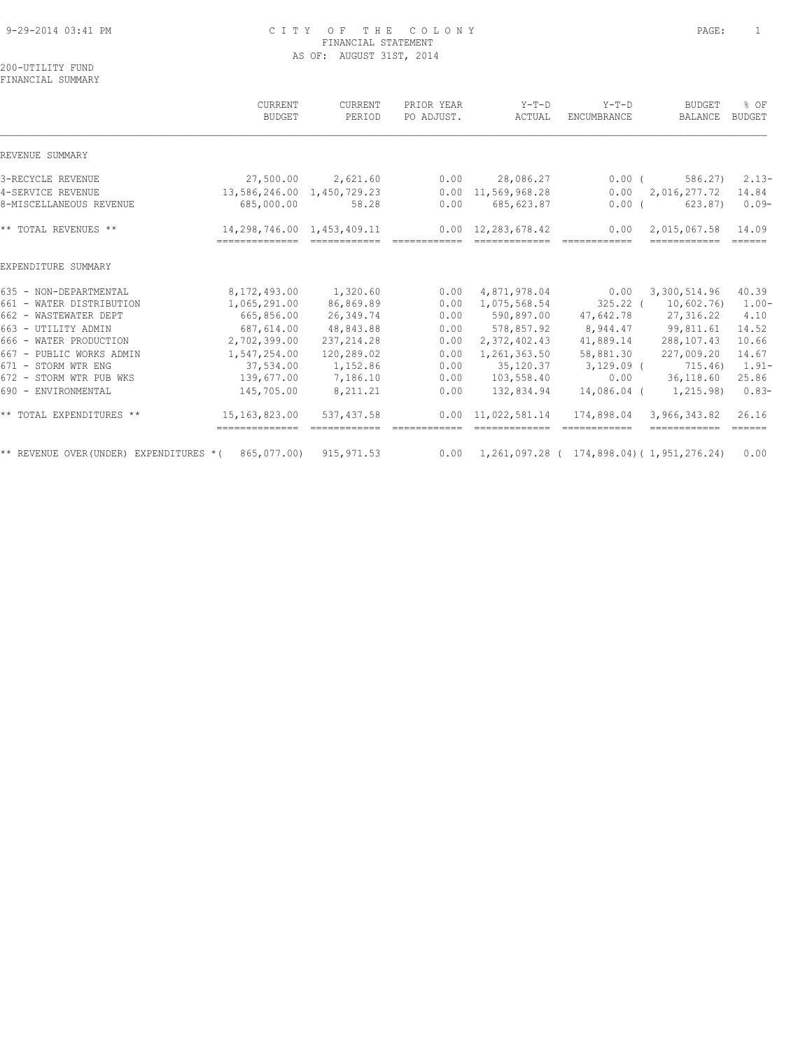# CITY OF THE COLONY
## FINANCIAL STATEMENT
### AS OF: AUGUST 31ST, 2014

200-UTILITY FUND
FINANCIAL SUMMARY

| | CURRENT BUDGET | CURRENT PERIOD | PRIOR YEAR PO ADJUST. | Y-T-D ACTUAL | Y-T-D ENCUMBRANCE | BUDGET BALANCE | % OF BUDGET |
|---|---|---|---|---|---|---|---|
| **REVENUE SUMMARY** | | | | | | | |
| 3-RECYCLE REVENUE | 27,500.00 | 2,621.60 | 0.00 | 28,086.27 | 0.00 | ( 586.27) | 2.13- |
| 4-SERVICE REVENUE | 13,586,246.00 | 1,450,729.23 | 0.00 | 11,569,968.28 | 0.00 | 2,016,277.72 | 14.84 |
| 8-MISCELLANEOUS REVENUE | 685,000.00 | 58.28 | 0.00 | 685,623.87 | 0.00 | ( 623.87) | 0.09- |
| ** TOTAL REVENUES ** | 14,298,746.00 | 1,453,409.11 | 0.00 | 12,283,678.42 | 0.00 | 2,015,067.58 | 14.09 |
| **EXPENDITURE SUMMARY** | | | | | | | |
| 635 - NON-DEPARTMENTAL | 8,172,493.00 | 1,320.60 | 0.00 | 4,871,978.04 | 0.00 | 3,300,514.96 | 40.39 |
| 661 - WATER DISTRIBUTION | 1,065,291.00 | 86,869.89 | 0.00 | 1,075,568.54 | 325.22 | ( 10,602.76) | 1.00- |
| 662 - WASTEWATER DEPT | 665,856.00 | 26,349.74 | 0.00 | 590,897.00 | 47,642.78 | 27,316.22 | 4.10 |
| 663 - UTILITY ADMIN | 687,614.00 | 48,843.88 | 0.00 | 578,857.92 | 8,944.47 | 99,811.61 | 14.52 |
| 666 - WATER PRODUCTION | 2,702,399.00 | 237,214.28 | 0.00 | 2,372,402.43 | 41,889.14 | 288,107.43 | 10.66 |
| 667 - PUBLIC WORKS ADMIN | 1,547,254.00 | 120,289.02 | 0.00 | 1,261,363.50 | 58,881.30 | 227,009.20 | 14.67 |
| 671 - STORM WTR ENG | 37,534.00 | 1,152.86 | 0.00 | 35,120.37 | 3,129.09 | ( 715.46) | 1.91- |
| 672 - STORM WTR PUB WKS | 139,677.00 | 7,186.10 | 0.00 | 103,558.40 | 0.00 | 36,118.60 | 25.86 |
| 690 - ENVIRONMENTAL | 145,705.00 | 8,211.21 | 0.00 | 132,834.94 | 14,086.04 | ( 1,215.98) | 0.83- |
| ** TOTAL EXPENDITURES ** | 15,163,823.00 | 537,437.58 | 0.00 | 11,022,581.14 | 174,898.04 | 3,966,343.82 | 26.16 |
| ** REVENUE OVER(UNDER) EXPENDITURES * | ( 865,077.00) | 915,971.53 | 0.00 | 1,261,097.28 | ( 174,898.04) | ( 1,951,276.24) | 0.00 |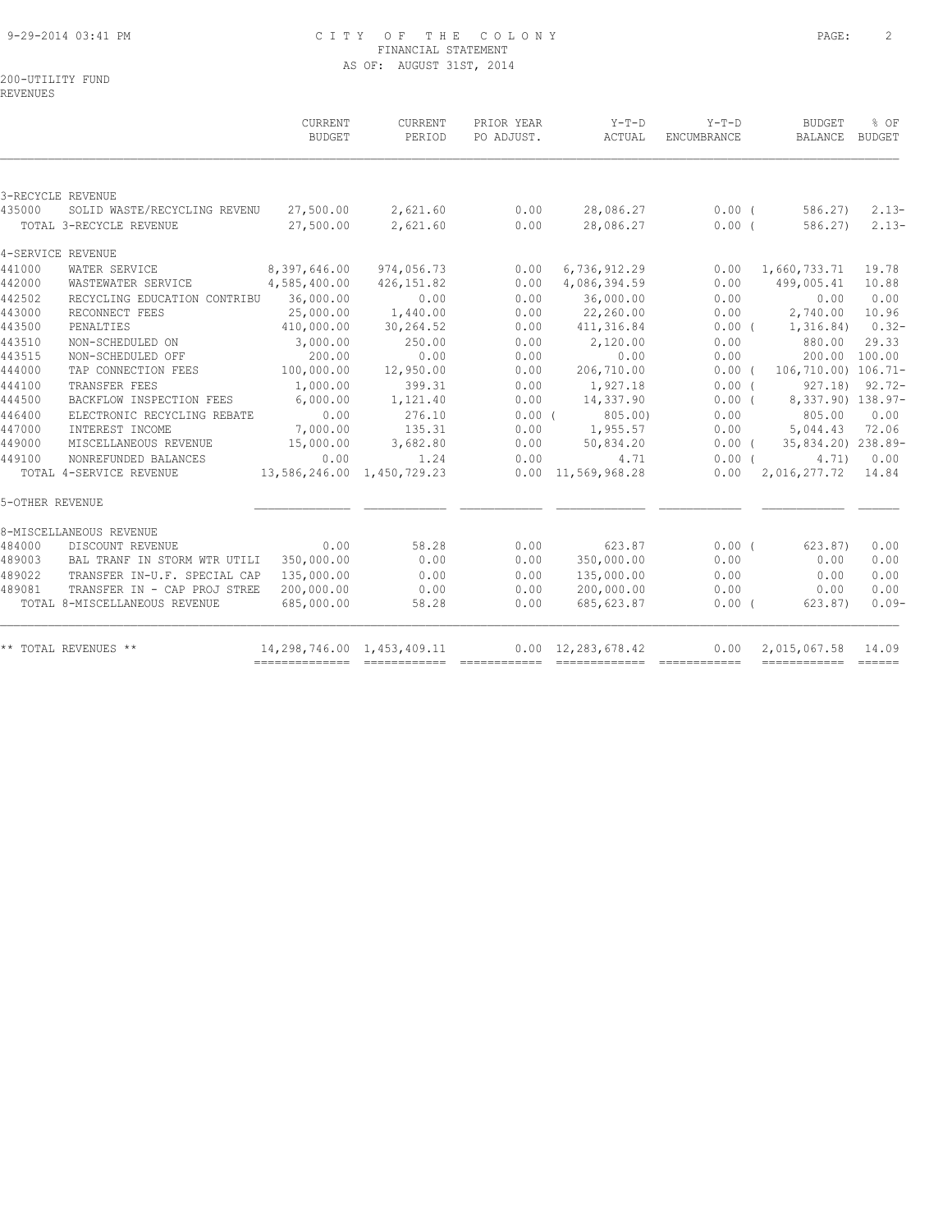9-29-2014 03:41 PM

CITY OF THE COLONY
FINANCIAL STATEMENT
AS OF: AUGUST 31ST, 2014

200-UTILITY FUND
REVENUES

| | | CURRENT BUDGET | CURRENT PERIOD | PRIOR YEAR PO ADJUST. | Y-T-D ACTUAL | Y-T-D ENCUMBRANCE | BUDGET BALANCE | % OF BUDGET |
|---|---|---|---|---|---|---|---|---|
| **3-RECYCLE REVENUE** | | | | | | | | |
| 435000 | SOLID WASTE/RECYCLING REVENU | 27,500.00 | 2,621.60 | 0.00 | 28,086.27 | 0.00 | ( 586.27) | 2.13- |
| | TOTAL 3-RECYCLE REVENUE | 27,500.00 | 2,621.60 | 0.00 | 28,086.27 | 0.00 | ( 586.27) | 2.13- |
| **4-SERVICE REVENUE** | | | | | | | | |
| 441000 | WATER SERVICE | 8,397,646.00 | 974,056.73 | 0.00 | 6,736,912.29 | 0.00 | 1,660,733.71 | 19.78 |
| 442000 | WASTEWATER SERVICE | 4,585,400.00 | 426,151.82 | 0.00 | 4,086,394.59 | 0.00 | 499,005.41 | 10.88 |
| 442502 | RECYCLING EDUCATION CONTRIBU | 36,000.00 | 0.00 | 0.00 | 36,000.00 | 0.00 | 0.00 | 0.00 |
| 443000 | RECONNECT FEES | 25,000.00 | 1,440.00 | 0.00 | 22,260.00 | 0.00 | 2,740.00 | 10.96 |
| 443500 | PENALTIES | 410,000.00 | 30,264.52 | 0.00 | 411,316.84 | 0.00 | ( 1,316.84) | 0.32- |
| 443510 | NON-SCHEDULED ON | 3,000.00 | 250.00 | 0.00 | 2,120.00 | 0.00 | 880.00 | 29.33 |
| 443515 | NON-SCHEDULED OFF | 200.00 | 0.00 | 0.00 | 0.00 | 0.00 | 200.00 | 100.00 |
| 444000 | TAP CONNECTION FEES | 100,000.00 | 12,950.00 | 0.00 | 206,710.00 | 0.00 | ( 106,710.00) | 106.71- |
| 444100 | TRANSFER FEES | 1,000.00 | 399.31 | 0.00 | 1,927.18 | 0.00 | ( 927.18) | 92.72- |
| 444500 | BACKFLOW INSPECTION FEES | 6,000.00 | 1,121.40 | 0.00 | 14,337.90 | 0.00 | ( 8,337.90) | 138.97- |
| 446400 | ELECTRONIC RECYCLING REBATE | 0.00 | 276.10 | 0.00 | ( 805.00) | 0.00 | 805.00 | 0.00 |
| 447000 | INTEREST INCOME | 7,000.00 | 135.31 | 0.00 | 1,955.57 | 0.00 | 5,044.43 | 72.06 |
| 449000 | MISCELLANEOUS REVENUE | 15,000.00 | 3,682.80 | 0.00 | 50,834.20 | 0.00 | ( 35,834.20) | 238.89- |
| 449100 | NONREFUNDED BALANCES | 0.00 | 1.24 | 0.00 | 4.71 | 0.00 | ( 4.71) | 0.00 |
| | TOTAL 4-SERVICE REVENUE | 13,586,246.00 | 1,450,729.23 | 0.00 | 11,569,968.28 | 0.00 | 2,016,277.72 | 14.84 |
| **5-OTHER REVENUE** | | | | | | | | |
| **8-MISCELLANEOUS REVENUE** | | | | | | | | |
| 484000 | DISCOUNT REVENUE | 0.00 | 58.28 | 0.00 | 623.87 | 0.00 | ( 623.87) | 0.00 |
| 489003 | BAL TRANF IN STORM WTR UTILI | 350,000.00 | 0.00 | 0.00 | 350,000.00 | 0.00 | 0.00 | 0.00 |
| 489022 | TRANSFER IN-U.F. SPECIAL CAP | 135,000.00 | 0.00 | 0.00 | 135,000.00 | 0.00 | 0.00 | 0.00 |
| 489081 | TRANSFER IN - CAP PROJ STREE | 200,000.00 | 0.00 | 0.00 | 200,000.00 | 0.00 | 0.00 | 0.00 |
| | TOTAL 8-MISCELLANEOUS REVENUE | 685,000.00 | 58.28 | 0.00 | 685,623.87 | 0.00 | ( 623.87) | 0.09- |
| | ** TOTAL REVENUES ** | 14,298,746.00 | 1,453,409.11 | 0.00 | 12,283,678.42 | 0.00 | 2,015,067.58 | 14.09 |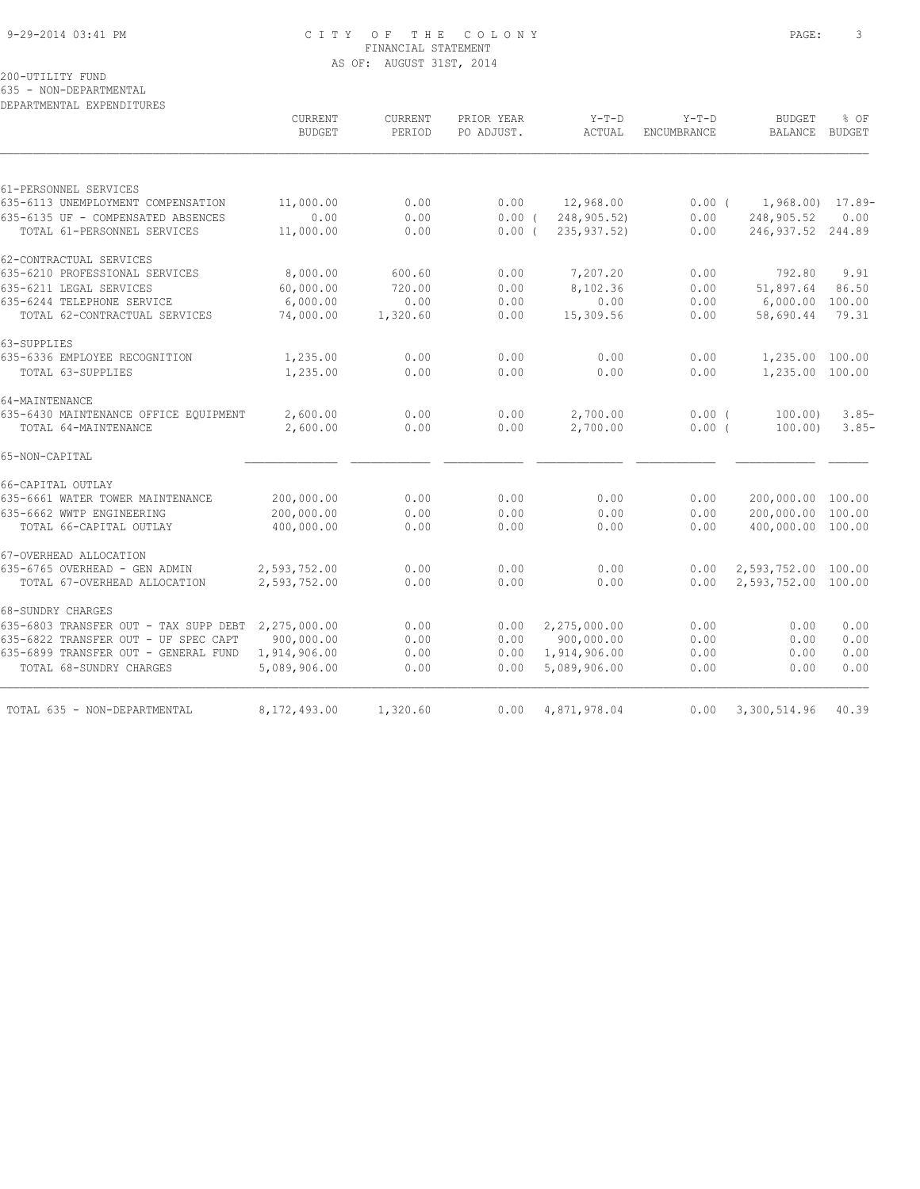# CITY OF THE COLONY
## FINANCIAL STATEMENT
### AS OF: AUGUST 31ST, 2014

200-UTILITY FUND
635 - NON-DEPARTMENTAL
DEPARTMENTAL EXPENDITURES

| | CURRENT BUDGET | CURRENT PERIOD | PRIOR YEAR PO ADJUST. | Y-T-D ACTUAL | Y-T-D ENCUMBRANCE | BUDGET BALANCE | % OF BUDGET |
|---|---|---|---|---|---|---|---|
| 61-PERSONNEL SERVICES | | | | | | | |
| 635-6113 UNEMPLOYMENT COMPENSATION | 11,000.00 | 0.00 | 0.00 | 12,968.00 | 0.00 | ( 1,968.00) | 17.89- |
| 635-6135 UF - COMPENSATED ABSENCES | 0.00 | 0.00 | 0.00 | ( 248,905.52) | 0.00 | 248,905.52 | 0.00 |
| TOTAL 61-PERSONNEL SERVICES | 11,000.00 | 0.00 | 0.00 | ( 235,937.52) | 0.00 | 246,937.52 | 244.89 |
| 62-CONTRACTUAL SERVICES | | | | | | | |
| 635-6210 PROFESSIONAL SERVICES | 8,000.00 | 600.60 | 0.00 | 7,207.20 | 0.00 | 792.80 | 9.91 |
| 635-6211 LEGAL SERVICES | 60,000.00 | 720.00 | 0.00 | 8,102.36 | 0.00 | 51,897.64 | 86.50 |
| 635-6244 TELEPHONE SERVICE | 6,000.00 | 0.00 | 0.00 | 0.00 | 0.00 | 6,000.00 | 100.00 |
| TOTAL 62-CONTRACTUAL SERVICES | 74,000.00 | 1,320.60 | 0.00 | 15,309.56 | 0.00 | 58,690.44 | 79.31 |
| 63-SUPPLIES | | | | | | | |
| 635-6336 EMPLOYEE RECOGNITION | 1,235.00 | 0.00 | 0.00 | 0.00 | 0.00 | 1,235.00 | 100.00 |
| TOTAL 63-SUPPLIES | 1,235.00 | 0.00 | 0.00 | 0.00 | 0.00 | 1,235.00 | 100.00 |
| 64-MAINTENANCE | | | | | | | |
| 635-6430 MAINTENANCE OFFICE EQUIPMENT | 2,600.00 | 0.00 | 0.00 | 2,700.00 | 0.00 | ( 100.00) | 3.85- |
| TOTAL 64-MAINTENANCE | 2,600.00 | 0.00 | 0.00 | 2,700.00 | 0.00 | ( 100.00) | 3.85- |
| 65-NON-CAPITAL | | | | | | | |
| 66-CAPITAL OUTLAY | | | | | | | |
| 635-6661 WATER TOWER MAINTENANCE | 200,000.00 | 0.00 | 0.00 | 0.00 | 0.00 | 200,000.00 | 100.00 |
| 635-6662 WWTP ENGINEERING | 200,000.00 | 0.00 | 0.00 | 0.00 | 0.00 | 200,000.00 | 100.00 |
| TOTAL 66-CAPITAL OUTLAY | 400,000.00 | 0.00 | 0.00 | 0.00 | 0.00 | 400,000.00 | 100.00 |
| 67-OVERHEAD ALLOCATION | | | | | | | |
| 635-6765 OVERHEAD - GEN ADMIN | 2,593,752.00 | 0.00 | 0.00 | 0.00 | 0.00 | 2,593,752.00 | 100.00 |
| TOTAL 67-OVERHEAD ALLOCATION | 2,593,752.00 | 0.00 | 0.00 | 0.00 | 0.00 | 2,593,752.00 | 100.00 |
| 68-SUNDRY CHARGES | | | | | | | |
| 635-6803 TRANSFER OUT - TAX SUPP DEBT | 2,275,000.00 | 0.00 | 0.00 | 2,275,000.00 | 0.00 | 0.00 | 0.00 |
| 635-6822 TRANSFER OUT - UF SPEC CAPT | 900,000.00 | 0.00 | 0.00 | 900,000.00 | 0.00 | 0.00 | 0.00 |
| 635-6899 TRANSFER OUT - GENERAL FUND | 1,914,906.00 | 0.00 | 0.00 | 1,914,906.00 | 0.00 | 0.00 | 0.00 |
| TOTAL 68-SUNDRY CHARGES | 5,089,906.00 | 0.00 | 0.00 | 5,089,906.00 | 0.00 | 0.00 | 0.00 |
| TOTAL 635 - NON-DEPARTMENTAL | 8,172,493.00 | 1,320.60 | 0.00 | 4,871,978.04 | 0.00 | 3,300,514.96 | 40.39 |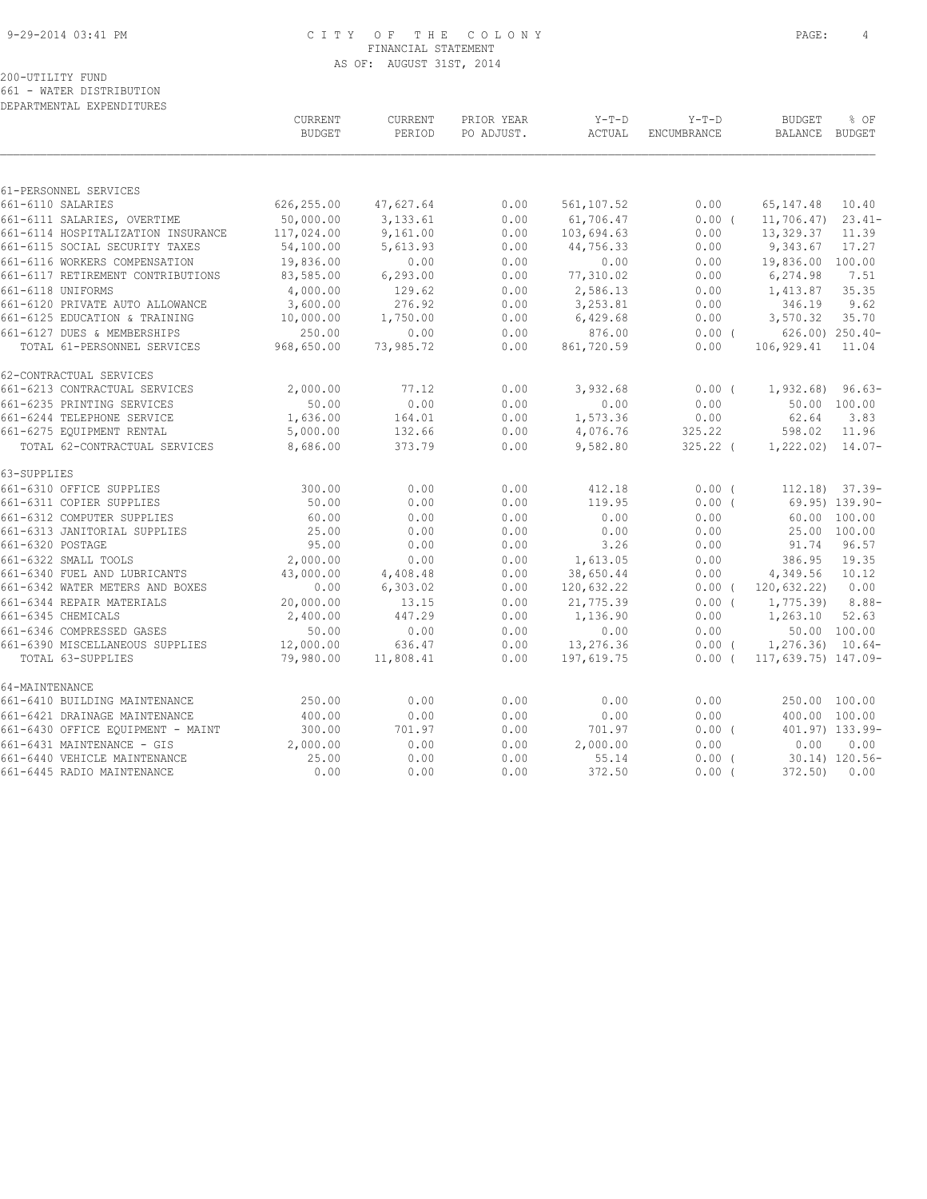CITY OF THE COLONY
FINANCIAL STATEMENT
AS OF: AUGUST 31ST, 2014

200-UTILITY FUND
661 - WATER DISTRIBUTION
DEPARTMENTAL EXPENDITURES

| | CURRENT BUDGET | CURRENT PERIOD | PRIOR YEAR PO ADJUST. | Y-T-D ACTUAL | Y-T-D ENCUMBRANCE | BUDGET BALANCE | % OF BUDGET |
|---|---|---|---|---|---|---|---|
| 61-PERSONNEL SERVICES | | | | | | | |
| 661-6110 SALARIES | 626,255.00 | 47,627.64 | 0.00 | 561,107.52 | 0.00 | 65,147.48 | 10.40 |
| 661-6111 SALARIES, OVERTIME | 50,000.00 | 3,133.61 | 0.00 | 61,706.47 | 0.00 ( | 11,706.47) | 23.41- |
| 661-6114 HOSPITALIZATION INSURANCE | 117,024.00 | 9,161.00 | 0.00 | 103,694.63 | 0.00 | 13,329.37 | 11.39 |
| 661-6115 SOCIAL SECURITY TAXES | 54,100.00 | 5,613.93 | 0.00 | 44,756.33 | 0.00 | 9,343.67 | 17.27 |
| 661-6116 WORKERS COMPENSATION | 19,836.00 | 0.00 | 0.00 | 0.00 | 0.00 | 19,836.00 | 100.00 |
| 661-6117 RETIREMENT CONTRIBUTIONS | 83,585.00 | 6,293.00 | 0.00 | 77,310.02 | 0.00 | 6,274.98 | 7.51 |
| 661-6118 UNIFORMS | 4,000.00 | 129.62 | 0.00 | 2,586.13 | 0.00 | 1,413.87 | 35.35 |
| 661-6120 PRIVATE AUTO ALLOWANCE | 3,600.00 | 276.92 | 0.00 | 3,253.81 | 0.00 | 346.19 | 9.62 |
| 661-6125 EDUCATION & TRAINING | 10,000.00 | 1,750.00 | 0.00 | 6,429.68 | 0.00 | 3,570.32 | 35.70 |
| 661-6127 DUES & MEMBERSHIPS | 250.00 | 0.00 | 0.00 | 876.00 | 0.00 ( | 626.00) | 250.40- |
| TOTAL 61-PERSONNEL SERVICES | 968,650.00 | 73,985.72 | 0.00 | 861,720.59 | 0.00 | 106,929.41 | 11.04 |
| 62-CONTRACTUAL SERVICES | | | | | | | |
| 661-6213 CONTRACTUAL SERVICES | 2,000.00 | 77.12 | 0.00 | 3,932.68 | 0.00 ( | 1,932.68) | 96.63- |
| 661-6235 PRINTING SERVICES | 50.00 | 0.00 | 0.00 | 0.00 | 0.00 | 50.00 | 100.00 |
| 661-6244 TELEPHONE SERVICE | 1,636.00 | 164.01 | 0.00 | 1,573.36 | 0.00 | 62.64 | 3.83 |
| 661-6275 EQUIPMENT RENTAL | 5,000.00 | 132.66 | 0.00 | 4,076.76 | 325.22 | 598.02 | 11.96 |
| TOTAL 62-CONTRACTUAL SERVICES | 8,686.00 | 373.79 | 0.00 | 9,582.80 | 325.22 ( | 1,222.02) | 14.07- |
| 63-SUPPLIES | | | | | | | |
| 661-6310 OFFICE SUPPLIES | 300.00 | 0.00 | 0.00 | 412.18 | 0.00 ( | 112.18) | 37.39- |
| 661-6311 COPIER SUPPLIES | 50.00 | 0.00 | 0.00 | 119.95 | 0.00 ( | 69.95) | 139.90- |
| 661-6312 COMPUTER SUPPLIES | 60.00 | 0.00 | 0.00 | 0.00 | 0.00 | 60.00 | 100.00 |
| 661-6313 JANITORIAL SUPPLIES | 25.00 | 0.00 | 0.00 | 0.00 | 0.00 | 25.00 | 100.00 |
| 661-6320 POSTAGE | 95.00 | 0.00 | 0.00 | 3.26 | 0.00 | 91.74 | 96.57 |
| 661-6322 SMALL TOOLS | 2,000.00 | 0.00 | 0.00 | 1,613.05 | 0.00 | 386.95 | 19.35 |
| 661-6340 FUEL AND LUBRICANTS | 43,000.00 | 4,408.48 | 0.00 | 38,650.44 | 0.00 | 4,349.56 | 10.12 |
| 661-6342 WATER METERS AND BOXES | 0.00 | 6,303.02 | 0.00 | 120,632.22 | 0.00 ( | 120,632.22) | 0.00 |
| 661-6344 REPAIR MATERIALS | 20,000.00 | 13.15 | 0.00 | 21,775.39 | 0.00 ( | 1,775.39) | 8.88- |
| 661-6345 CHEMICALS | 2,400.00 | 447.29 | 0.00 | 1,136.90 | 0.00 | 1,263.10 | 52.63 |
| 661-6346 COMPRESSED GASES | 50.00 | 0.00 | 0.00 | 0.00 | 0.00 | 50.00 | 100.00 |
| 661-6390 MISCELLANEOUS SUPPLIES | 12,000.00 | 636.47 | 0.00 | 13,276.36 | 0.00 ( | 1,276.36) | 10.64- |
| TOTAL 63-SUPPLIES | 79,980.00 | 11,808.41 | 0.00 | 197,619.75 | 0.00 ( | 117,639.75) | 147.09- |
| 64-MAINTENANCE | | | | | | | |
| 661-6410 BUILDING MAINTENANCE | 250.00 | 0.00 | 0.00 | 0.00 | 0.00 | 250.00 | 100.00 |
| 661-6421 DRAINAGE MAINTENANCE | 400.00 | 0.00 | 0.00 | 0.00 | 0.00 | 400.00 | 100.00 |
| 661-6430 OFFICE EQUIPMENT - MAINT | 300.00 | 701.97 | 0.00 | 701.97 | 0.00 ( | 401.97) | 133.99- |
| 661-6431 MAINTENANCE - GIS | 2,000.00 | 0.00 | 0.00 | 2,000.00 | 0.00 | 0.00 | 0.00 |
| 661-6440 VEHICLE MAINTENANCE | 25.00 | 0.00 | 0.00 | 55.14 | 0.00 ( | 30.14) | 120.56- |
| 661-6445 RADIO MAINTENANCE | 0.00 | 0.00 | 0.00 | 372.50 | 0.00 ( | 372.50) | 0.00 |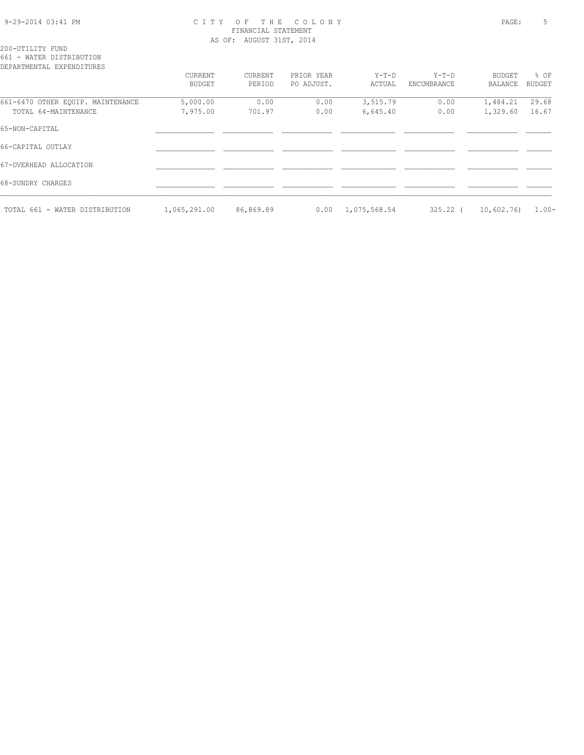CITY OF THE COLONY
FINANCIAL STATEMENT
AS OF: AUGUST 31ST, 2014

200-UTILITY FUND
661 - WATER DISTRIBUTION
DEPARTMENTAL EXPENDITURES

| | CURRENT BUDGET | CURRENT PERIOD | PRIOR YEAR PO ADJUST. | Y-T-D ACTUAL | Y-T-D ENCUMBRANCE | BUDGET BALANCE | % OF BUDGET |
|---|---|---|---|---|---|---|---|
| 661-6470 OTHER EQUIP. MAINTENANCE | 5,000.00 | 0.00 | 0.00 | 3,515.79 | 0.00 | 1,484.21 | 29.68 |
| TOTAL 64-MAINTENANCE | 7,975.00 | 701.97 | 0.00 | 6,645.40 | 0.00 | 1,329.60 | 16.67 |
| 65-NON-CAPITAL | | | | | | | |
| 66-CAPITAL OUTLAY | | | | | | | |
| 67-OVERHEAD ALLOCATION | | | | | | | |
| 68-SUNDRY CHARGES | | | | | | | |
| TOTAL 661 - WATER DISTRIBUTION | 1,065,291.00 | 86,869.89 | 0.00 | 1,075,568.54 | 325.22 | ( 10,602.76) | 1.00- |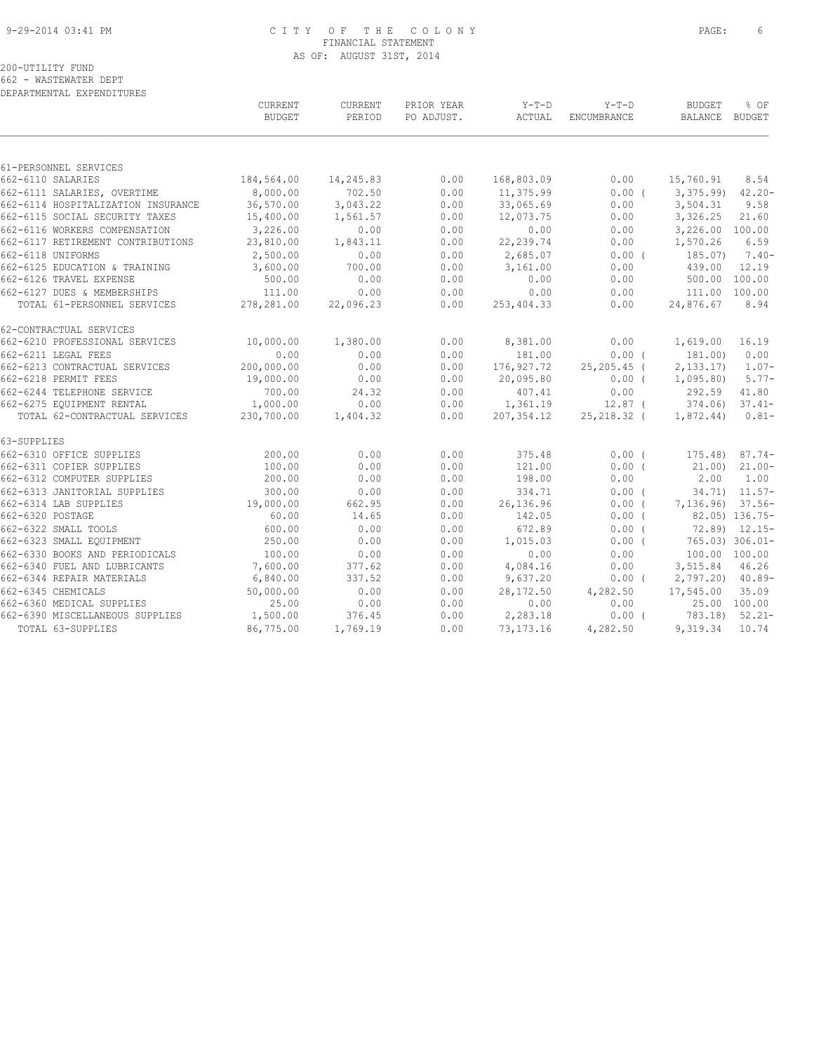FINANCIAL STATEMENT
AS OF: AUGUST 31ST, 2014

200-UTILITY FUND
662 - WASTEWATER DEPT
DEPARTMENTAL EXPENDITURES

| | CURRENT BUDGET | CURRENT PERIOD | PRIOR YEAR PO ADJUST. | Y-T-D ACTUAL | Y-T-D ENCUMBRANCE | BUDGET BALANCE | % OF BUDGET |
|---|---|---|---|---|---|---|---|
| 61-PERSONNEL SERVICES | | | | | | | |
| 662-6110 SALARIES | 184,564.00 | 14,245.83 | 0.00 | 168,803.09 | 0.00 | 15,760.91 | 8.54 |
| 662-6111 SALARIES, OVERTIME | 8,000.00 | 702.50 | 0.00 | 11,375.99 | 0.00 ( | 3,375.99) | 42.20- |
| 662-6114 HOSPITALIZATION INSURANCE | 36,570.00 | 3,043.22 | 0.00 | 33,065.69 | 0.00 | 3,504.31 | 9.58 |
| 662-6115 SOCIAL SECURITY TAXES | 15,400.00 | 1,561.57 | 0.00 | 12,073.75 | 0.00 | 3,326.25 | 21.60 |
| 662-6116 WORKERS COMPENSATION | 3,226.00 | 0.00 | 0.00 | 0.00 | 0.00 | 3,226.00 | 100.00 |
| 662-6117 RETIREMENT CONTRIBUTIONS | 23,810.00 | 1,843.11 | 0.00 | 22,239.74 | 0.00 | 1,570.26 | 6.59 |
| 662-6118 UNIFORMS | 2,500.00 | 0.00 | 0.00 | 2,685.07 | 0.00 ( | 185.07) | 7.40- |
| 662-6125 EDUCATION & TRAINING | 3,600.00 | 700.00 | 0.00 | 3,161.00 | 0.00 | 439.00 | 12.19 |
| 662-6126 TRAVEL EXPENSE | 500.00 | 0.00 | 0.00 | 0.00 | 0.00 | 500.00 | 100.00 |
| 662-6127 DUES & MEMBERSHIPS | 111.00 | 0.00 | 0.00 | 0.00 | 0.00 | 111.00 | 100.00 |
| TOTAL 61-PERSONNEL SERVICES | 278,281.00 | 22,096.23 | 0.00 | 253,404.33 | 0.00 | 24,876.67 | 8.94 |
| 62-CONTRACTUAL SERVICES | | | | | | | |
| 662-6210 PROFESSIONAL SERVICES | 10,000.00 | 1,380.00 | 0.00 | 8,381.00 | 0.00 | 1,619.00 | 16.19 |
| 662-6211 LEGAL FEES | 0.00 | 0.00 | 0.00 | 181.00 | 0.00 ( | 181.00) | 0.00 |
| 662-6213 CONTRACTUAL SERVICES | 200,000.00 | 0.00 | 0.00 | 176,927.72 | 25,205.45 ( | 2,133.17) | 1.07- |
| 662-6218 PERMIT FEES | 19,000.00 | 0.00 | 0.00 | 20,095.80 | 0.00 ( | 1,095.80) | 5.77- |
| 662-6244 TELEPHONE SERVICE | 700.00 | 24.32 | 0.00 | 407.41 | 0.00 | 292.59 | 41.80 |
| 662-6275 EQUIPMENT RENTAL | 1,000.00 | 0.00 | 0.00 | 1,361.19 | 12.87 ( | 374.06) | 37.41- |
| TOTAL 62-CONTRACTUAL SERVICES | 230,700.00 | 1,404.32 | 0.00 | 207,354.12 | 25,218.32 ( | 1,872.44) | 0.81- |
| 63-SUPPLIES | | | | | | | |
| 662-6310 OFFICE SUPPLIES | 200.00 | 0.00 | 0.00 | 375.48 | 0.00 ( | 175.48) | 87.74- |
| 662-6311 COPIER SUPPLIES | 100.00 | 0.00 | 0.00 | 121.00 | 0.00 ( | 21.00) | 21.00- |
| 662-6312 COMPUTER SUPPLIES | 200.00 | 0.00 | 0.00 | 198.00 | 0.00 | 2.00 | 1.00 |
| 662-6313 JANITORIAL SUPPLIES | 300.00 | 0.00 | 0.00 | 334.71 | 0.00 ( | 34.71) | 11.57- |
| 662-6314 LAB SUPPLIES | 19,000.00 | 662.95 | 0.00 | 26,136.96 | 0.00 ( | 7,136.96) | 37.56- |
| 662-6320 POSTAGE | 60.00 | 14.65 | 0.00 | 142.05 | 0.00 ( | 82.05) | 136.75- |
| 662-6322 SMALL TOOLS | 600.00 | 0.00 | 0.00 | 672.89 | 0.00 ( | 72.89) | 12.15- |
| 662-6323 SMALL EQUIPMENT | 250.00 | 0.00 | 0.00 | 1,015.03 | 0.00 ( | 765.03) | 306.01- |
| 662-6330 BOOKS AND PERIODICALS | 100.00 | 0.00 | 0.00 | 0.00 | 0.00 | 100.00 | 100.00 |
| 662-6340 FUEL AND LUBRICANTS | 7,600.00 | 377.62 | 0.00 | 4,084.16 | 0.00 | 3,515.84 | 46.26 |
| 662-6344 REPAIR MATERIALS | 6,840.00 | 337.52 | 0.00 | 9,637.20 | 0.00 ( | 2,797.20) | 40.89- |
| 662-6345 CHEMICALS | 50,000.00 | 0.00 | 0.00 | 28,172.50 | 4,282.50 | 17,545.00 | 35.09 |
| 662-6360 MEDICAL SUPPLIES | 25.00 | 0.00 | 0.00 | 0.00 | 0.00 | 25.00 | 100.00 |
| 662-6390 MISCELLANEOUS SUPPLIES | 1,500.00 | 376.45 | 0.00 | 2,283.18 | 0.00 ( | 783.18) | 52.21- |
| TOTAL 63-SUPPLIES | 86,775.00 | 1,769.19 | 0.00 | 73,173.16 | 4,282.50 | 9,319.34 | 10.74 |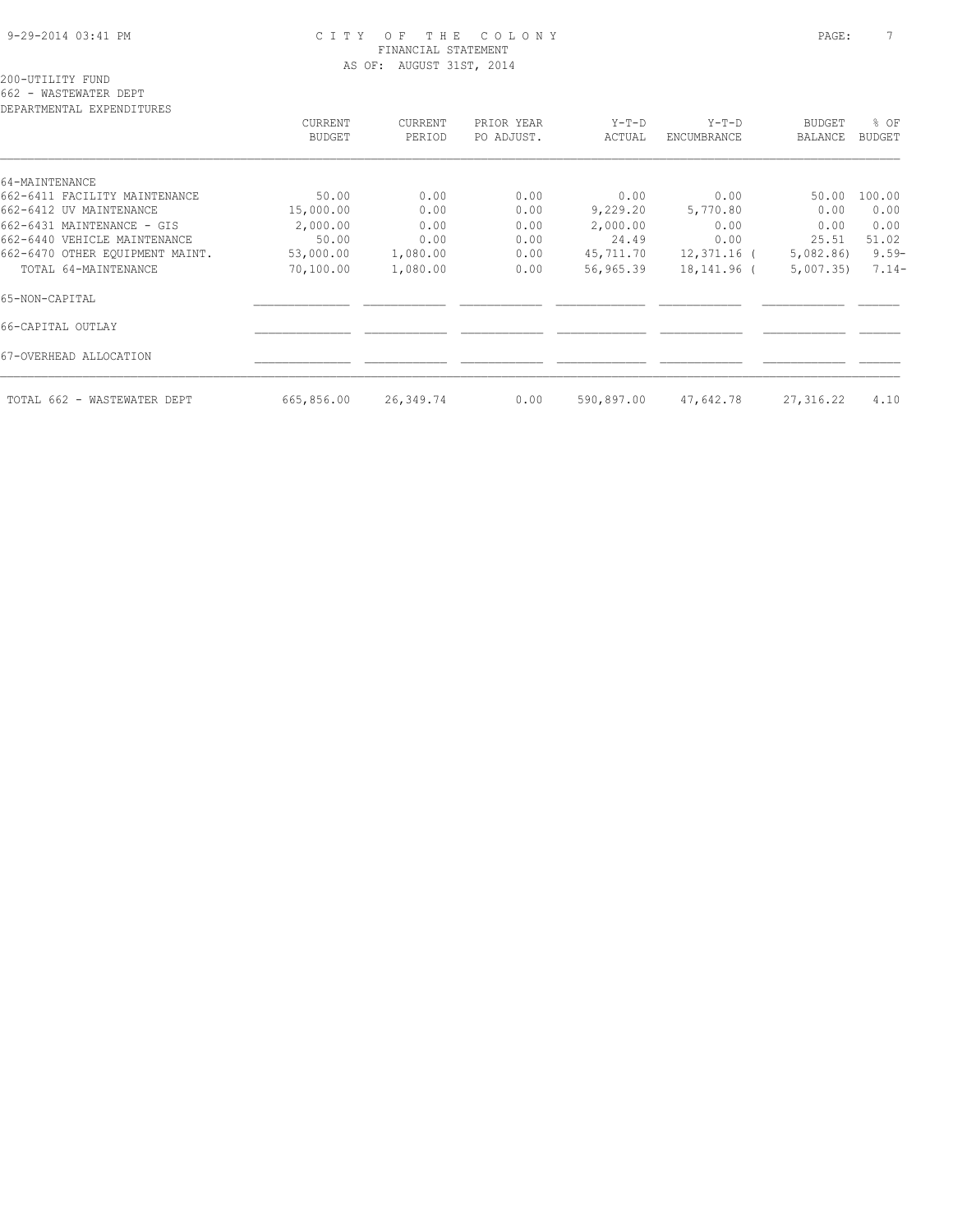CITY OF THE COLONY
FINANCIAL STATEMENT
AS OF: AUGUST 31ST, 2014

200-UTILITY FUND
662 - WASTEWATER DEPT
DEPARTMENTAL EXPENDITURES

| | CURRENT BUDGET | CURRENT PERIOD | PRIOR YEAR PO ADJUST. | Y-T-D ACTUAL | Y-T-D ENCUMBRANCE | BUDGET BALANCE | % OF BUDGET |
|---|---|---|---|---|---|---|---|
| 64-MAINTENANCE | | | | | | | |
| 662-6411 FACILITY MAINTENANCE | 50.00 | 0.00 | 0.00 | 0.00 | 0.00 | 50.00 | 100.00 |
| 662-6412 UV MAINTENANCE | 15,000.00 | 0.00 | 0.00 | 9,229.20 | 5,770.80 | 0.00 | 0.00 |
| 662-6431 MAINTENANCE - GIS | 2,000.00 | 0.00 | 0.00 | 2,000.00 | 0.00 | 0.00 | 0.00 |
| 662-6440 VEHICLE MAINTENANCE | 50.00 | 0.00 | 0.00 | 24.49 | 0.00 | 25.51 | 51.02 |
| 662-6470 OTHER EQUIPMENT MAINT. | 53,000.00 | 1,080.00 | 0.00 | 45,711.70 | 12,371.16 | ( 5,082.86) | 9.59- |
| TOTAL 64-MAINTENANCE | 70,100.00 | 1,080.00 | 0.00 | 56,965.39 | 18,141.96 | ( 5,007.35) | 7.14- |
| 65-NON-CAPITAL | | | | | | | |
| 66-CAPITAL OUTLAY | | | | | | | |
| 67-OVERHEAD ALLOCATION | | | | | | | |
| TOTAL 662 - WASTEWATER DEPT | 665,856.00 | 26,349.74 | 0.00 | 590,897.00 | 47,642.78 | 27,316.22 | 4.10 |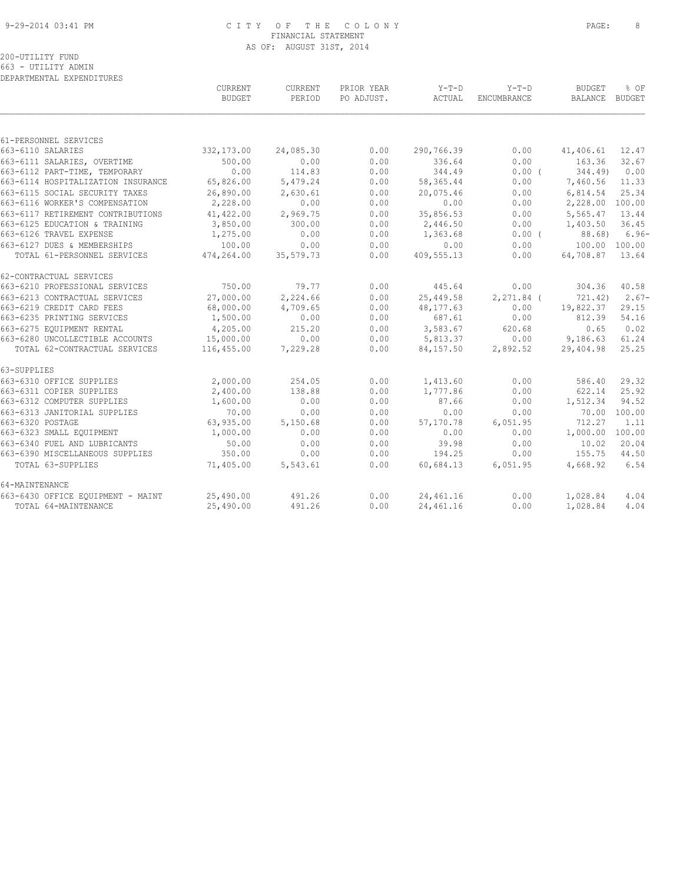CITY OF THE COLONY
FINANCIAL STATEMENT
AS OF: AUGUST 31ST, 2014

200-UTILITY FUND
663 - UTILITY ADMIN
DEPARTMENTAL EXPENDITURES

| | CURRENT BUDGET | CURRENT PERIOD | PRIOR YEAR PO ADJUST. | Y-T-D ACTUAL | Y-T-D ENCUMBRANCE | BUDGET BALANCE | % OF BUDGET |
|---|---|---|---|---|---|---|---|
| 61-PERSONNEL SERVICES | | | | | | | |
| 663-6110 SALARIES | 332,173.00 | 24,085.30 | 0.00 | 290,766.39 | 0.00 | 41,406.61 | 12.47 |
| 663-6111 SALARIES, OVERTIME | 500.00 | 0.00 | 0.00 | 336.64 | 0.00 | 163.36 | 32.67 |
| 663-6112 PART-TIME, TEMPORARY | 0.00 | 114.83 | 0.00 | 344.49 | 0.00 ( | 344.49) | 0.00 |
| 663-6114 HOSPITALIZATION INSURANCE | 65,826.00 | 5,479.24 | 0.00 | 58,365.44 | 0.00 | 7,460.56 | 11.33 |
| 663-6115 SOCIAL SECURITY TAXES | 26,890.00 | 2,630.61 | 0.00 | 20,075.46 | 0.00 | 6,814.54 | 25.34 |
| 663-6116 WORKER'S COMPENSATION | 2,228.00 | 0.00 | 0.00 | 0.00 | 0.00 | 2,228.00 | 100.00 |
| 663-6117 RETIREMENT CONTRIBUTIONS | 41,422.00 | 2,969.75 | 0.00 | 35,856.53 | 0.00 | 5,565.47 | 13.44 |
| 663-6125 EDUCATION & TRAINING | 3,850.00 | 300.00 | 0.00 | 2,446.50 | 0.00 | 1,403.50 | 36.45 |
| 663-6126 TRAVEL EXPENSE | 1,275.00 | 0.00 | 0.00 | 1,363.68 | 0.00 ( | 88.68) | 6.96- |
| 663-6127 DUES & MEMBERSHIPS | 100.00 | 0.00 | 0.00 | 0.00 | 0.00 | 100.00 | 100.00 |
| TOTAL 61-PERSONNEL SERVICES | 474,264.00 | 35,579.73 | 0.00 | 409,555.13 | 0.00 | 64,708.87 | 13.64 |
| 62-CONTRACTUAL SERVICES | | | | | | | |
| 663-6210 PROFESSIONAL SERVICES | 750.00 | 79.77 | 0.00 | 445.64 | 0.00 | 304.36 | 40.58 |
| 663-6213 CONTRACTUAL SERVICES | 27,000.00 | 2,224.66 | 0.00 | 25,449.58 | 2,271.84 ( | 721.42) | 2.67- |
| 663-6219 CREDIT CARD FEES | 68,000.00 | 4,709.65 | 0.00 | 48,177.63 | 0.00 | 19,822.37 | 29.15 |
| 663-6235 PRINTING SERVICES | 1,500.00 | 0.00 | 0.00 | 687.61 | 0.00 | 812.39 | 54.16 |
| 663-6275 EQUIPMENT RENTAL | 4,205.00 | 215.20 | 0.00 | 3,583.67 | 620.68 | 0.65 | 0.02 |
| 663-6280 UNCOLLECTIBLE ACCOUNTS | 15,000.00 | 0.00 | 0.00 | 5,813.37 | 0.00 | 9,186.63 | 61.24 |
| TOTAL 62-CONTRACTUAL SERVICES | 116,455.00 | 7,229.28 | 0.00 | 84,157.50 | 2,892.52 | 29,404.98 | 25.25 |
| 63-SUPPLIES | | | | | | | |
| 663-6310 OFFICE SUPPLIES | 2,000.00 | 254.05 | 0.00 | 1,413.60 | 0.00 | 586.40 | 29.32 |
| 663-6311 COPIER SUPPLIES | 2,400.00 | 138.88 | 0.00 | 1,777.86 | 0.00 | 622.14 | 25.92 |
| 663-6312 COMPUTER SUPPLIES | 1,600.00 | 0.00 | 0.00 | 87.66 | 0.00 | 1,512.34 | 94.52 |
| 663-6313 JANITORIAL SUPPLIES | 70.00 | 0.00 | 0.00 | 0.00 | 0.00 | 70.00 | 100.00 |
| 663-6320 POSTAGE | 63,935.00 | 5,150.68 | 0.00 | 57,170.78 | 6,051.95 | 712.27 | 1.11 |
| 663-6323 SMALL EQUIPMENT | 1,000.00 | 0.00 | 0.00 | 0.00 | 0.00 | 1,000.00 | 100.00 |
| 663-6340 FUEL AND LUBRICANTS | 50.00 | 0.00 | 0.00 | 39.98 | 0.00 | 10.02 | 20.04 |
| 663-6390 MISCELLANEOUS SUPPLIES | 350.00 | 0.00 | 0.00 | 194.25 | 0.00 | 155.75 | 44.50 |
| TOTAL 63-SUPPLIES | 71,405.00 | 5,543.61 | 0.00 | 60,684.13 | 6,051.95 | 4,668.92 | 6.54 |
| 64-MAINTENANCE | | | | | | | |
| 663-6430 OFFICE EQUIPMENT - MAINT | 25,490.00 | 491.26 | 0.00 | 24,461.16 | 0.00 | 1,028.84 | 4.04 |
| TOTAL 64-MAINTENANCE | 25,490.00 | 491.26 | 0.00 | 24,461.16 | 0.00 | 1,028.84 | 4.04 |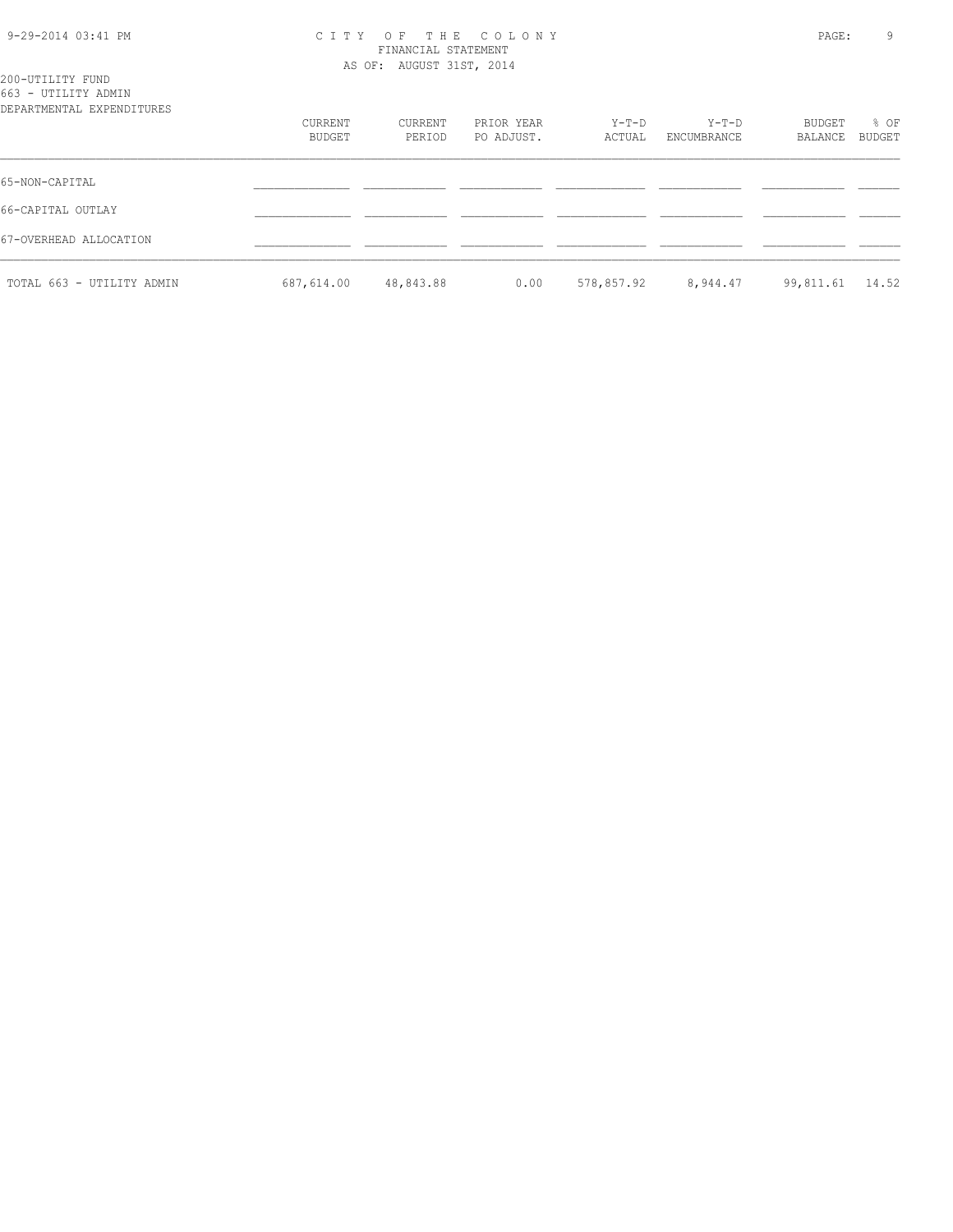200-UTILITY FUND
663 - UTILITY ADMIN
DEPARTMENTAL EXPENDITURES

| | CURRENT BUDGET | CURRENT PERIOD | PRIOR YEAR PO ADJUST. | Y-T-D ACTUAL | Y-T-D ENCUMBRANCE | BUDGET BALANCE | % OF BUDGET |
|---|---|---|---|---|---|---|---|
| 65-NON-CAPITAL | | | | | | | |
| 66-CAPITAL OUTLAY | | | | | | | |
| 67-OVERHEAD ALLOCATION | | | | | | | |
| TOTAL 663 - UTILITY ADMIN | 687,614.00 | 48,843.88 | 0.00 | 578,857.92 | 8,944.47 | 99,811.61 | 14.52 |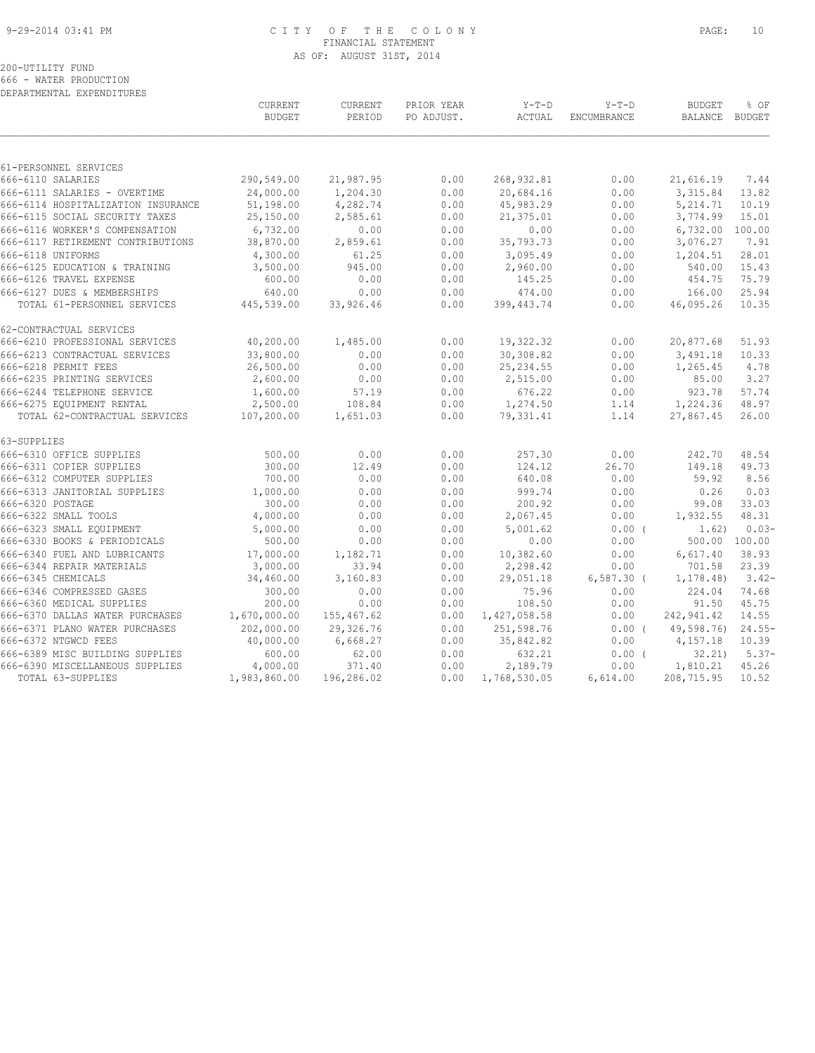CITY OF THE COLONY
FINANCIAL STATEMENT
AS OF: AUGUST 31ST, 2014

200-UTILITY FUND
666 - WATER PRODUCTION
DEPARTMENTAL EXPENDITURES

| | CURRENT BUDGET | CURRENT PERIOD | PRIOR YEAR PO ADJUST. | Y-T-D ACTUAL | Y-T-D ENCUMBRANCE | BUDGET BALANCE | % OF BUDGET |
|---|---|---|---|---|---|---|---|
| **61-PERSONNEL SERVICES** | | | | | | | |
| 666-6110 SALARIES | 290,549.00 | 21,987.95 | 0.00 | 268,932.81 | 0.00 | 21,616.19 | 7.44 |
| 666-6111 SALARIES - OVERTIME | 24,000.00 | 1,204.30 | 0.00 | 20,684.16 | 0.00 | 3,315.84 | 13.82 |
| 666-6114 HOSPITALIZATION INSURANCE | 51,198.00 | 4,282.74 | 0.00 | 45,983.29 | 0.00 | 5,214.71 | 10.19 |
| 666-6115 SOCIAL SECURITY TAXES | 25,150.00 | 2,585.61 | 0.00 | 21,375.01 | 0.00 | 3,774.99 | 15.01 |
| 666-6116 WORKER'S COMPENSATION | 6,732.00 | 0.00 | 0.00 | 0.00 | 0.00 | 6,732.00 | 100.00 |
| 666-6117 RETIREMENT CONTRIBUTIONS | 38,870.00 | 2,859.61 | 0.00 | 35,793.73 | 0.00 | 3,076.27 | 7.91 |
| 666-6118 UNIFORMS | 4,300.00 | 61.25 | 0.00 | 3,095.49 | 0.00 | 1,204.51 | 28.01 |
| 666-6125 EDUCATION & TRAINING | 3,500.00 | 945.00 | 0.00 | 2,960.00 | 0.00 | 540.00 | 15.43 |
| 666-6126 TRAVEL EXPENSE | 600.00 | 0.00 | 0.00 | 145.25 | 0.00 | 454.75 | 75.79 |
| 666-6127 DUES & MEMBERSHIPS | 640.00 | 0.00 | 0.00 | 474.00 | 0.00 | 166.00 | 25.94 |
| TOTAL 61-PERSONNEL SERVICES | 445,539.00 | 33,926.46 | 0.00 | 399,443.74 | 0.00 | 46,095.26 | 10.35 |
| **62-CONTRACTUAL SERVICES** | | | | | | | |
| 666-6210 PROFESSIONAL SERVICES | 40,200.00 | 1,485.00 | 0.00 | 19,322.32 | 0.00 | 20,877.68 | 51.93 |
| 666-6213 CONTRACTUAL SERVICES | 33,800.00 | 0.00 | 0.00 | 30,308.82 | 0.00 | 3,491.18 | 10.33 |
| 666-6218 PERMIT FEES | 26,500.00 | 0.00 | 0.00 | 25,234.55 | 0.00 | 1,265.45 | 4.78 |
| 666-6235 PRINTING SERVICES | 2,600.00 | 0.00 | 0.00 | 2,515.00 | 0.00 | 85.00 | 3.27 |
| 666-6244 TELEPHONE SERVICE | 1,600.00 | 57.19 | 0.00 | 676.22 | 0.00 | 923.78 | 57.74 |
| 666-6275 EQUIPMENT RENTAL | 2,500.00 | 108.84 | 0.00 | 1,274.50 | 1.14 | 1,224.36 | 48.97 |
| TOTAL 62-CONTRACTUAL SERVICES | 107,200.00 | 1,651.03 | 0.00 | 79,331.41 | 1.14 | 27,867.45 | 26.00 |
| **63-SUPPLIES** | | | | | | | |
| 666-6310 OFFICE SUPPLIES | 500.00 | 0.00 | 0.00 | 257.30 | 0.00 | 242.70 | 48.54 |
| 666-6311 COPIER SUPPLIES | 300.00 | 12.49 | 0.00 | 124.12 | 26.70 | 149.18 | 49.73 |
| 666-6312 COMPUTER SUPPLIES | 700.00 | 0.00 | 0.00 | 640.08 | 0.00 | 59.92 | 8.56 |
| 666-6313 JANITORIAL SUPPLIES | 1,000.00 | 0.00 | 0.00 | 999.74 | 0.00 | 0.26 | 0.03 |
| 666-6320 POSTAGE | 300.00 | 0.00 | 0.00 | 200.92 | 0.00 | 99.08 | 33.03 |
| 666-6322 SMALL TOOLS | 4,000.00 | 0.00 | 0.00 | 2,067.45 | 0.00 | 1,932.55 | 48.31 |
| 666-6323 SMALL EQUIPMENT | 5,000.00 | 0.00 | 0.00 | 5,001.62 | 0.00 | ( 1.62) | 0.03- |
| 666-6330 BOOKS & PERIODICALS | 500.00 | 0.00 | 0.00 | 0.00 | 0.00 | 500.00 | 100.00 |
| 666-6340 FUEL AND LUBRICANTS | 17,000.00 | 1,182.71 | 0.00 | 10,382.60 | 0.00 | 6,617.40 | 38.93 |
| 666-6344 REPAIR MATERIALS | 3,000.00 | 33.94 | 0.00 | 2,298.42 | 0.00 | 701.58 | 23.39 |
| 666-6345 CHEMICALS | 34,460.00 | 3,160.83 | 0.00 | 29,051.18 | 6,587.30 | ( 1,178.48) | 3.42- |
| 666-6346 COMPRESSED GASES | 300.00 | 0.00 | 0.00 | 75.96 | 0.00 | 224.04 | 74.68 |
| 666-6360 MEDICAL SUPPLIES | 200.00 | 0.00 | 0.00 | 108.50 | 0.00 | 91.50 | 45.75 |
| 666-6370 DALLAS WATER PURCHASES | 1,670,000.00 | 155,467.62 | 0.00 | 1,427,058.58 | 0.00 | 242,941.42 | 14.55 |
| 666-6371 PLANO WATER PURCHASES | 202,000.00 | 29,326.76 | 0.00 | 251,598.76 | 0.00 | ( 49,598.76) | 24.55- |
| 666-6372 NTGWCD FEES | 40,000.00 | 6,668.27 | 0.00 | 35,842.82 | 0.00 | 4,157.18 | 10.39 |
| 666-6389 MISC BUILDING SUPPLIES | 600.00 | 62.00 | 0.00 | 632.21 | 0.00 | ( 32.21) | 5.37- |
| 666-6390 MISCELLANEOUS SUPPLIES | 4,000.00 | 371.40 | 0.00 | 2,189.79 | 0.00 | 1,810.21 | 45.26 |
| TOTAL 63-SUPPLIES | 1,983,860.00 | 196,286.02 | 0.00 | 1,768,530.05 | 6,614.00 | 208,715.95 | 10.52 |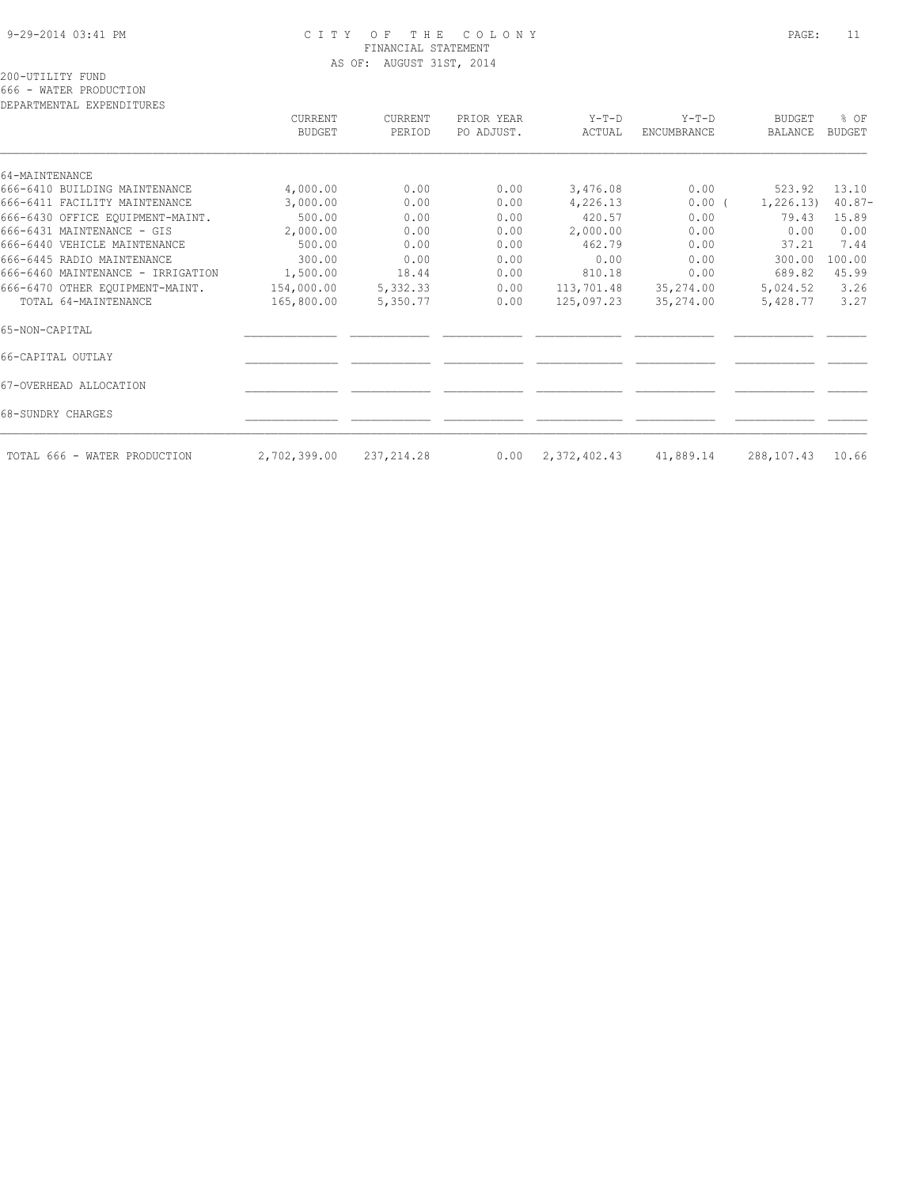CITY OF THE COLONY
FINANCIAL STATEMENT
AS OF: AUGUST 31ST, 2014

200-UTILITY FUND
666 - WATER PRODUCTION
DEPARTMENTAL EXPENDITURES

| | CURRENT BUDGET | CURRENT PERIOD | PRIOR YEAR PO ADJUST. | Y-T-D ACTUAL | Y-T-D ENCUMBRANCE | BUDGET BALANCE | % OF BUDGET |
|---|---|---|---|---|---|---|---|
| 64-MAINTENANCE | | | | | | | |
| 666-6410 BUILDING MAINTENANCE | 4,000.00 | 0.00 | 0.00 | 3,476.08 | 0.00 | 523.92 | 13.10 |
| 666-6411 FACILITY MAINTENANCE | 3,000.00 | 0.00 | 0.00 | 4,226.13 | 0.00 | ( 1,226.13) | 40.87- |
| 666-6430 OFFICE EQUIPMENT-MAINT. | 500.00 | 0.00 | 0.00 | 420.57 | 0.00 | 79.43 | 15.89 |
| 666-6431 MAINTENANCE - GIS | 2,000.00 | 0.00 | 0.00 | 2,000.00 | 0.00 | 0.00 | 0.00 |
| 666-6440 VEHICLE MAINTENANCE | 500.00 | 0.00 | 0.00 | 462.79 | 0.00 | 37.21 | 7.44 |
| 666-6445 RADIO MAINTENANCE | 300.00 | 0.00 | 0.00 | 0.00 | 0.00 | 300.00 | 100.00 |
| 666-6460 MAINTENANCE - IRRIGATION | 1,500.00 | 18.44 | 0.00 | 810.18 | 0.00 | 689.82 | 45.99 |
| 666-6470 OTHER EQUIPMENT-MAINT. | 154,000.00 | 5,332.33 | 0.00 | 113,701.48 | 35,274.00 | 5,024.52 | 3.26 |
| TOTAL 64-MAINTENANCE | 165,800.00 | 5,350.77 | 0.00 | 125,097.23 | 35,274.00 | 5,428.77 | 3.27 |
| 65-NON-CAPITAL | | | | | | | |
| 66-CAPITAL OUTLAY | | | | | | | |
| 67-OVERHEAD ALLOCATION | | | | | | | |
| 68-SUNDRY CHARGES | | | | | | | |
| TOTAL 666 - WATER PRODUCTION | 2,702,399.00 | 237,214.28 | 0.00 | 2,372,402.43 | 41,889.14 | 288,107.43 | 10.66 |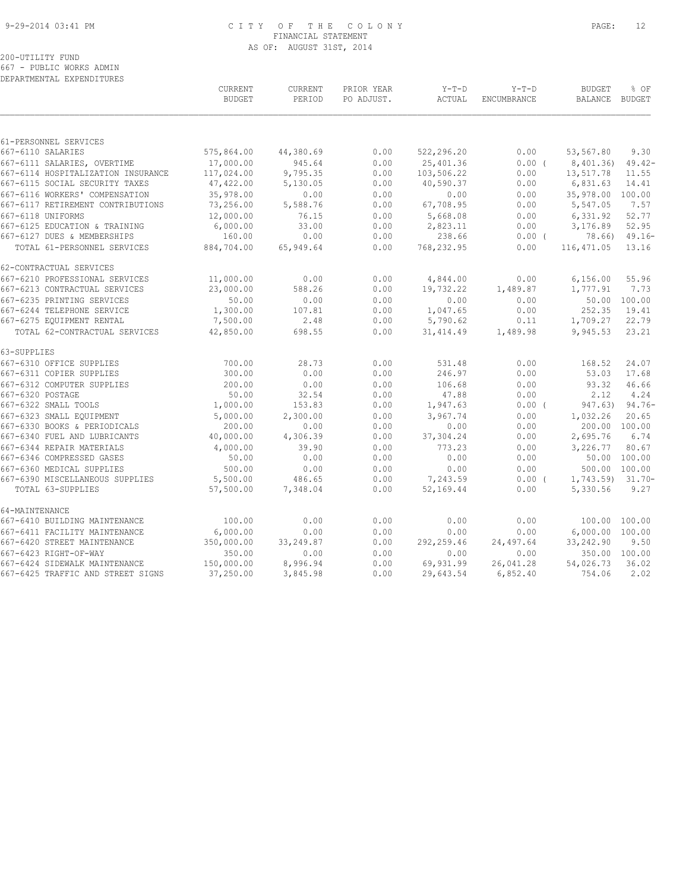CITY OF THE COLONY
FINANCIAL STATEMENT
AS OF: AUGUST 31ST, 2014

200-UTILITY FUND
667 - PUBLIC WORKS ADMIN
DEPARTMENTAL EXPENDITURES

| | CURRENT BUDGET | CURRENT PERIOD | PRIOR YEAR PO ADJUST. | Y-T-D ACTUAL | Y-T-D ENCUMBRANCE | BUDGET BALANCE | % OF BUDGET |
|---|---|---|---|---|---|---|---|
| 61-PERSONNEL SERVICES | | | | | | | |
| 667-6110 SALARIES | 575,864.00 | 44,380.69 | 0.00 | 522,296.20 | 0.00 | 53,567.80 | 9.30 |
| 667-6111 SALARIES, OVERTIME | 17,000.00 | 945.64 | 0.00 | 25,401.36 | 0.00 ( | 8,401.36) | 49.42- |
| 667-6114 HOSPITALIZATION INSURANCE | 117,024.00 | 9,795.35 | 0.00 | 103,506.22 | 0.00 | 13,517.78 | 11.55 |
| 667-6115 SOCIAL SECURITY TAXES | 47,422.00 | 5,130.05 | 0.00 | 40,590.37 | 0.00 | 6,831.63 | 14.41 |
| 667-6116 WORKERS' COMPENSATION | 35,978.00 | 0.00 | 0.00 | 0.00 | 0.00 | 35,978.00 | 100.00 |
| 667-6117 RETIREMENT CONTRIBUTIONS | 73,256.00 | 5,588.76 | 0.00 | 67,708.95 | 0.00 | 5,547.05 | 7.57 |
| 667-6118 UNIFORMS | 12,000.00 | 76.15 | 0.00 | 5,668.08 | 0.00 | 6,331.92 | 52.77 |
| 667-6125 EDUCATION & TRAINING | 6,000.00 | 33.00 | 0.00 | 2,823.11 | 0.00 | 3,176.89 | 52.95 |
| 667-6127 DUES & MEMBERSHIPS | 160.00 | 0.00 | 0.00 | 238.66 | 0.00 ( | 78.66) | 49.16- |
| TOTAL 61-PERSONNEL SERVICES | 884,704.00 | 65,949.64 | 0.00 | 768,232.95 | 0.00 | 116,471.05 | 13.16 |
| 62-CONTRACTUAL SERVICES | | | | | | | |
| 667-6210 PROFESSIONAL SERVICES | 11,000.00 | 0.00 | 0.00 | 4,844.00 | 0.00 | 6,156.00 | 55.96 |
| 667-6213 CONTRACTUAL SERVICES | 23,000.00 | 588.26 | 0.00 | 19,732.22 | 1,489.87 | 1,777.91 | 7.73 |
| 667-6235 PRINTING SERVICES | 50.00 | 0.00 | 0.00 | 0.00 | 0.00 | 50.00 | 100.00 |
| 667-6244 TELEPHONE SERVICE | 1,300.00 | 107.81 | 0.00 | 1,047.65 | 0.00 | 252.35 | 19.41 |
| 667-6275 EQUIPMENT RENTAL | 7,500.00 | 2.48 | 0.00 | 5,790.62 | 0.11 | 1,709.27 | 22.79 |
| TOTAL 62-CONTRACTUAL SERVICES | 42,850.00 | 698.55 | 0.00 | 31,414.49 | 1,489.98 | 9,945.53 | 23.21 |
| 63-SUPPLIES | | | | | | | |
| 667-6310 OFFICE SUPPLIES | 700.00 | 28.73 | 0.00 | 531.48 | 0.00 | 168.52 | 24.07 |
| 667-6311 COPIER SUPPLIES | 300.00 | 0.00 | 0.00 | 246.97 | 0.00 | 53.03 | 17.68 |
| 667-6312 COMPUTER SUPPLIES | 200.00 | 0.00 | 0.00 | 106.68 | 0.00 | 93.32 | 46.66 |
| 667-6320 POSTAGE | 50.00 | 32.54 | 0.00 | 47.88 | 0.00 | 2.12 | 4.24 |
| 667-6322 SMALL TOOLS | 1,000.00 | 153.83 | 0.00 | 1,947.63 | 0.00 ( | 947.63) | 94.76- |
| 667-6323 SMALL EQUIPMENT | 5,000.00 | 2,300.00 | 0.00 | 3,967.74 | 0.00 | 1,032.26 | 20.65 |
| 667-6330 BOOKS & PERIODICALS | 200.00 | 0.00 | 0.00 | 0.00 | 0.00 | 200.00 | 100.00 |
| 667-6340 FUEL AND LUBRICANTS | 40,000.00 | 4,306.39 | 0.00 | 37,304.24 | 0.00 | 2,695.76 | 6.74 |
| 667-6344 REPAIR MATERIALS | 4,000.00 | 39.90 | 0.00 | 773.23 | 0.00 | 3,226.77 | 80.67 |
| 667-6346 COMPRESSED GASES | 50.00 | 0.00 | 0.00 | 0.00 | 0.00 | 50.00 | 100.00 |
| 667-6360 MEDICAL SUPPLIES | 500.00 | 0.00 | 0.00 | 0.00 | 0.00 | 500.00 | 100.00 |
| 667-6390 MISCELLANEOUS SUPPLIES | 5,500.00 | 486.65 | 0.00 | 7,243.59 | 0.00 ( | 1,743.59) | 31.70- |
| TOTAL 63-SUPPLIES | 57,500.00 | 7,348.04 | 0.00 | 52,169.44 | 0.00 | 5,330.56 | 9.27 |
| 64-MAINTENANCE | | | | | | | |
| 667-6410 BUILDING MAINTENANCE | 100.00 | 0.00 | 0.00 | 0.00 | 0.00 | 100.00 | 100.00 |
| 667-6411 FACILITY MAINTENANCE | 6,000.00 | 0.00 | 0.00 | 0.00 | 0.00 | 6,000.00 | 100.00 |
| 667-6420 STREET MAINTENANCE | 350,000.00 | 33,249.87 | 0.00 | 292,259.46 | 24,497.64 | 33,242.90 | 9.50 |
| 667-6423 RIGHT-OF-WAY | 350.00 | 0.00 | 0.00 | 0.00 | 0.00 | 350.00 | 100.00 |
| 667-6424 SIDEWALK MAINTENANCE | 150,000.00 | 8,996.94 | 0.00 | 69,931.99 | 26,041.28 | 54,026.73 | 36.02 |
| 667-6425 TRAFFIC AND STREET SIGNS | 37,250.00 | 3,845.98 | 0.00 | 29,643.54 | 6,852.40 | 754.06 | 2.02 |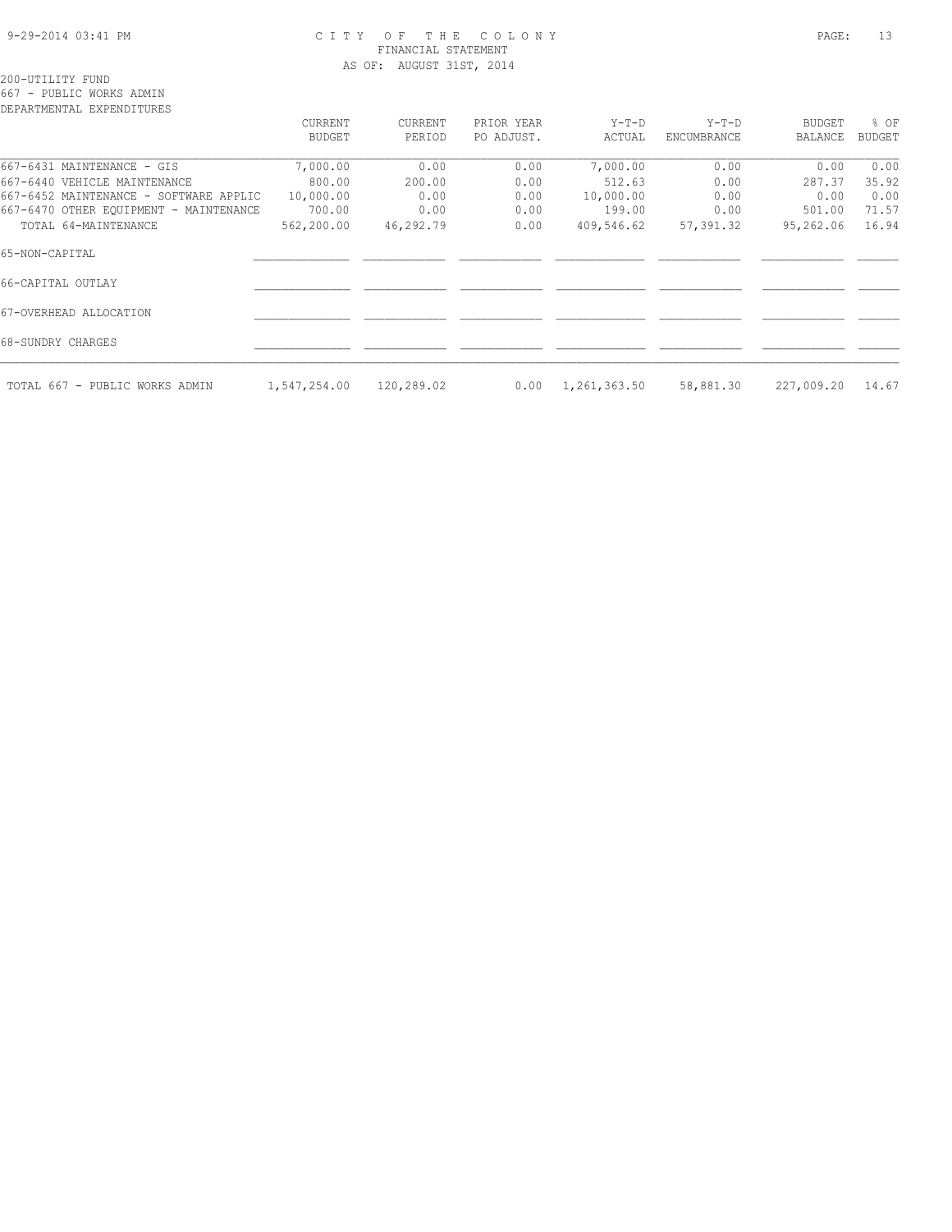CITY OF THE COLONY
FINANCIAL STATEMENT
AS OF: AUGUST 31ST, 2014

200-UTILITY FUND
667 - PUBLIC WORKS ADMIN
DEPARTMENTAL EXPENDITURES

| | CURRENT BUDGET | CURRENT PERIOD | PRIOR YEAR PO ADJUST. | Y-T-D ACTUAL | Y-T-D ENCUMBRANCE | BUDGET BALANCE | % OF BUDGET |
|---|---|---|---|---|---|---|---|
| 667-6431 MAINTENANCE - GIS | 7,000.00 | 0.00 | 0.00 | 7,000.00 | 0.00 | 0.00 | 0.00 |
| 667-6440 VEHICLE MAINTENANCE | 800.00 | 200.00 | 0.00 | 512.63 | 0.00 | 287.37 | 35.92 |
| 667-6452 MAINTENANCE - SOFTWARE APPLIC | 10,000.00 | 0.00 | 0.00 | 10,000.00 | 0.00 | 0.00 | 0.00 |
| 667-6470 OTHER EQUIPMENT - MAINTENANCE | 700.00 | 0.00 | 0.00 | 199.00 | 0.00 | 501.00 | 71.57 |
| TOTAL 64-MAINTENANCE | 562,200.00 | 46,292.79 | 0.00 | 409,546.62 | 57,391.32 | 95,262.06 | 16.94 |
| 65-NON-CAPITAL | | | | | | | |
| 66-CAPITAL OUTLAY | | | | | | | |
| 67-OVERHEAD ALLOCATION | | | | | | | |
| 68-SUNDRY CHARGES | | | | | | | |
| TOTAL 667 - PUBLIC WORKS ADMIN | 1,547,254.00 | 120,289.02 | 0.00 | 1,261,363.50 | 58,881.30 | 227,009.20 | 14.67 |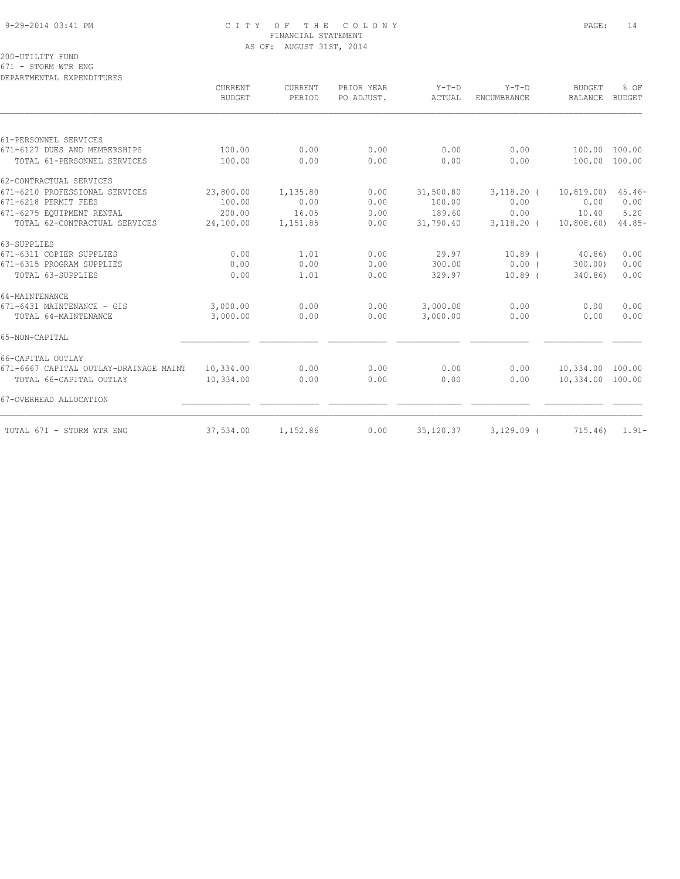CITY OF THE COLONY
FINANCIAL STATEMENT
AS OF: AUGUST 31ST, 2014

200-UTILITY FUND
671 - STORM WTR ENG
DEPARTMENTAL EXPENDITURES

| | CURRENT BUDGET | CURRENT PERIOD | PRIOR YEAR PO ADJUST. | Y-T-D ACTUAL | Y-T-D ENCUMBRANCE | BUDGET BALANCE | % OF BUDGET |
|---|---|---|---|---|---|---|---|
| 61-PERSONNEL SERVICES | | | | | | | |
| 671-6127 DUES AND MEMBERSHIPS | 100.00 | 0.00 | 0.00 | 0.00 | 0.00 | 100.00 | 100.00 |
| TOTAL 61-PERSONNEL SERVICES | 100.00 | 0.00 | 0.00 | 0.00 | 0.00 | 100.00 | 100.00 |
| 62-CONTRACTUAL SERVICES | | | | | | | |
| 671-6210 PROFESSIONAL SERVICES | 23,800.00 | 1,135.80 | 0.00 | 31,500.80 | 3,118.20 | ( 10,819.00) | 45.46- |
| 671-6218 PERMIT FEES | 100.00 | 0.00 | 0.00 | 100.00 | 0.00 | 0.00 | 0.00 |
| 671-6275 EQUIPMENT RENTAL | 200.00 | 16.05 | 0.00 | 189.60 | 0.00 | 10.40 | 5.20 |
| TOTAL 62-CONTRACTUAL SERVICES | 24,100.00 | 1,151.85 | 0.00 | 31,790.40 | 3,118.20 | ( 10,808.60) | 44.85- |
| 63-SUPPLIES | | | | | | | |
| 671-6311 COPIER SUPPLIES | 0.00 | 1.01 | 0.00 | 29.97 | 10.89 | ( 40.86) | 0.00 |
| 671-6315 PROGRAM SUPPLIES | 0.00 | 0.00 | 0.00 | 300.00 | 0.00 | ( 300.00) | 0.00 |
| TOTAL 63-SUPPLIES | 0.00 | 1.01 | 0.00 | 329.97 | 10.89 | ( 340.86) | 0.00 |
| 64-MAINTENANCE | | | | | | | |
| 671-6431 MAINTENANCE - GIS | 3,000.00 | 0.00 | 0.00 | 3,000.00 | 0.00 | 0.00 | 0.00 |
| TOTAL 64-MAINTENANCE | 3,000.00 | 0.00 | 0.00 | 3,000.00 | 0.00 | 0.00 | 0.00 |
| 65-NON-CAPITAL | | | | | | | |
| 66-CAPITAL OUTLAY | | | | | | | |
| 671-6667 CAPITAL OUTLAY-DRAINAGE MAINT | 10,334.00 | 0.00 | 0.00 | 0.00 | 0.00 | 10,334.00 | 100.00 |
| TOTAL 66-CAPITAL OUTLAY | 10,334.00 | 0.00 | 0.00 | 0.00 | 0.00 | 10,334.00 | 100.00 |
| 67-OVERHEAD ALLOCATION | | | | | | | |
| TOTAL 671 - STORM WTR ENG | 37,534.00 | 1,152.86 | 0.00 | 35,120.37 | 3,129.09 | ( 715.46) | 1.91- |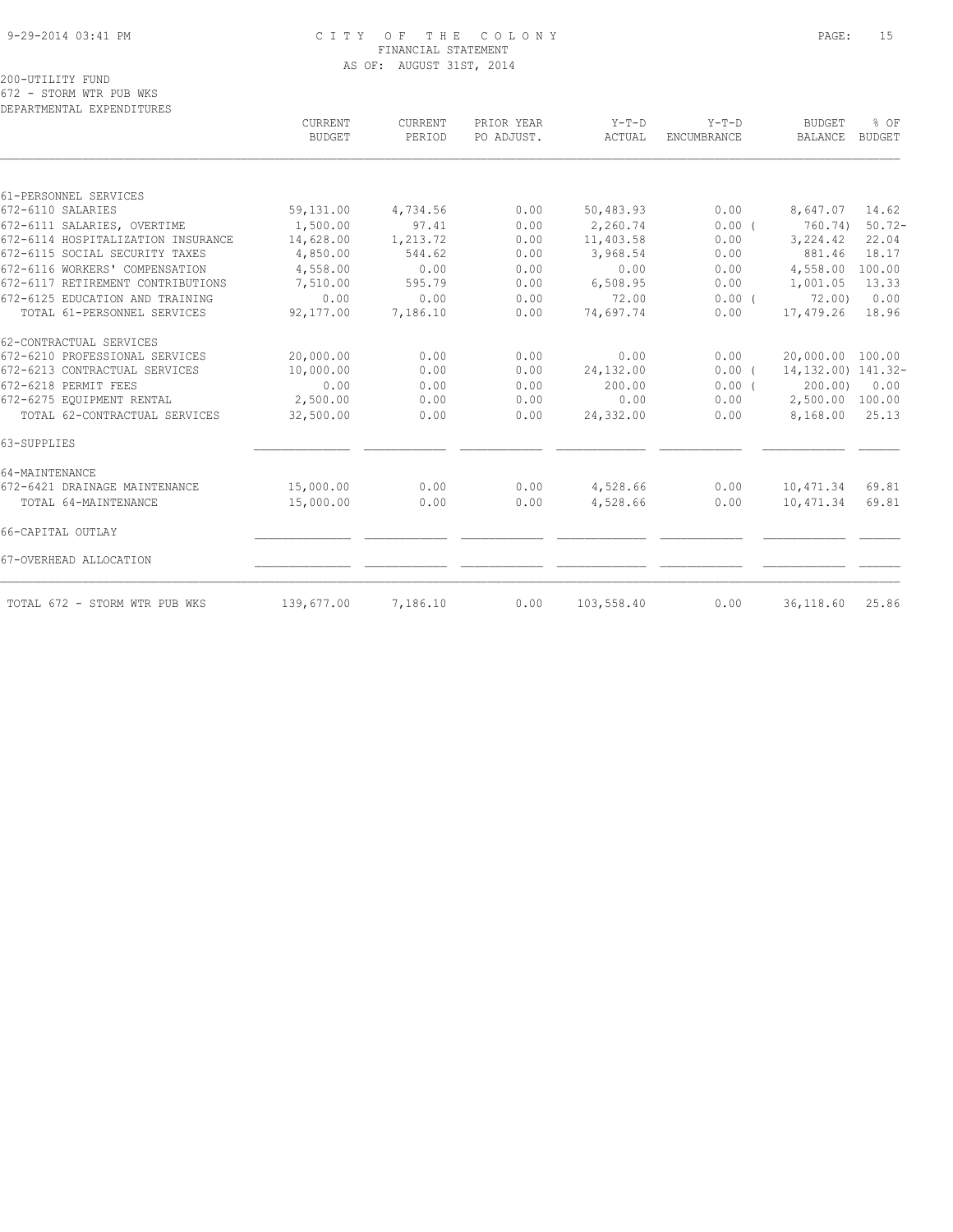# CITY OF THE COLONY
## FINANCIAL STATEMENT
### AS OF: AUGUST 31ST, 2014

200-UTILITY FUND
672 - STORM WTR PUB WKS
DEPARTMENTAL EXPENDITURES

| | CURRENT BUDGET | CURRENT PERIOD | PRIOR YEAR PO ADJUST. | Y-T-D ACTUAL | Y-T-D ENCUMBRANCE | BUDGET BALANCE | % OF BUDGET |
|---|---|---|---|---|---|---|---|
| 61-PERSONNEL SERVICES | | | | | | | |
| 672-6110 SALARIES | 59,131.00 | 4,734.56 | 0.00 | 50,483.93 | 0.00 | 8,647.07 | 14.62 |
| 672-6111 SALARIES, OVERTIME | 1,500.00 | 97.41 | 0.00 | 2,260.74 | 0.00 | ( 760.74) | 50.72- |
| 672-6114 HOSPITALIZATION INSURANCE | 14,628.00 | 1,213.72 | 0.00 | 11,403.58 | 0.00 | 3,224.42 | 22.04 |
| 672-6115 SOCIAL SECURITY TAXES | 4,850.00 | 544.62 | 0.00 | 3,968.54 | 0.00 | 881.46 | 18.17 |
| 672-6116 WORKERS' COMPENSATION | 4,558.00 | 0.00 | 0.00 | 0.00 | 0.00 | 4,558.00 | 100.00 |
| 672-6117 RETIREMENT CONTRIBUTIONS | 7,510.00 | 595.79 | 0.00 | 6,508.95 | 0.00 | 1,001.05 | 13.33 |
| 672-6125 EDUCATION AND TRAINING | 0.00 | 0.00 | 0.00 | 72.00 | 0.00 | ( 72.00) | 0.00 |
| TOTAL 61-PERSONNEL SERVICES | 92,177.00 | 7,186.10 | 0.00 | 74,697.74 | 0.00 | 17,479.26 | 18.96 |
| 62-CONTRACTUAL SERVICES | | | | | | | |
| 672-6210 PROFESSIONAL SERVICES | 20,000.00 | 0.00 | 0.00 | 0.00 | 0.00 | 20,000.00 | 100.00 |
| 672-6213 CONTRACTUAL SERVICES | 10,000.00 | 0.00 | 0.00 | 24,132.00 | 0.00 | ( 14,132.00) | 141.32- |
| 672-6218 PERMIT FEES | 0.00 | 0.00 | 0.00 | 200.00 | 0.00 | ( 200.00) | 0.00 |
| 672-6275 EQUIPMENT RENTAL | 2,500.00 | 0.00 | 0.00 | 0.00 | 0.00 | 2,500.00 | 100.00 |
| TOTAL 62-CONTRACTUAL SERVICES | 32,500.00 | 0.00 | 0.00 | 24,332.00 | 0.00 | 8,168.00 | 25.13 |
| 63-SUPPLIES | | | | | | | |
| 64-MAINTENANCE | | | | | | | |
| 672-6421 DRAINAGE MAINTENANCE | 15,000.00 | 0.00 | 0.00 | 4,528.66 | 0.00 | 10,471.34 | 69.81 |
| TOTAL 64-MAINTENANCE | 15,000.00 | 0.00 | 0.00 | 4,528.66 | 0.00 | 10,471.34 | 69.81 |
| 66-CAPITAL OUTLAY | | | | | | | |
| 67-OVERHEAD ALLOCATION | | | | | | | |
| TOTAL 672 - STORM WTR PUB WKS | 139,677.00 | 7,186.10 | 0.00 | 103,558.40 | 0.00 | 36,118.60 | 25.86 |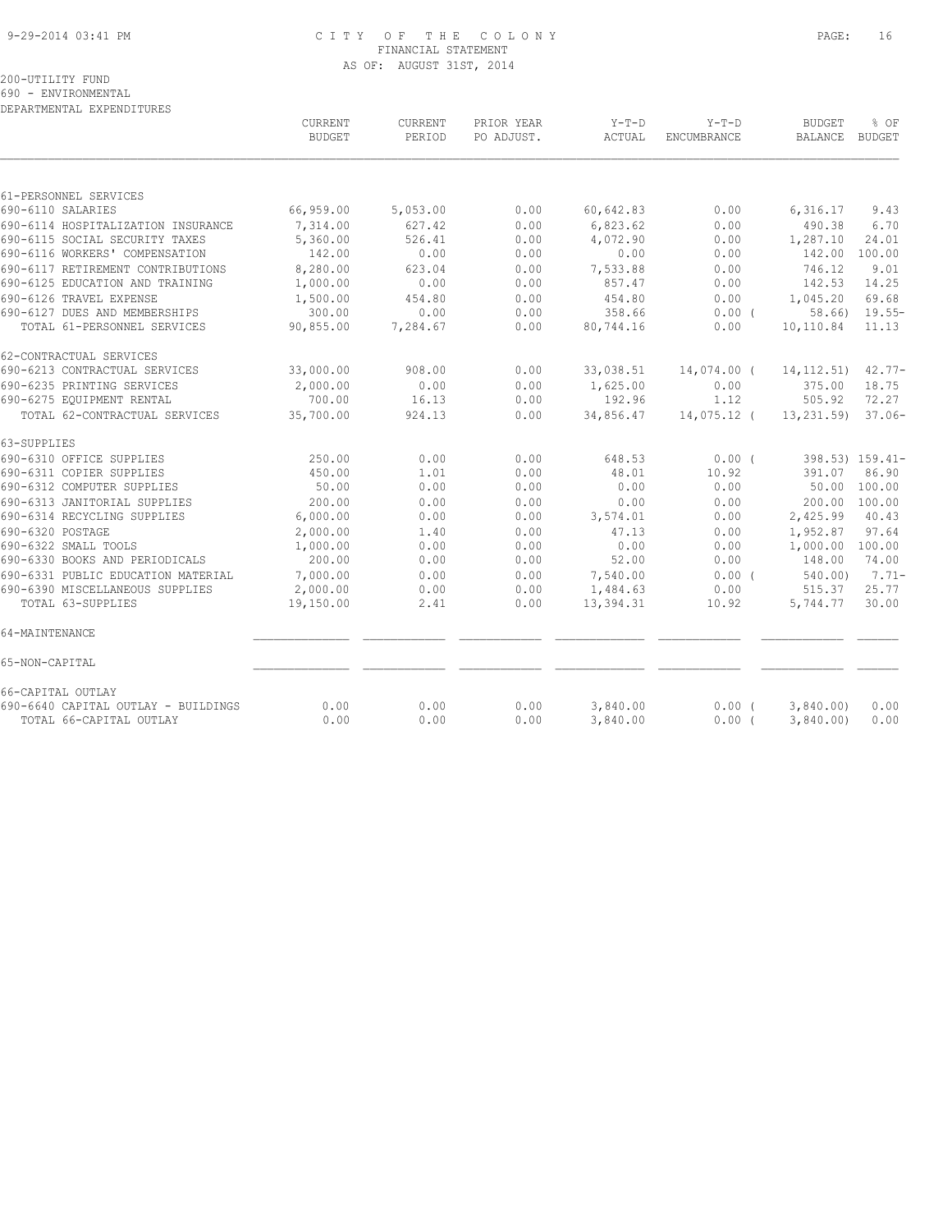CITY OF THE COLONY
FINANCIAL STATEMENT
AS OF: AUGUST 31ST, 2014

200-UTILITY FUND
690 - ENVIRONMENTAL
DEPARTMENTAL EXPENDITURES

| | CURRENT BUDGET | CURRENT PERIOD | PRIOR YEAR PO ADJUST. | Y-T-D ACTUAL | Y-T-D ENCUMBRANCE | BUDGET BALANCE | % OF BUDGET |
|---|---|---|---|---|---|---|---|
| 61-PERSONNEL SERVICES | | | | | | | |
| 690-6110 SALARIES | 66,959.00 | 5,053.00 | 0.00 | 60,642.83 | 0.00 | 6,316.17 | 9.43 |
| 690-6114 HOSPITALIZATION INSURANCE | 7,314.00 | 627.42 | 0.00 | 6,823.62 | 0.00 | 490.38 | 6.70 |
| 690-6115 SOCIAL SECURITY TAXES | 5,360.00 | 526.41 | 0.00 | 4,072.90 | 0.00 | 1,287.10 | 24.01 |
| 690-6116 WORKERS' COMPENSATION | 142.00 | 0.00 | 0.00 | 0.00 | 0.00 | 142.00 | 100.00 |
| 690-6117 RETIREMENT CONTRIBUTIONS | 8,280.00 | 623.04 | 0.00 | 7,533.88 | 0.00 | 746.12 | 9.01 |
| 690-6125 EDUCATION AND TRAINING | 1,000.00 | 0.00 | 0.00 | 857.47 | 0.00 | 142.53 | 14.25 |
| 690-6126 TRAVEL EXPENSE | 1,500.00 | 454.80 | 0.00 | 454.80 | 0.00 | 1,045.20 | 69.68 |
| 690-6127 DUES AND MEMBERSHIPS | 300.00 | 0.00 | 0.00 | 358.66 | 0.00 ( | 58.66) | 19.55- |
| TOTAL 61-PERSONNEL SERVICES | 90,855.00 | 7,284.67 | 0.00 | 80,744.16 | 0.00 | 10,110.84 | 11.13 |
| 62-CONTRACTUAL SERVICES | | | | | | | |
| 690-6213 CONTRACTUAL SERVICES | 33,000.00 | 908.00 | 0.00 | 33,038.51 | 14,074.00 ( | 14,112.51) | 42.77- |
| 690-6235 PRINTING SERVICES | 2,000.00 | 0.00 | 0.00 | 1,625.00 | 0.00 | 375.00 | 18.75 |
| 690-6275 EQUIPMENT RENTAL | 700.00 | 16.13 | 0.00 | 192.96 | 1.12 | 505.92 | 72.27 |
| TOTAL 62-CONTRACTUAL SERVICES | 35,700.00 | 924.13 | 0.00 | 34,856.47 | 14,075.12 ( | 13,231.59) | 37.06- |
| 63-SUPPLIES | | | | | | | |
| 690-6310 OFFICE SUPPLIES | 250.00 | 0.00 | 0.00 | 648.53 | 0.00 ( | 398.53) | 159.41- |
| 690-6311 COPIER SUPPLIES | 450.00 | 1.01 | 0.00 | 48.01 | 10.92 | 391.07 | 86.90 |
| 690-6312 COMPUTER SUPPLIES | 50.00 | 0.00 | 0.00 | 0.00 | 0.00 | 50.00 | 100.00 |
| 690-6313 JANITORIAL SUPPLIES | 200.00 | 0.00 | 0.00 | 0.00 | 0.00 | 200.00 | 100.00 |
| 690-6314 RECYCLING SUPPLIES | 6,000.00 | 0.00 | 0.00 | 3,574.01 | 0.00 | 2,425.99 | 40.43 |
| 690-6320 POSTAGE | 2,000.00 | 1.40 | 0.00 | 47.13 | 0.00 | 1,952.87 | 97.64 |
| 690-6322 SMALL TOOLS | 1,000.00 | 0.00 | 0.00 | 0.00 | 0.00 | 1,000.00 | 100.00 |
| 690-6330 BOOKS AND PERIODICALS | 200.00 | 0.00 | 0.00 | 52.00 | 0.00 | 148.00 | 74.00 |
| 690-6331 PUBLIC EDUCATION MATERIAL | 7,000.00 | 0.00 | 0.00 | 7,540.00 | 0.00 ( | 540.00) | 7.71- |
| 690-6390 MISCELLANEOUS SUPPLIES | 2,000.00 | 0.00 | 0.00 | 1,484.63 | 0.00 | 515.37 | 25.77 |
| TOTAL 63-SUPPLIES | 19,150.00 | 2.41 | 0.00 | 13,394.31 | 10.92 | 5,744.77 | 30.00 |
| 64-MAINTENANCE | | | | | | | |
| 65-NON-CAPITAL | | | | | | | |
| 66-CAPITAL OUTLAY | | | | | | | |
| 690-6640 CAPITAL OUTLAY - BUILDINGS | 0.00 | 0.00 | 0.00 | 3,840.00 | 0.00 ( | 3,840.00) | 0.00 |
| TOTAL 66-CAPITAL OUTLAY | 0.00 | 0.00 | 0.00 | 3,840.00 | 0.00 ( | 3,840.00) | 0.00 |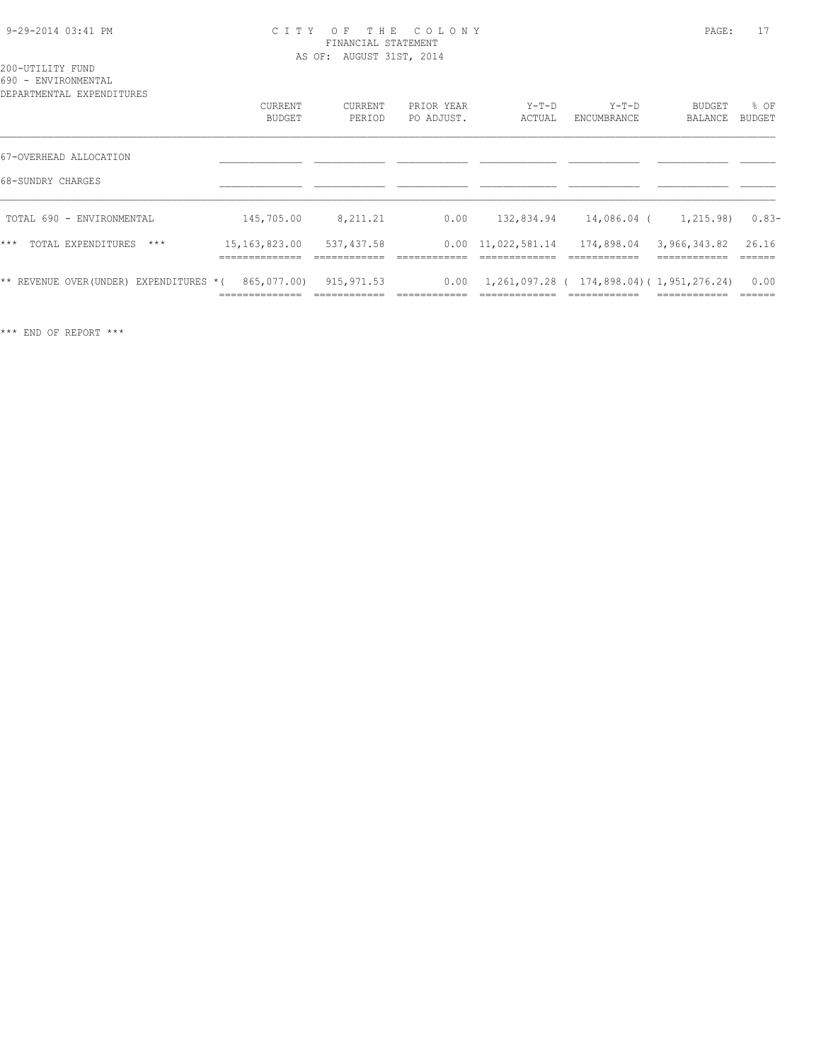CITY OF THE COLONY
FINANCIAL STATEMENT
AS OF: AUGUST 31ST, 2014

200-UTILITY FUND
690 - ENVIRONMENTAL
DEPARTMENTAL EXPENDITURES

| | CURRENT BUDGET | CURRENT PERIOD | PRIOR YEAR PO ADJUST. | Y-T-D ACTUAL | Y-T-D ENCUMBRANCE | BUDGET BALANCE | % OF BUDGET |
|---|---|---|---|---|---|---|---|
| 67-OVERHEAD ALLOCATION | | | | | | | |
| 68-SUNDRY CHARGES | | | | | | | |
| TOTAL 690 - ENVIRONMENTAL | 145,705.00 | 8,211.21 | 0.00 | 132,834.94 | 14,086.04 | ( 1,215.98) | 0.83- |
| *** TOTAL EXPENDITURES *** | 15,163,823.00 | 537,437.58 | 0.00 | 11,022,581.14 | 174,898.04 | 3,966,343.82 | 26.16 |
| ** REVENUE OVER(UNDER) EXPENDITURES * | ( 865,077.00) | 915,971.53 | 0.00 | 1,261,097.28 | ( 174,898.04) | ( 1,951,276.24) | 0.00 |

*** END OF REPORT ***